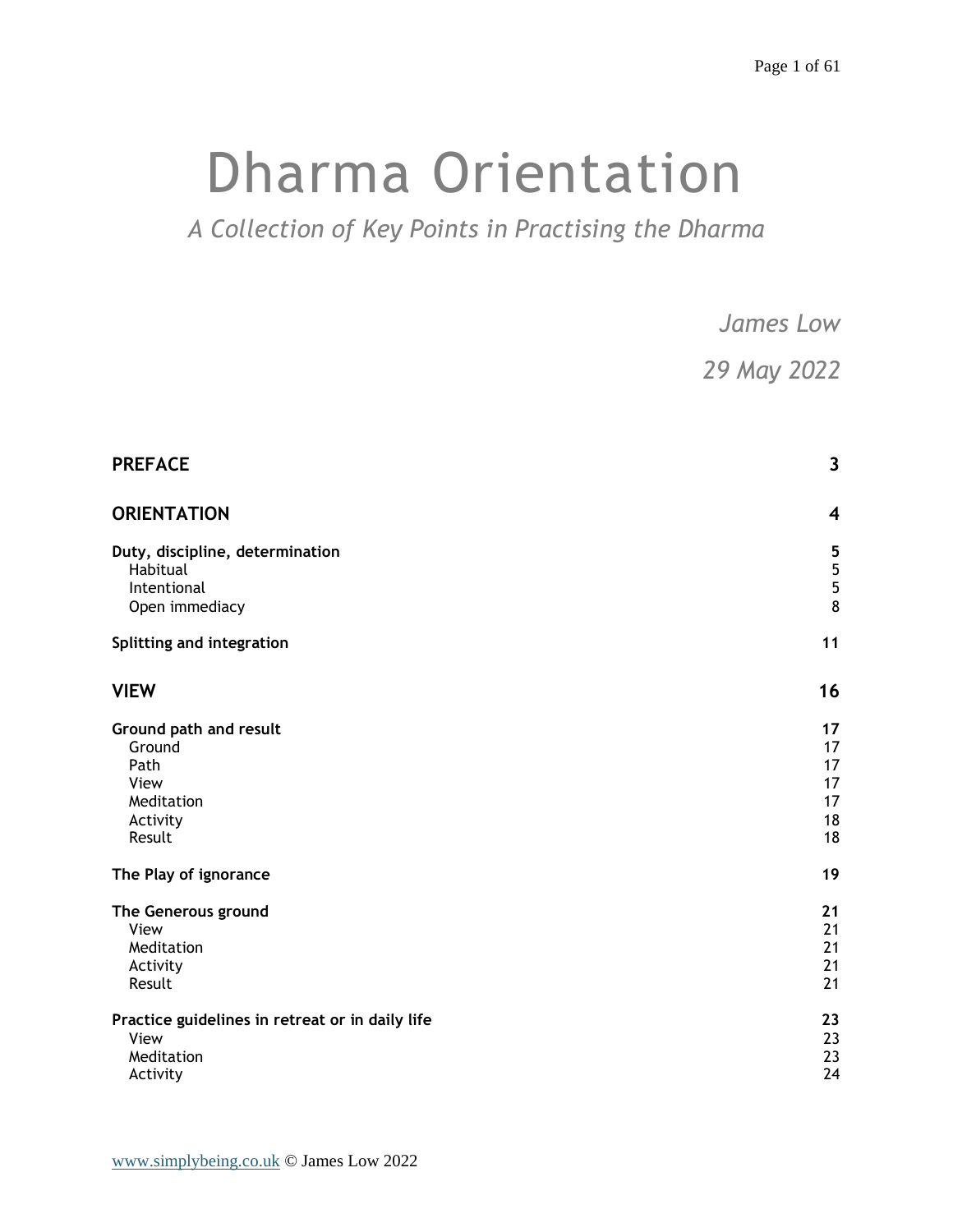# Dharma Orientation

*A Collection of Key Points in Practising the Dharma*

*James Low*

*29 May 2022*

| | |
|---|---|
| **PREFACE** | **3** |
| **ORIENTATION** | **4** |
| **Duty, discipline, determination** | **5** |
| Habitual | 5 |
| Intentional | 5 |
| Open immediacy | 8 |
| **Splitting and integration** | **11** |
| **VIEW** | **16** |
| **Ground path and result** | **17** |
| Ground | 17 |
| Path | 17 |
| View | 17 |
| Meditation | 17 |
| Activity | 18 |
| Result | 18 |
| **The Play of ignorance** | **19** |
| **The Generous ground** | **21** |
| View | 21 |
| Meditation | 21 |
| Activity | 21 |
| Result | 21 |
| **Practice guidelines in retreat or in daily life** | **23** |
| View | 23 |
| Meditation | 23 |
| Activity | 24 |

www.simplybeing.co.uk © James Low 2022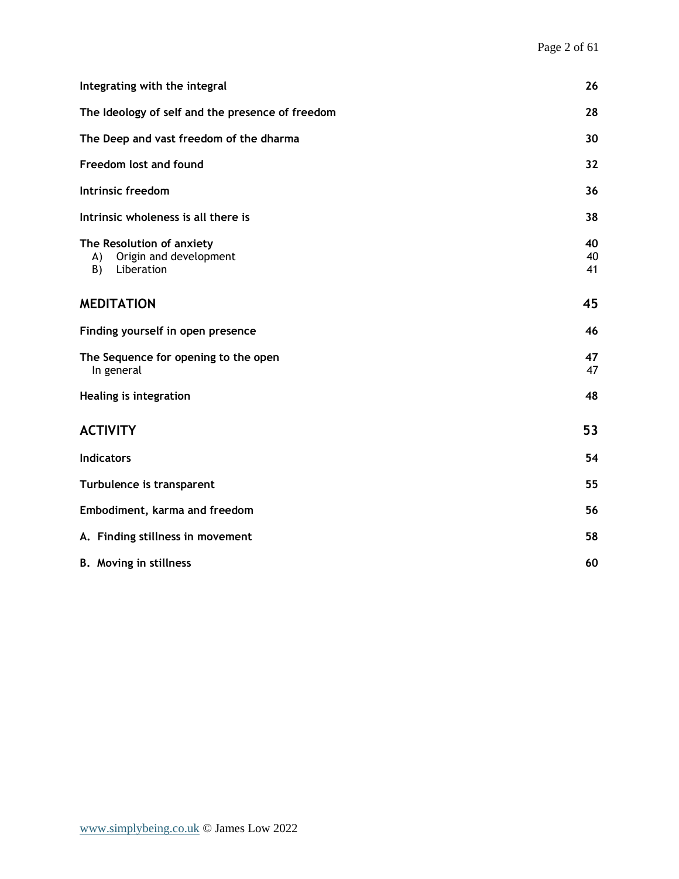| | |
|---|---|
| **Integrating with the integral** | **26** |
| **The Ideology of self and the presence of freedom** | **28** |
| **The Deep and vast freedom of the dharma** | **30** |
| **Freedom lost and found** | **32** |
| **Intrinsic freedom** | **36** |
| **Intrinsic wholeness is all there is** | **38** |
| **The Resolution of anxiety** | **40** |
| A) Origin and development | 40 |
| B) Liberation | 41 |
| **MEDITATION** | **45** |
| **Finding yourself in open presence** | **46** |
| **The Sequence for opening to the open** | **47** |
| In general | 47 |
| **Healing is integration** | **48** |
| **ACTIVITY** | **53** |
| **Indicators** | **54** |
| **Turbulence is transparent** | **55** |
| **Embodiment, karma and freedom** | **56** |
| **A. Finding stillness in movement** | **58** |
| **B. Moving in stillness** | **60** |

www.simplybeing.co.uk © James Low 2022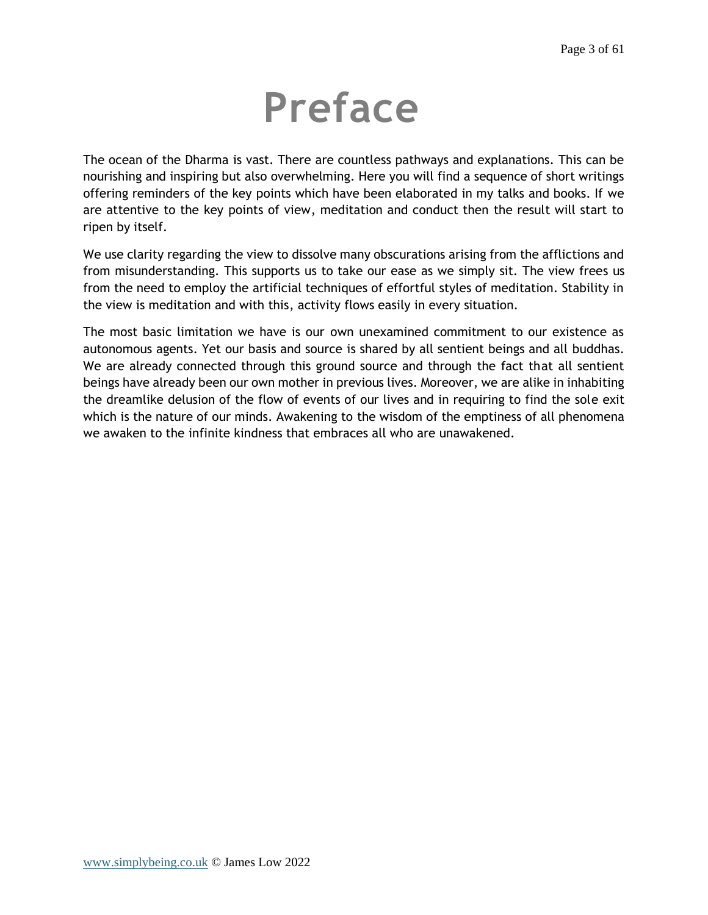# Preface

The ocean of the Dharma is vast. There are countless pathways and explanations. This can be nourishing and inspiring but also overwhelming. Here you will find a sequence of short writings offering reminders of the key points which have been elaborated in my talks and books. If we are attentive to the key points of view, meditation and conduct then the result will start to ripen by itself.

We use clarity regarding the view to dissolve many obscurations arising from the afflictions and from misunderstanding. This supports us to take our ease as we simply sit. The view frees us from the need to employ the artificial techniques of effortful styles of meditation. Stability in the view is meditation and with this, activity flows easily in every situation.

The most basic limitation we have is our own unexamined commitment to our existence as autonomous agents. Yet our basis and source is shared by all sentient beings and all buddhas. We are already connected through this ground source and through the fact that all sentient beings have already been our own mother in previous lives. Moreover, we are alike in inhabiting the dreamlike delusion of the flow of events of our lives and in requiring to find the sole exit which is the nature of our minds. Awakening to the wisdom of the emptiness of all phenomena we awaken to the infinite kindness that embraces all who are unawakened.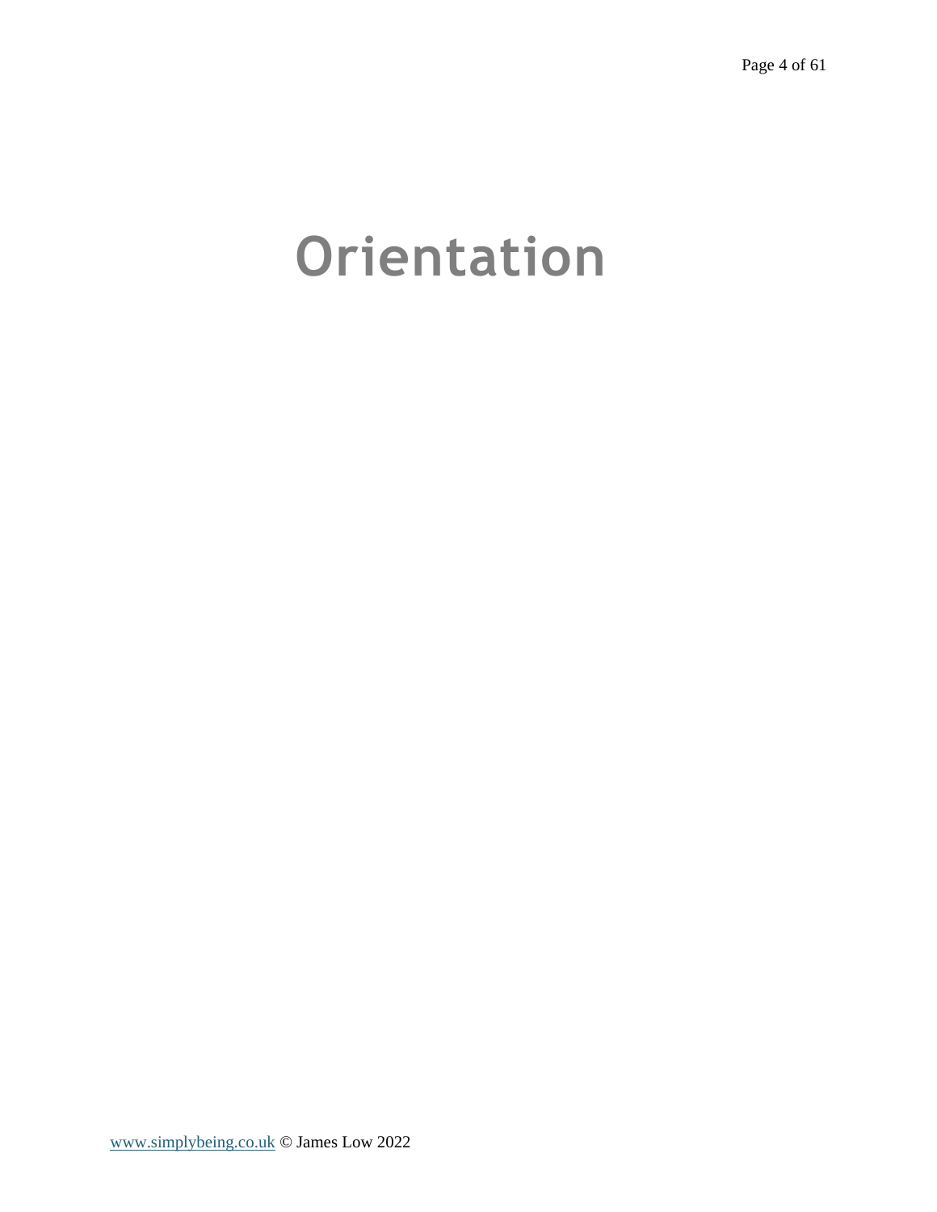# Orientation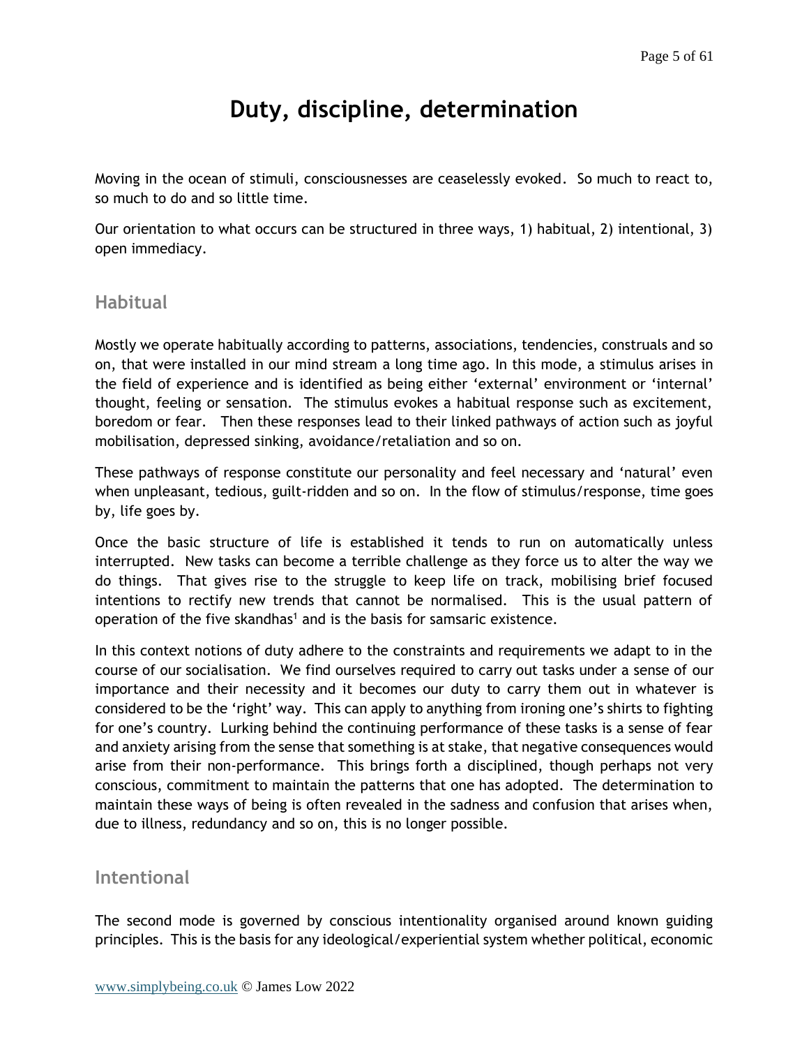# Duty, discipline, determination

Moving in the ocean of stimuli, consciousnesses are ceaselessly evoked. So much to react to, so much to do and so little time.

Our orientation to what occurs can be structured in three ways, 1) habitual, 2) intentional, 3) open immediacy.

## Habitual

Mostly we operate habitually according to patterns, associations, tendencies, construals and so on, that were installed in our mind stream a long time ago. In this mode, a stimulus arises in the field of experience and is identified as being either 'external' environment or 'internal' thought, feeling or sensation. The stimulus evokes a habitual response such as excitement, boredom or fear. Then these responses lead to their linked pathways of action such as joyful mobilisation, depressed sinking, avoidance/retaliation and so on.

These pathways of response constitute our personality and feel necessary and 'natural' even when unpleasant, tedious, guilt-ridden and so on. In the flow of stimulus/response, time goes by, life goes by.

Once the basic structure of life is established it tends to run on automatically unless interrupted. New tasks can become a terrible challenge as they force us to alter the way we do things. That gives rise to the struggle to keep life on track, mobilising brief focused intentions to rectify new trends that cannot be normalised. This is the usual pattern of operation of the five skandhas[1] and is the basis for samsaric existence.

In this context notions of duty adhere to the constraints and requirements we adapt to in the course of our socialisation. We find ourselves required to carry out tasks under a sense of our importance and their necessity and it becomes our duty to carry them out in whatever is considered to be the 'right' way. This can apply to anything from ironing one's shirts to fighting for one's country. Lurking behind the continuing performance of these tasks is a sense of fear and anxiety arising from the sense that something is at stake, that negative consequences would arise from their non-performance. This brings forth a disciplined, though perhaps not very conscious, commitment to maintain the patterns that one has adopted. The determination to maintain these ways of being is often revealed in the sadness and confusion that arises when, due to illness, redundancy and so on, this is no longer possible.

## Intentional

The second mode is governed by conscious intentionality organised around known guiding principles. This is the basis for any ideological/experiential system whether political, economic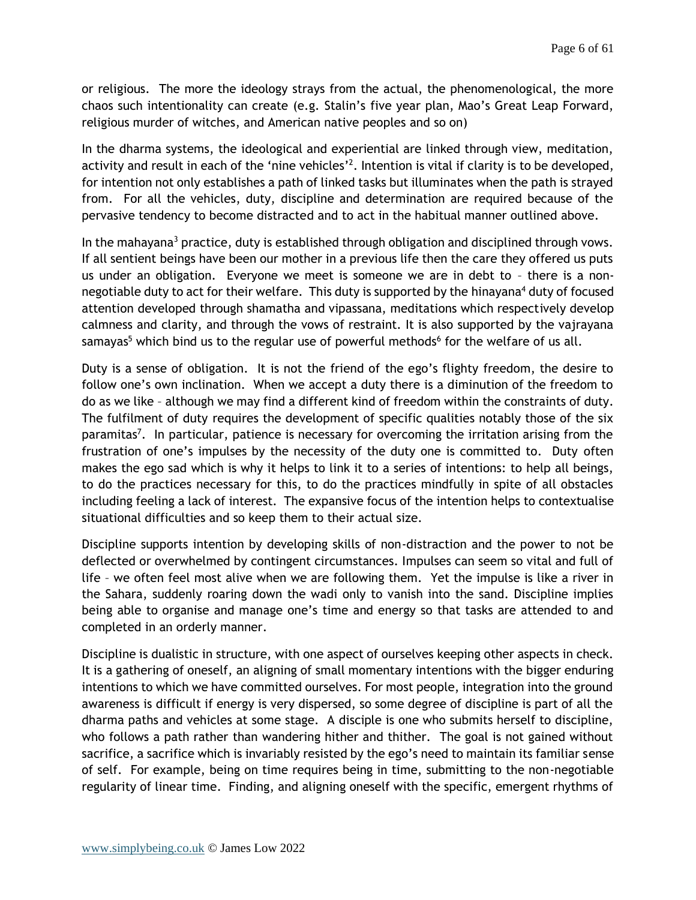or religious. The more the ideology strays from the actual, the phenomenological, the more chaos such intentionality can create (e.g. Stalin's five year plan, Mao's Great Leap Forward, religious murder of witches, and American native peoples and so on)

In the dharma systems, the ideological and experiential are linked through view, meditation, activity and result in each of the 'nine vehicles'[2]. Intention is vital if clarity is to be developed, for intention not only establishes a path of linked tasks but illuminates when the path is strayed from. For all the vehicles, duty, discipline and determination are required because of the pervasive tendency to become distracted and to act in the habitual manner outlined above.

In the mahayana[3] practice, duty is established through obligation and disciplined through vows. If all sentient beings have been our mother in a previous life then the care they offered us puts us under an obligation. Everyone we meet is someone we are in debt to – there is a non-negotiable duty to act for their welfare. This duty is supported by the hinayana[4] duty of focused attention developed through shamatha and vipassana, meditations which respectively develop calmness and clarity, and through the vows of restraint. It is also supported by the vajrayana samayas[5] which bind us to the regular use of powerful methods[6] for the welfare of us all.

Duty is a sense of obligation. It is not the friend of the ego's flighty freedom, the desire to follow one's own inclination. When we accept a duty there is a diminution of the freedom to do as we like – although we may find a different kind of freedom within the constraints of duty. The fulfilment of duty requires the development of specific qualities notably those of the six paramitas[7]. In particular, patience is necessary for overcoming the irritation arising from the frustration of one's impulses by the necessity of the duty one is committed to. Duty often makes the ego sad which is why it helps to link it to a series of intentions: to help all beings, to do the practices necessary for this, to do the practices mindfully in spite of all obstacles including feeling a lack of interest. The expansive focus of the intention helps to contextualise situational difficulties and so keep them to their actual size.

Discipline supports intention by developing skills of non-distraction and the power to not be deflected or overwhelmed by contingent circumstances. Impulses can seem so vital and full of life – we often feel most alive when we are following them. Yet the impulse is like a river in the Sahara, suddenly roaring down the wadi only to vanish into the sand. Discipline implies being able to organise and manage one's time and energy so that tasks are attended to and completed in an orderly manner.

Discipline is dualistic in structure, with one aspect of ourselves keeping other aspects in check. It is a gathering of oneself, an aligning of small momentary intentions with the bigger enduring intentions to which we have committed ourselves. For most people, integration into the ground awareness is difficult if energy is very dispersed, so some degree of discipline is part of all the dharma paths and vehicles at some stage. A disciple is one who submits herself to discipline, who follows a path rather than wandering hither and thither. The goal is not gained without sacrifice, a sacrifice which is invariably resisted by the ego's need to maintain its familiar sense of self. For example, being on time requires being in time, submitting to the non-negotiable regularity of linear time. Finding, and aligning oneself with the specific, emergent rhythms of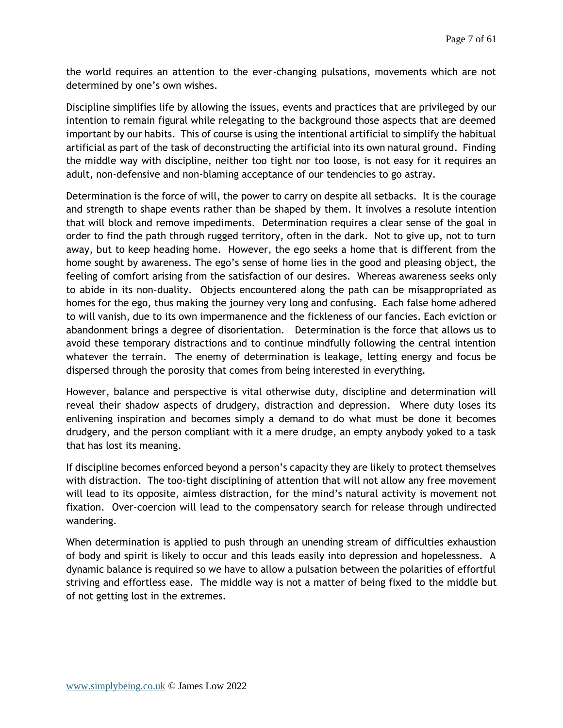the world requires an attention to the ever-changing pulsations, movements which are not determined by one's own wishes.

Discipline simplifies life by allowing the issues, events and practices that are privileged by our intention to remain figural while relegating to the background those aspects that are deemed important by our habits. This of course is using the intentional artificial to simplify the habitual artificial as part of the task of deconstructing the artificial into its own natural ground. Finding the middle way with discipline, neither too tight nor too loose, is not easy for it requires an adult, non-defensive and non-blaming acceptance of our tendencies to go astray.

Determination is the force of will, the power to carry on despite all setbacks. It is the courage and strength to shape events rather than be shaped by them. It involves a resolute intention that will block and remove impediments. Determination requires a clear sense of the goal in order to find the path through rugged territory, often in the dark. Not to give up, not to turn away, but to keep heading home. However, the ego seeks a home that is different from the home sought by awareness. The ego's sense of home lies in the good and pleasing object, the feeling of comfort arising from the satisfaction of our desires. Whereas awareness seeks only to abide in its non-duality. Objects encountered along the path can be misappropriated as homes for the ego, thus making the journey very long and confusing. Each false home adhered to will vanish, due to its own impermanence and the fickleness of our fancies. Each eviction or abandonment brings a degree of disorientation. Determination is the force that allows us to avoid these temporary distractions and to continue mindfully following the central intention whatever the terrain. The enemy of determination is leakage, letting energy and focus be dispersed through the porosity that comes from being interested in everything.

However, balance and perspective is vital otherwise duty, discipline and determination will reveal their shadow aspects of drudgery, distraction and depression. Where duty loses its enlivening inspiration and becomes simply a demand to do what must be done it becomes drudgery, and the person compliant with it a mere drudge, an empty anybody yoked to a task that has lost its meaning.

If discipline becomes enforced beyond a person's capacity they are likely to protect themselves with distraction. The too-tight disciplining of attention that will not allow any free movement will lead to its opposite, aimless distraction, for the mind's natural activity is movement not fixation. Over-coercion will lead to the compensatory search for release through undirected wandering.

When determination is applied to push through an unending stream of difficulties exhaustion of body and spirit is likely to occur and this leads easily into depression and hopelessness. A dynamic balance is required so we have to allow a pulsation between the polarities of effortful striving and effortless ease. The middle way is not a matter of being fixed to the middle but of not getting lost in the extremes.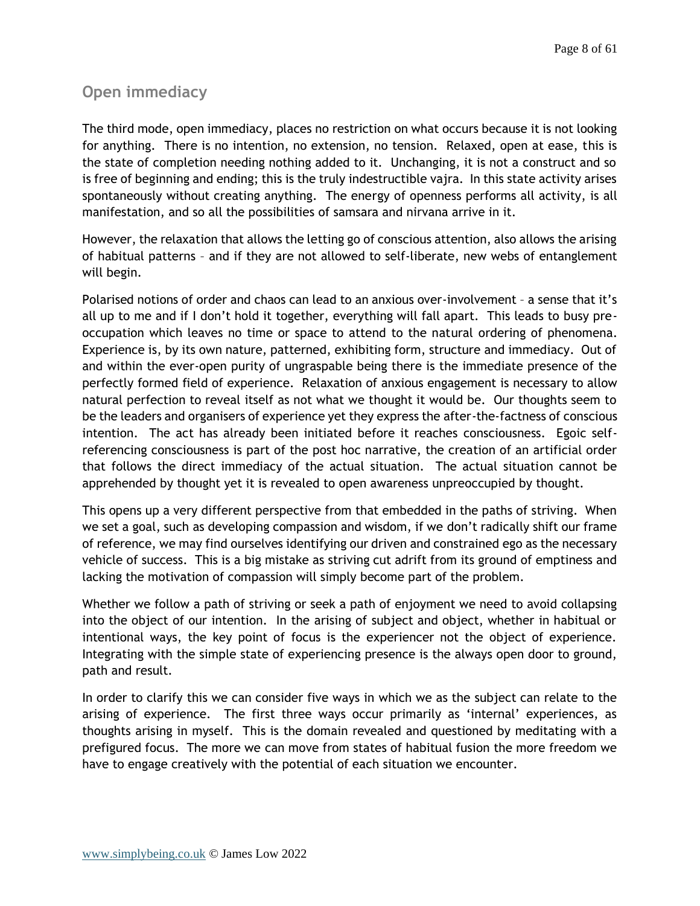## Open immediacy

The third mode, open immediacy, places no restriction on what occurs because it is not looking for anything. There is no intention, no extension, no tension. Relaxed, open at ease, this is the state of completion needing nothing added to it. Unchanging, it is not a construct and so is free of beginning and ending; this is the truly indestructible vajra. In this state activity arises spontaneously without creating anything. The energy of openness performs all activity, is all manifestation, and so all the possibilities of samsara and nirvana arrive in it.

However, the relaxation that allows the letting go of conscious attention, also allows the arising of habitual patterns – and if they are not allowed to self-liberate, new webs of entanglement will begin.

Polarised notions of order and chaos can lead to an anxious over-involvement – a sense that it's all up to me and if I don't hold it together, everything will fall apart. This leads to busy pre-occupation which leaves no time or space to attend to the natural ordering of phenomena. Experience is, by its own nature, patterned, exhibiting form, structure and immediacy. Out of and within the ever-open purity of ungraspable being there is the immediate presence of the perfectly formed field of experience. Relaxation of anxious engagement is necessary to allow natural perfection to reveal itself as not what we thought it would be. Our thoughts seem to be the leaders and organisers of experience yet they express the after-the-factness of conscious intention. The act has already been initiated before it reaches consciousness. Egoic self-referencing consciousness is part of the post hoc narrative, the creation of an artificial order that follows the direct immediacy of the actual situation. The actual situation cannot be apprehended by thought yet it is revealed to open awareness unpreoccupied by thought.

This opens up a very different perspective from that embedded in the paths of striving. When we set a goal, such as developing compassion and wisdom, if we don't radically shift our frame of reference, we may find ourselves identifying our driven and constrained ego as the necessary vehicle of success. This is a big mistake as striving cut adrift from its ground of emptiness and lacking the motivation of compassion will simply become part of the problem.

Whether we follow a path of striving or seek a path of enjoyment we need to avoid collapsing into the object of our intention. In the arising of subject and object, whether in habitual or intentional ways, the key point of focus is the experiencer not the object of experience. Integrating with the simple state of experiencing presence is the always open door to ground, path and result.

In order to clarify this we can consider five ways in which we as the subject can relate to the arising of experience. The first three ways occur primarily as 'internal' experiences, as thoughts arising in myself. This is the domain revealed and questioned by meditating with a prefigured focus. The more we can move from states of habitual fusion the more freedom we have to engage creatively with the potential of each situation we encounter.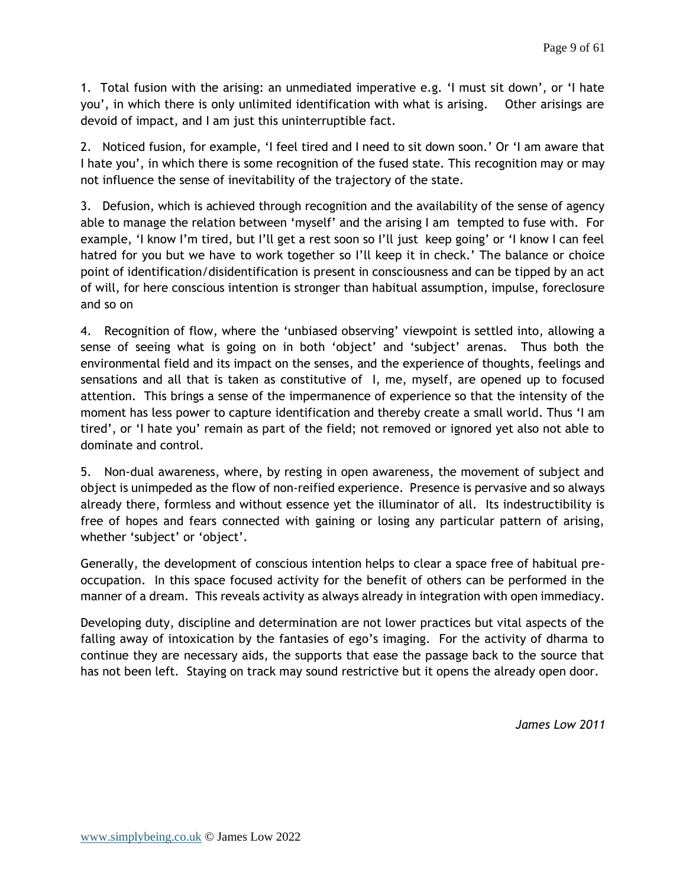1. Total fusion with the arising: an unmediated imperative e.g. 'I must sit down', or 'I hate you', in which there is only unlimited identification with what is arising. Other arisings are devoid of impact, and I am just this uninterruptible fact.

2. Noticed fusion, for example, 'I feel tired and I need to sit down soon.' Or 'I am aware that I hate you', in which there is some recognition of the fused state. This recognition may or may not influence the sense of inevitability of the trajectory of the state.

3. Defusion, which is achieved through recognition and the availability of the sense of agency able to manage the relation between 'myself' and the arising I am tempted to fuse with. For example, 'I know I'm tired, but I'll get a rest soon so I'll just keep going' or 'I know I can feel hatred for you but we have to work together so I'll keep it in check.' The balance or choice point of identification/disidentification is present in consciousness and can be tipped by an act of will, for here conscious intention is stronger than habitual assumption, impulse, foreclosure and so on

4. Recognition of flow, where the 'unbiased observing' viewpoint is settled into, allowing a sense of seeing what is going on in both 'object' and 'subject' arenas. Thus both the environmental field and its impact on the senses, and the experience of thoughts, feelings and sensations and all that is taken as constitutive of I, me, myself, are opened up to focused attention. This brings a sense of the impermanence of experience so that the intensity of the moment has less power to capture identification and thereby create a small world. Thus 'I am tired', or 'I hate you' remain as part of the field; not removed or ignored yet also not able to dominate and control.

5. Non-dual awareness, where, by resting in open awareness, the movement of subject and object is unimpeded as the flow of non-reified experience. Presence is pervasive and so always already there, formless and without essence yet the illuminator of all. Its indestructibility is free of hopes and fears connected with gaining or losing any particular pattern of arising, whether 'subject' or 'object'.

Generally, the development of conscious intention helps to clear a space free of habitual pre-occupation. In this space focused activity for the benefit of others can be performed in the manner of a dream. This reveals activity as always already in integration with open immediacy.

Developing duty, discipline and determination are not lower practices but vital aspects of the falling away of intoxication by the fantasies of ego's imaging. For the activity of dharma to continue they are necessary aids, the supports that ease the passage back to the source that has not been left. Staying on track may sound restrictive but it opens the already open door.

*James Low 2011*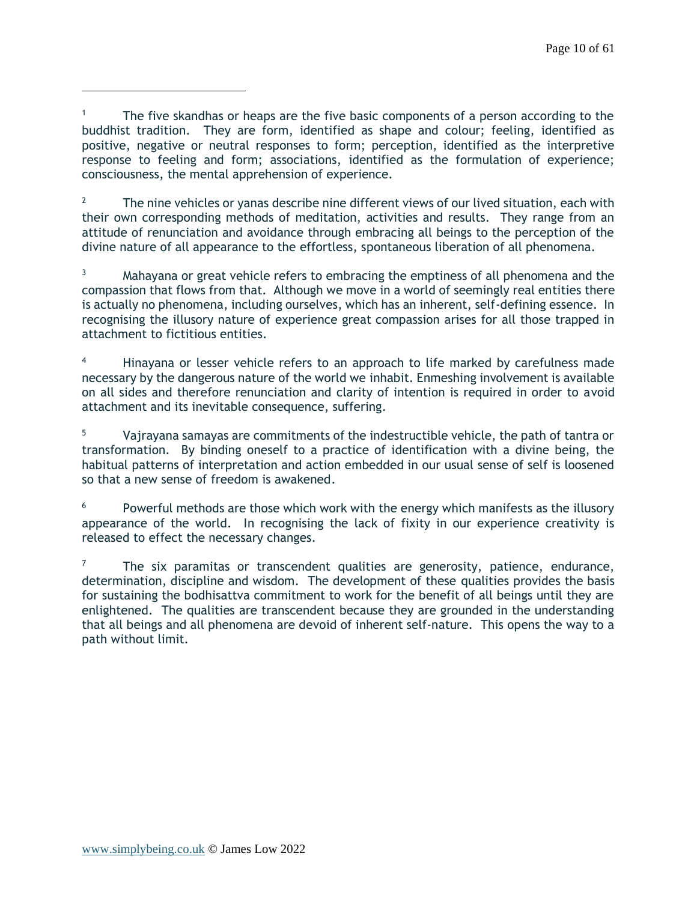[1] The five skandhas or heaps are the five basic components of a person according to the buddhist tradition. They are form, identified as shape and colour; feeling, identified as positive, negative or neutral responses to form; perception, identified as the interpretive response to feeling and form; associations, identified as the formulation of experience; consciousness, the mental apprehension of experience.

[2] The nine vehicles or yanas describe nine different views of our lived situation, each with their own corresponding methods of meditation, activities and results. They range from an attitude of renunciation and avoidance through embracing all beings to the perception of the divine nature of all appearance to the effortless, spontaneous liberation of all phenomena.

[3] Mahayana or great vehicle refers to embracing the emptiness of all phenomena and the compassion that flows from that. Although we move in a world of seemingly real entities there is actually no phenomena, including ourselves, which has an inherent, self-defining essence. In recognising the illusory nature of experience great compassion arises for all those trapped in attachment to fictitious entities.

[4] Hinayana or lesser vehicle refers to an approach to life marked by carefulness made necessary by the dangerous nature of the world we inhabit. Enmeshing involvement is available on all sides and therefore renunciation and clarity of intention is required in order to avoid attachment and its inevitable consequence, suffering.

[5] Vajrayana samayas are commitments of the indestructible vehicle, the path of tantra or transformation. By binding oneself to a practice of identification with a divine being, the habitual patterns of interpretation and action embedded in our usual sense of self is loosened so that a new sense of freedom is awakened.

[6] Powerful methods are those which work with the energy which manifests as the illusory appearance of the world. In recognising the lack of fixity in our experience creativity is released to effect the necessary changes.

[7] The six paramitas or transcendent qualities are generosity, patience, endurance, determination, discipline and wisdom. The development of these qualities provides the basis for sustaining the bodhisattva commitment to work for the benefit of all beings until they are enlightened. The qualities are transcendent because they are grounded in the understanding that all beings and all phenomena are devoid of inherent self-nature. This opens the way to a path without limit.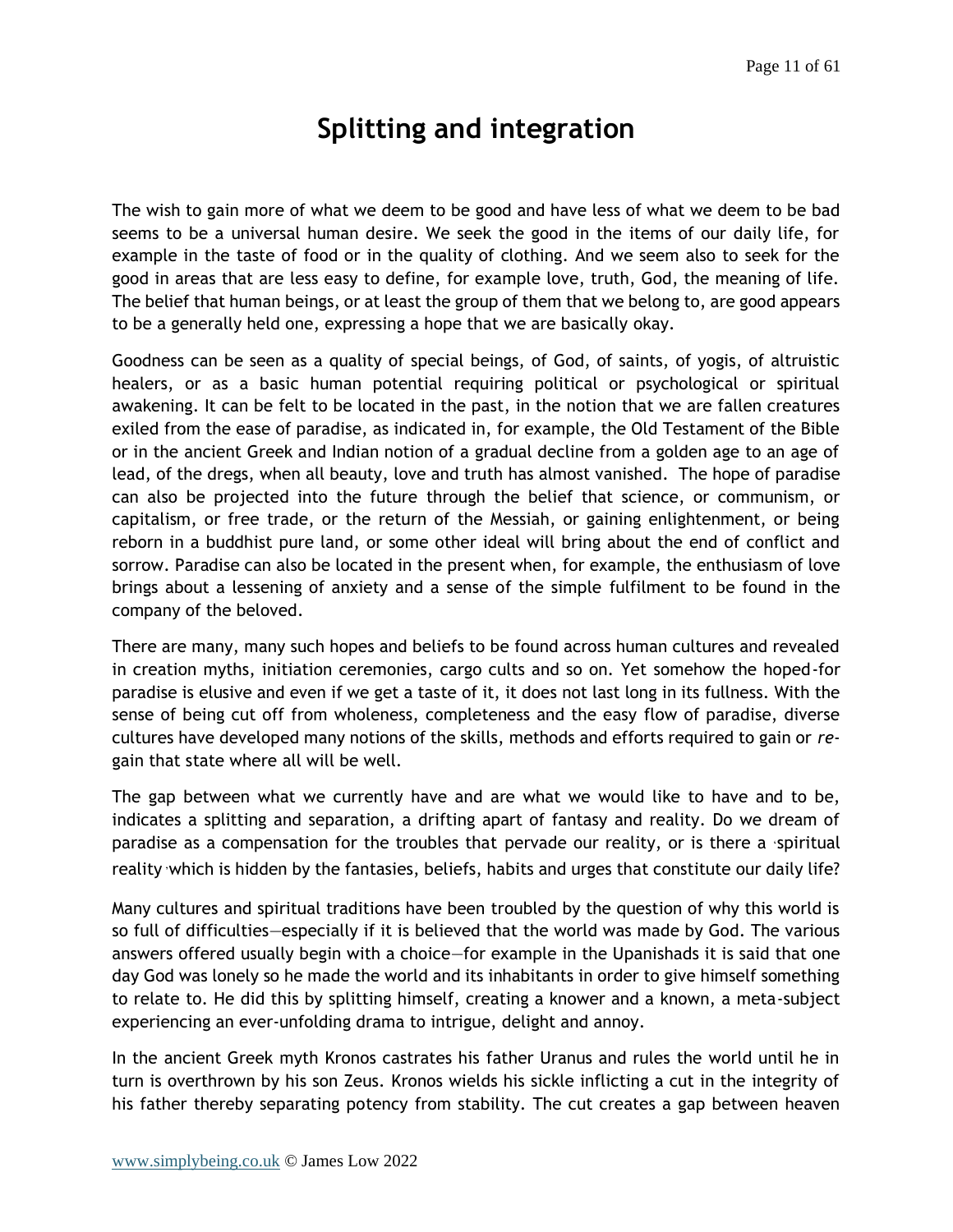# Splitting and integration

The wish to gain more of what we deem to be good and have less of what we deem to be bad seems to be a universal human desire. We seek the good in the items of our daily life, for example in the taste of food or in the quality of clothing. And we seem also to seek for the good in areas that are less easy to define, for example love, truth, God, the meaning of life. The belief that human beings, or at least the group of them that we belong to, are good appears to be a generally held one, expressing a hope that we are basically okay.

Goodness can be seen as a quality of special beings, of God, of saints, of yogis, of altruistic healers, or as a basic human potential requiring political or psychological or spiritual awakening. It can be felt to be located in the past, in the notion that we are fallen creatures exiled from the ease of paradise, as indicated in, for example, the Old Testament of the Bible or in the ancient Greek and Indian notion of a gradual decline from a golden age to an age of lead, of the dregs, when all beauty, love and truth has almost vanished. The hope of paradise can also be projected into the future through the belief that science, or communism, or capitalism, or free trade, or the return of the Messiah, or gaining enlightenment, or being reborn in a buddhist pure land, or some other ideal will bring about the end of conflict and sorrow. Paradise can also be located in the present when, for example, the enthusiasm of love brings about a lessening of anxiety and a sense of the simple fulfilment to be found in the company of the beloved.

There are many, many such hopes and beliefs to be found across human cultures and revealed in creation myths, initiation ceremonies, cargo cults and so on. Yet somehow the hoped-for paradise is elusive and even if we get a taste of it, it does not last long in its fullness. With the sense of being cut off from wholeness, completeness and the easy flow of paradise, diverse cultures have developed many notions of the skills, methods and efforts required to gain or *re*-gain that state where all will be well.

The gap between what we currently have and are what we would like to have and to be, indicates a splitting and separation, a drifting apart of fantasy and reality. Do we dream of paradise as a compensation for the troubles that pervade our reality, or is there a 'spiritual reality' which is hidden by the fantasies, beliefs, habits and urges that constitute our daily life?

Many cultures and spiritual traditions have been troubled by the question of why this world is so full of difficulties—especially if it is believed that the world was made by God. The various answers offered usually begin with a choice—for example in the Upanishads it is said that one day God was lonely so he made the world and its inhabitants in order to give himself something to relate to. He did this by splitting himself, creating a knower and a known, a meta-subject experiencing an ever-unfolding drama to intrigue, delight and annoy.

In the ancient Greek myth Kronos castrates his father Uranus and rules the world until he in turn is overthrown by his son Zeus. Kronos wields his sickle inflicting a cut in the integrity of his father thereby separating potency from stability. The cut creates a gap between heaven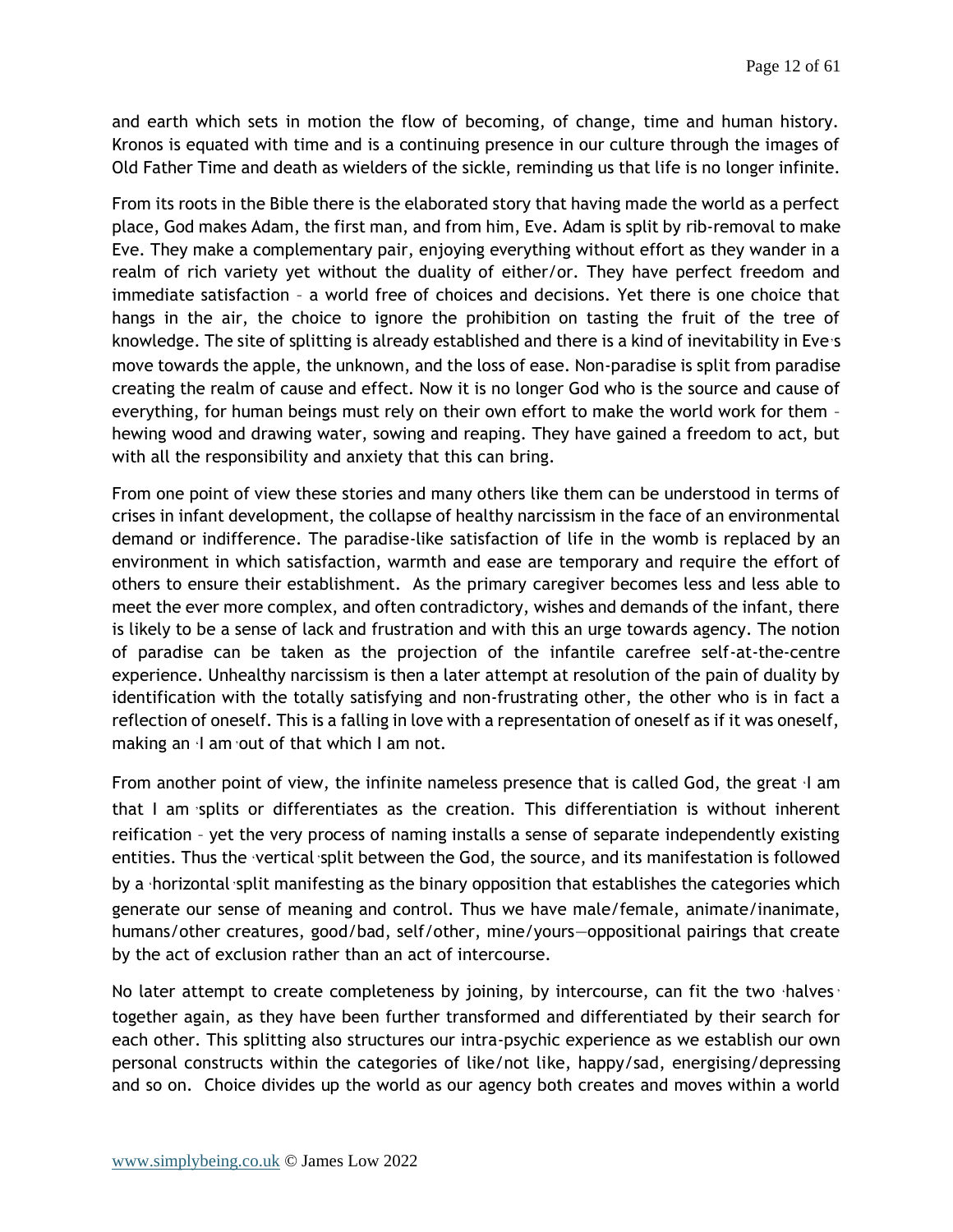and earth which sets in motion the flow of becoming, of change, time and human history. Kronos is equated with time and is a continuing presence in our culture through the images of Old Father Time and death as wielders of the sickle, reminding us that life is no longer infinite.

From its roots in the Bible there is the elaborated story that having made the world as a perfect place, God makes Adam, the first man, and from him, Eve. Adam is split by rib-removal to make Eve. They make a complementary pair, enjoying everything without effort as they wander in a realm of rich variety yet without the duality of either/or. They have perfect freedom and immediate satisfaction – a world free of choices and decisions. Yet there is one choice that hangs in the air, the choice to ignore the prohibition on tasting the fruit of the tree of knowledge. The site of splitting is already established and there is a kind of inevitability in Eve's move towards the apple, the unknown, and the loss of ease. Non-paradise is split from paradise creating the realm of cause and effect. Now it is no longer God who is the source and cause of everything, for human beings must rely on their own effort to make the world work for them – hewing wood and drawing water, sowing and reaping. They have gained a freedom to act, but with all the responsibility and anxiety that this can bring.

From one point of view these stories and many others like them can be understood in terms of crises in infant development, the collapse of healthy narcissism in the face of an environmental demand or indifference. The paradise-like satisfaction of life in the womb is replaced by an environment in which satisfaction, warmth and ease are temporary and require the effort of others to ensure their establishment. As the primary caregiver becomes less and less able to meet the ever more complex, and often contradictory, wishes and demands of the infant, there is likely to be a sense of lack and frustration and with this an urge towards agency. The notion of paradise can be taken as the projection of the infantile carefree self-at-the-centre experience. Unhealthy narcissism is then a later attempt at resolution of the pain of duality by identification with the totally satisfying and non-frustrating other, the other who is in fact a reflection of oneself. This is a falling in love with a representation of oneself as if it was oneself, making an 'I am' out of that which I am not.

From another point of view, the infinite nameless presence that is called God, the great 'I am that I am' splits or differentiates as the creation. This differentiation is without inherent reification – yet the very process of naming installs a sense of separate independently existing entities. Thus the 'vertical' split between the God, the source, and its manifestation is followed by a 'horizontal' split manifesting as the binary opposition that establishes the categories which generate our sense of meaning and control. Thus we have male/female, animate/inanimate, humans/other creatures, good/bad, self/other, mine/yours—oppositional pairings that create by the act of exclusion rather than an act of intercourse.

No later attempt to create completeness by joining, by intercourse, can fit the two 'halves' together again, as they have been further transformed and differentiated by their search for each other. This splitting also structures our intra-psychic experience as we establish our own personal constructs within the categories of like/not like, happy/sad, energising/depressing and so on. Choice divides up the world as our agency both creates and moves within a world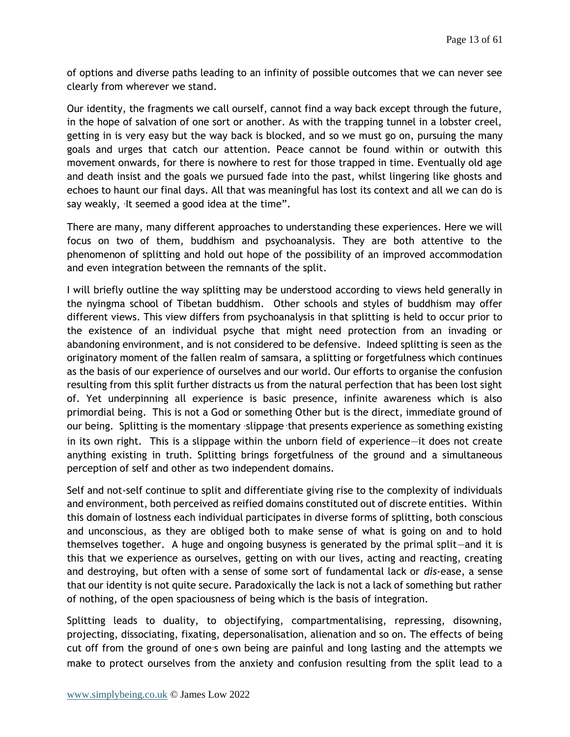of options and diverse paths leading to an infinity of possible outcomes that we can never see clearly from wherever we stand.

Our identity, the fragments we call ourself, cannot find a way back except through the future, in the hope of salvation of one sort or another. As with the trapping tunnel in a lobster creel, getting in is very easy but the way back is blocked, and so we must go on, pursuing the many goals and urges that catch our attention. Peace cannot be found within or outwith this movement onwards, for there is nowhere to rest for those trapped in time. Eventually old age and death insist and the goals we pursued fade into the past, whilst lingering like ghosts and echoes to haunt our final days. All that was meaningful has lost its context and all we can do is say weakly, ·It seemed a good idea at the time".

There are many, many different approaches to understanding these experiences. Here we will focus on two of them, buddhism and psychoanalysis. They are both attentive to the phenomenon of splitting and hold out hope of the possibility of an improved accommodation and even integration between the remnants of the split.

I will briefly outline the way splitting may be understood according to views held generally in the nyingma school of Tibetan buddhism. Other schools and styles of buddhism may offer different views. This view differs from psychoanalysis in that splitting is held to occur prior to the existence of an individual psyche that might need protection from an invading or abandoning environment, and is not considered to be defensive. Indeed splitting is seen as the originatory moment of the fallen realm of samsara, a splitting or forgetfulness which continues as the basis of our experience of ourselves and our world. Our efforts to organise the confusion resulting from this split further distracts us from the natural perfection that has been lost sight of. Yet underpinning all experience is basic presence, infinite awareness which is also primordial being. This is not a God or something Other but is the direct, immediate ground of our being. Splitting is the momentary ·slippage· that presents experience as something existing in its own right. This is a slippage within the unborn field of experience—it does not create anything existing in truth. Splitting brings forgetfulness of the ground and a simultaneous perception of self and other as two independent domains.

Self and not-self continue to split and differentiate giving rise to the complexity of individuals and environment, both perceived as reified domains constituted out of discrete entities. Within this domain of lostness each individual participates in diverse forms of splitting, both conscious and unconscious, as they are obliged both to make sense of what is going on and to hold themselves together. A huge and ongoing busyness is generated by the primal split—and it is this that we experience as ourselves, getting on with our lives, acting and reacting, creating and destroying, but often with a sense of some sort of fundamental lack or *dis*-ease, a sense that our identity is not quite secure. Paradoxically the lack is not a lack of something but rather of nothing, of the open spaciousness of being which is the basis of integration.

Splitting leads to duality, to objectifying, compartmentalising, repressing, disowning, projecting, dissociating, fixating, depersonalisation, alienation and so on. The effects of being cut off from the ground of one·s own being are painful and long lasting and the attempts we make to protect ourselves from the anxiety and confusion resulting from the split lead to a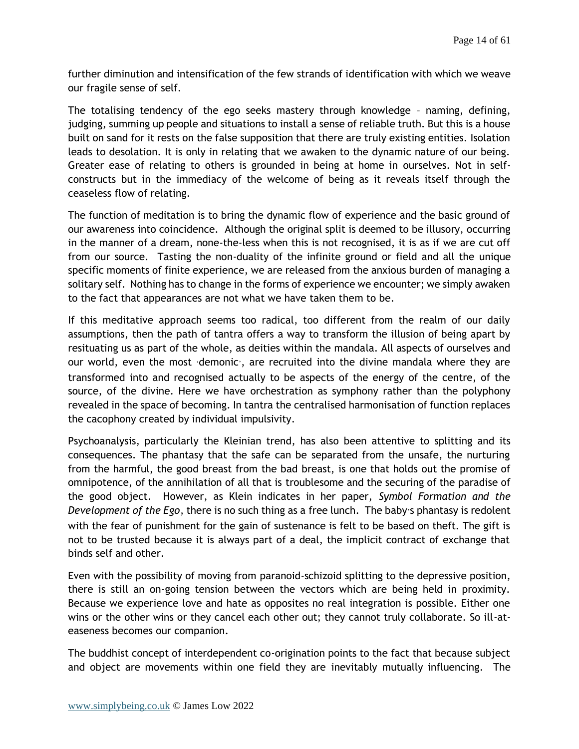further diminution and intensification of the few strands of identification with which we weave our fragile sense of self.

The totalising tendency of the ego seeks mastery through knowledge – naming, defining, judging, summing up people and situations to install a sense of reliable truth. But this is a house built on sand for it rests on the false supposition that there are truly existing entities. Isolation leads to desolation. It is only in relating that we awaken to the dynamic nature of our being. Greater ease of relating to others is grounded in being at home in ourselves. Not in self-constructs but in the immediacy of the welcome of being as it reveals itself through the ceaseless flow of relating.

The function of meditation is to bring the dynamic flow of experience and the basic ground of our awareness into coincidence. Although the original split is deemed to be illusory, occurring in the manner of a dream, none-the-less when this is not recognised, it is as if we are cut off from our source. Tasting the non-duality of the infinite ground or field and all the unique specific moments of finite experience, we are released from the anxious burden of managing a solitary self. Nothing has to change in the forms of experience we encounter; we simply awaken to the fact that appearances are not what we have taken them to be.

If this meditative approach seems too radical, too different from the realm of our daily assumptions, then the path of tantra offers a way to transform the illusion of being apart by resituating us as part of the whole, as deities within the mandala. All aspects of ourselves and our world, even the most 'demonic', are recruited into the divine mandala where they are transformed into and recognised actually to be aspects of the energy of the centre, of the source, of the divine. Here we have orchestration as symphony rather than the polyphony revealed in the space of becoming. In tantra the centralised harmonisation of function replaces the cacophony created by individual impulsivity.

Psychoanalysis, particularly the Kleinian trend, has also been attentive to splitting and its consequences. The phantasy that the safe can be separated from the unsafe, the nurturing from the harmful, the good breast from the bad breast, is one that holds out the promise of omnipotence, of the annihilation of all that is troublesome and the securing of the paradise of the good object. However, as Klein indicates in her paper, *Symbol Formation and the Development of the Ego*, there is no such thing as a free lunch. The baby's phantasy is redolent with the fear of punishment for the gain of sustenance is felt to be based on theft. The gift is not to be trusted because it is always part of a deal, the implicit contract of exchange that binds self and other.

Even with the possibility of moving from paranoid-schizoid splitting to the depressive position, there is still an on-going tension between the vectors which are being held in proximity. Because we experience love and hate as opposites no real integration is possible. Either one wins or the other wins or they cancel each other out; they cannot truly collaborate. So ill-at-easeness becomes our companion.

The buddhist concept of interdependent co-origination points to the fact that because subject and object are movements within one field they are inevitably mutually influencing. The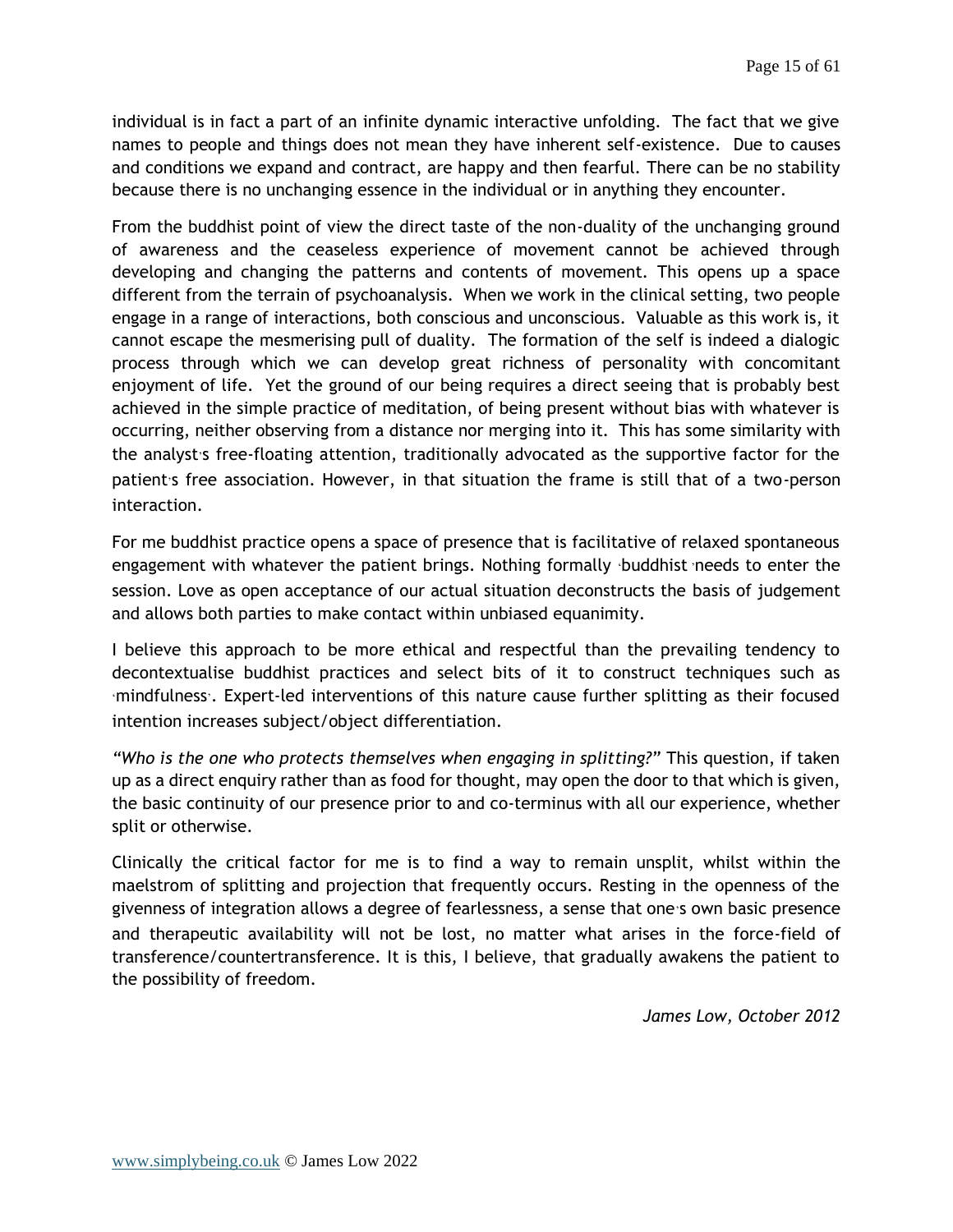individual is in fact a part of an infinite dynamic interactive unfolding. The fact that we give names to people and things does not mean they have inherent self-existence. Due to causes and conditions we expand and contract, are happy and then fearful. There can be no stability because there is no unchanging essence in the individual or in anything they encounter.

From the buddhist point of view the direct taste of the non-duality of the unchanging ground of awareness and the ceaseless experience of movement cannot be achieved through developing and changing the patterns and contents of movement. This opens up a space different from the terrain of psychoanalysis. When we work in the clinical setting, two people engage in a range of interactions, both conscious and unconscious. Valuable as this work is, it cannot escape the mesmerising pull of duality. The formation of the self is indeed a dialogic process through which we can develop great richness of personality with concomitant enjoyment of life. Yet the ground of our being requires a direct seeing that is probably best achieved in the simple practice of meditation, of being present without bias with whatever is occurring, neither observing from a distance nor merging into it. This has some similarity with the analyst's free-floating attention, traditionally advocated as the supportive factor for the patient's free association. However, in that situation the frame is still that of a two-person interaction.

For me buddhist practice opens a space of presence that is facilitative of relaxed spontaneous engagement with whatever the patient brings. Nothing formally 'buddhist' needs to enter the session. Love as open acceptance of our actual situation deconstructs the basis of judgement and allows both parties to make contact within unbiased equanimity.

I believe this approach to be more ethical and respectful than the prevailing tendency to decontextualise buddhist practices and select bits of it to construct techniques such as 'mindfulness'. Expert-led interventions of this nature cause further splitting as their focused intention increases subject/object differentiation.

*"Who is the one who protects themselves when engaging in splitting?"* This question, if taken up as a direct enquiry rather than as food for thought, may open the door to that which is given, the basic continuity of our presence prior to and co-terminus with all our experience, whether split or otherwise.

Clinically the critical factor for me is to find a way to remain unsplit, whilst within the maelstrom of splitting and projection that frequently occurs. Resting in the openness of the givenness of integration allows a degree of fearlessness, a sense that one's own basic presence and therapeutic availability will not be lost, no matter what arises in the force-field of transference/countertransference. It is this, I believe, that gradually awakens the patient to the possibility of freedom.

*James Low, October 2012*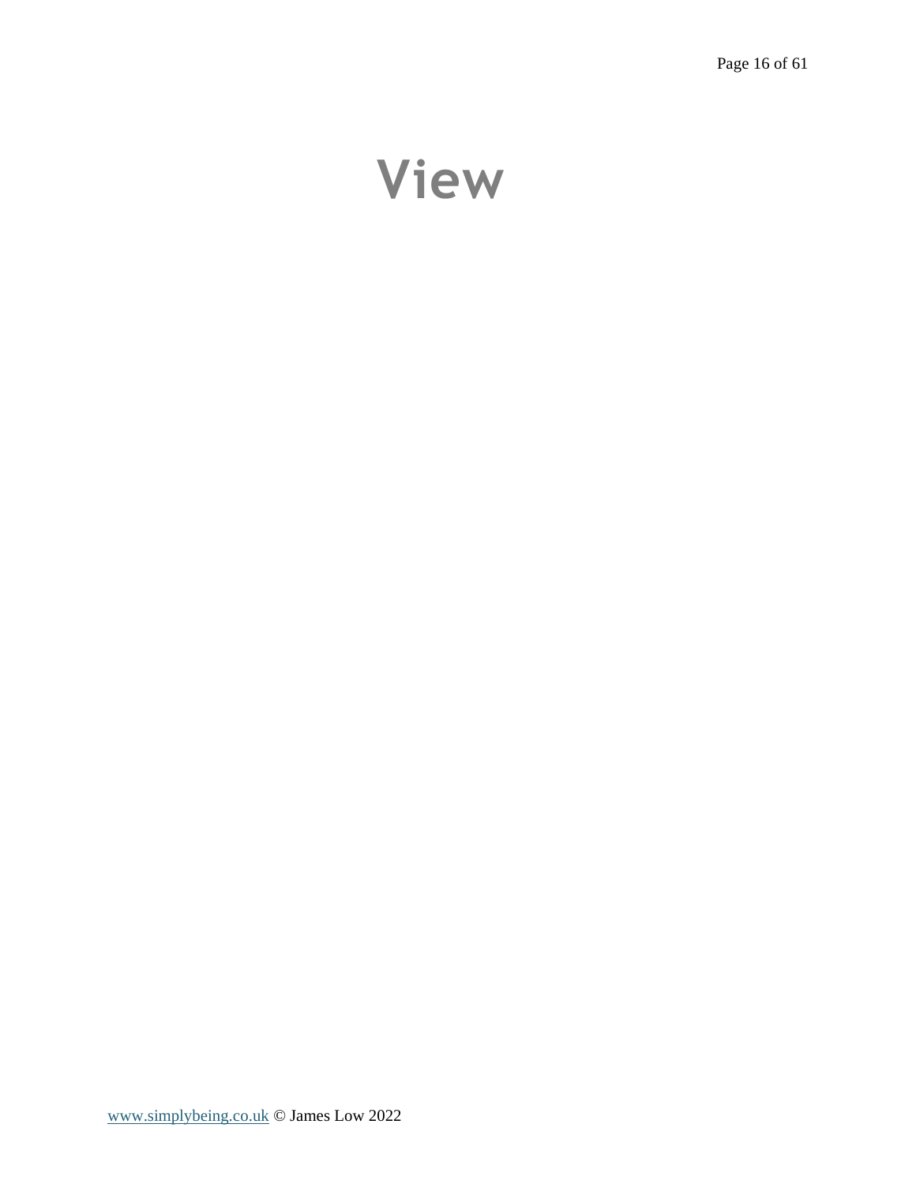# View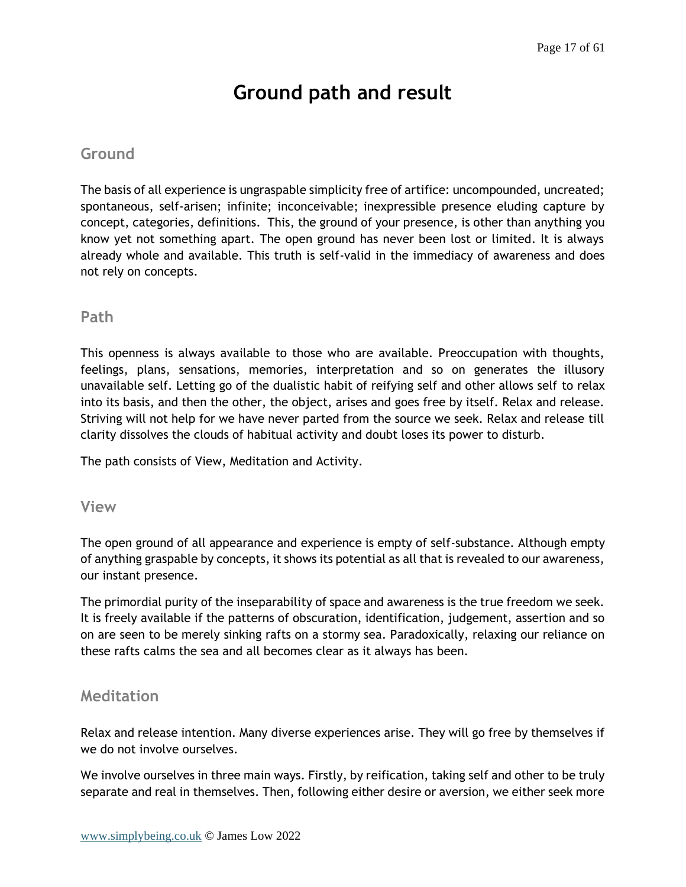# Ground path and result

## Ground

The basis of all experience is ungraspable simplicity free of artifice: uncompounded, uncreated; spontaneous, self-arisen; infinite; inconceivable; inexpressible presence eluding capture by concept, categories, definitions. This, the ground of your presence, is other than anything you know yet not something apart. The open ground has never been lost or limited. It is always already whole and available. This truth is self-valid in the immediacy of awareness and does not rely on concepts.

## Path

This openness is always available to those who are available. Preoccupation with thoughts, feelings, plans, sensations, memories, interpretation and so on generates the illusory unavailable self. Letting go of the dualistic habit of reifying self and other allows self to relax into its basis, and then the other, the object, arises and goes free by itself. Relax and release. Striving will not help for we have never parted from the source we seek. Relax and release till clarity dissolves the clouds of habitual activity and doubt loses its power to disturb.

The path consists of View, Meditation and Activity.

## View

The open ground of all appearance and experience is empty of self-substance. Although empty of anything graspable by concepts, it shows its potential as all that is revealed to our awareness, our instant presence.

The primordial purity of the inseparability of space and awareness is the true freedom we seek. It is freely available if the patterns of obscuration, identification, judgement, assertion and so on are seen to be merely sinking rafts on a stormy sea. Paradoxically, relaxing our reliance on these rafts calms the sea and all becomes clear as it always has been.

## Meditation

Relax and release intention. Many diverse experiences arise. They will go free by themselves if we do not involve ourselves.

We involve ourselves in three main ways. Firstly, by reification, taking self and other to be truly separate and real in themselves. Then, following either desire or aversion, we either seek more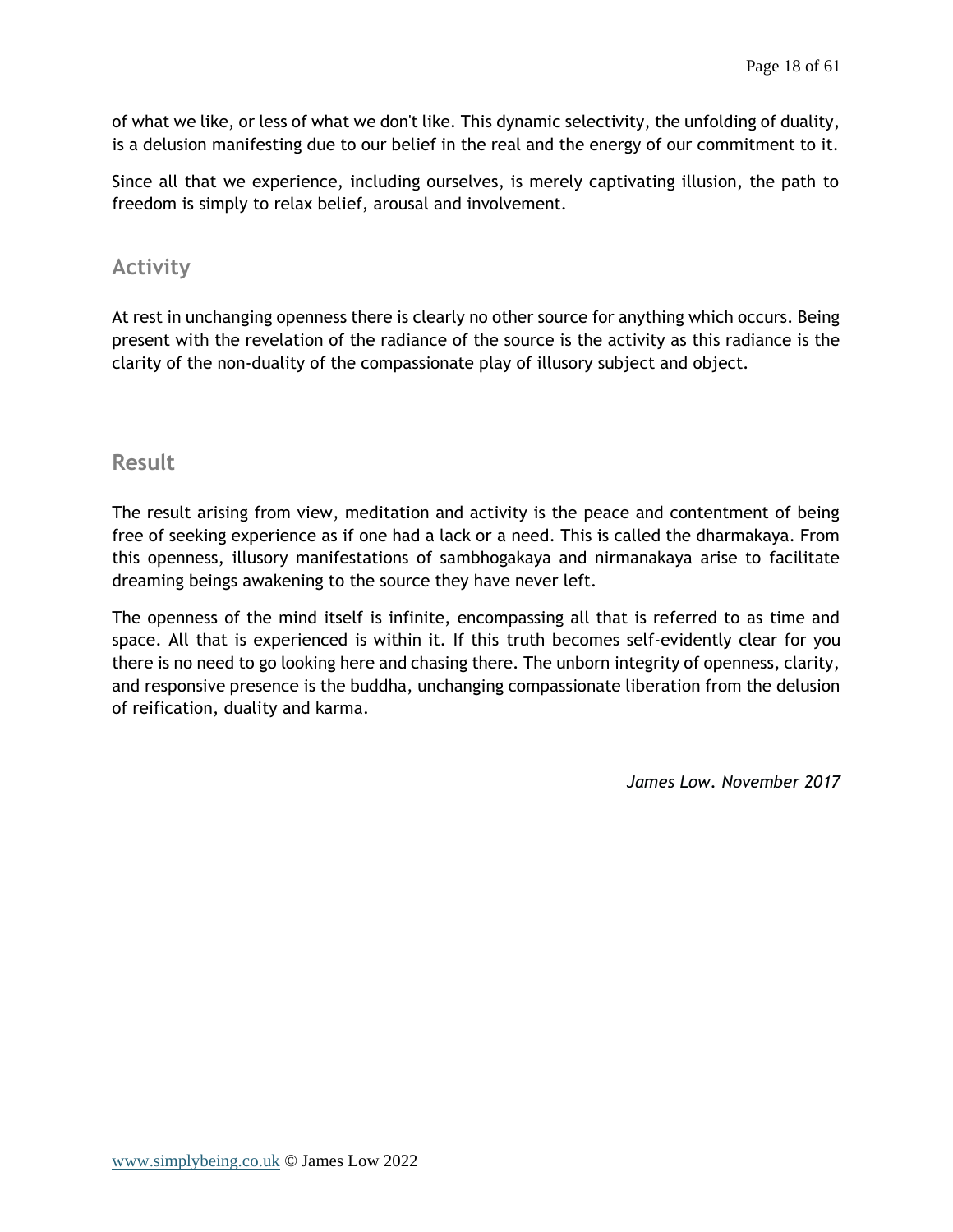of what we like, or less of what we don't like. This dynamic selectivity, the unfolding of duality, is a delusion manifesting due to our belief in the real and the energy of our commitment to it.

Since all that we experience, including ourselves, is merely captivating illusion, the path to freedom is simply to relax belief, arousal and involvement.

## Activity

At rest in unchanging openness there is clearly no other source for anything which occurs. Being present with the revelation of the radiance of the source is the activity as this radiance is the clarity of the non-duality of the compassionate play of illusory subject and object.

## Result

The result arising from view, meditation and activity is the peace and contentment of being free of seeking experience as if one had a lack or a need. This is called the dharmakaya. From this openness, illusory manifestations of sambhogakaya and nirmanakaya arise to facilitate dreaming beings awakening to the source they have never left.

The openness of the mind itself is infinite, encompassing all that is referred to as time and space. All that is experienced is within it. If this truth becomes self-evidently clear for you there is no need to go looking here and chasing there. The unborn integrity of openness, clarity, and responsive presence is the buddha, unchanging compassionate liberation from the delusion of reification, duality and karma.

*James Low. November 2017*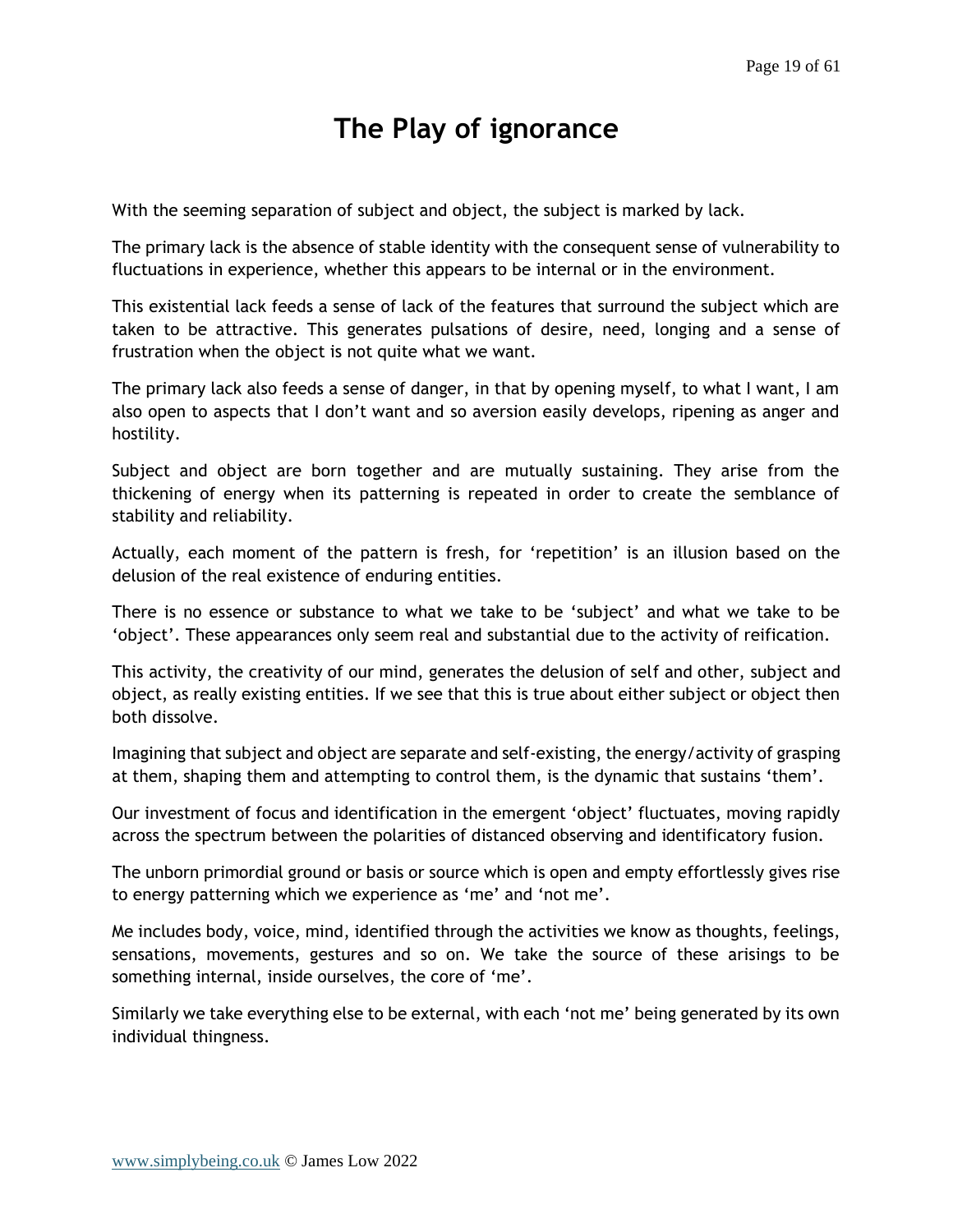# The Play of ignorance

With the seeming separation of subject and object, the subject is marked by lack.

The primary lack is the absence of stable identity with the consequent sense of vulnerability to fluctuations in experience, whether this appears to be internal or in the environment.

This existential lack feeds a sense of lack of the features that surround the subject which are taken to be attractive. This generates pulsations of desire, need, longing and a sense of frustration when the object is not quite what we want.

The primary lack also feeds a sense of danger, in that by opening myself, to what I want, I am also open to aspects that I don't want and so aversion easily develops, ripening as anger and hostility.

Subject and object are born together and are mutually sustaining. They arise from the thickening of energy when its patterning is repeated in order to create the semblance of stability and reliability.

Actually, each moment of the pattern is fresh, for 'repetition' is an illusion based on the delusion of the real existence of enduring entities.

There is no essence or substance to what we take to be 'subject' and what we take to be 'object'. These appearances only seem real and substantial due to the activity of reification.

This activity, the creativity of our mind, generates the delusion of self and other, subject and object, as really existing entities. If we see that this is true about either subject or object then both dissolve.

Imagining that subject and object are separate and self-existing, the energy/activity of grasping at them, shaping them and attempting to control them, is the dynamic that sustains 'them'.

Our investment of focus and identification in the emergent 'object' fluctuates, moving rapidly across the spectrum between the polarities of distanced observing and identificatory fusion.

The unborn primordial ground or basis or source which is open and empty effortlessly gives rise to energy patterning which we experience as 'me' and 'not me'.

Me includes body, voice, mind, identified through the activities we know as thoughts, feelings, sensations, movements, gestures and so on. We take the source of these arisings to be something internal, inside ourselves, the core of 'me'.

Similarly we take everything else to be external, with each 'not me' being generated by its own individual thingness.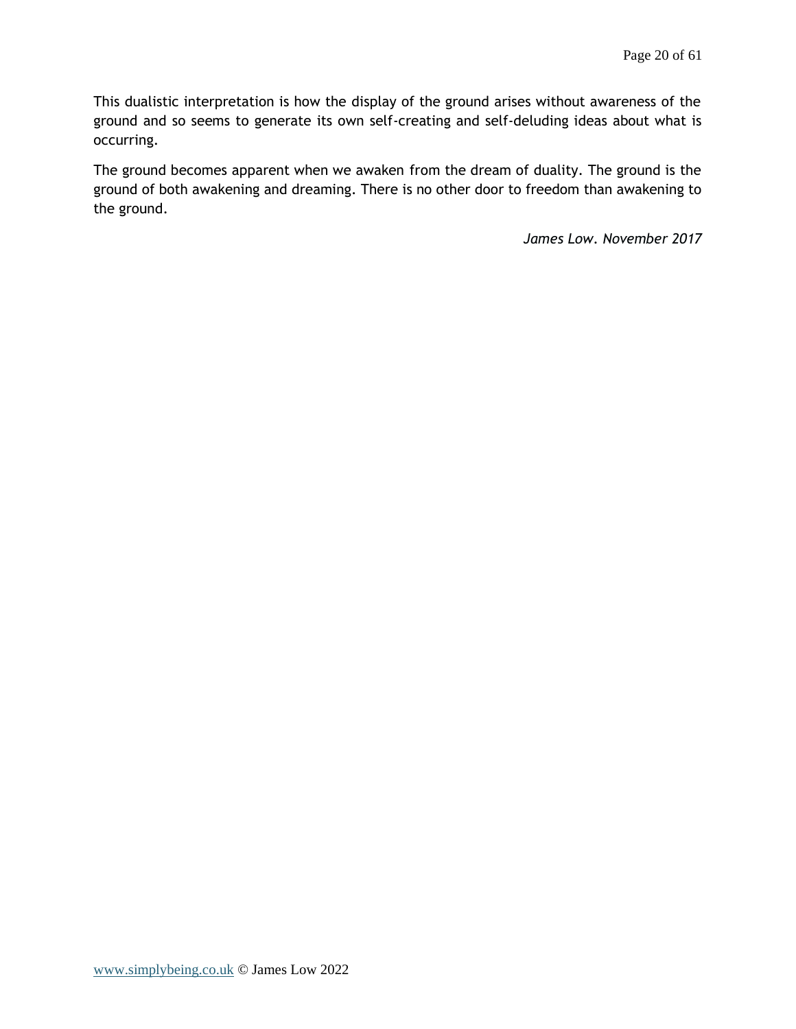This dualistic interpretation is how the display of the ground arises without awareness of the ground and so seems to generate its own self-creating and self-deluding ideas about what is occurring.

The ground becomes apparent when we awaken from the dream of duality. The ground is the ground of both awakening and dreaming. There is no other door to freedom than awakening to the ground.

*James Low. November 2017*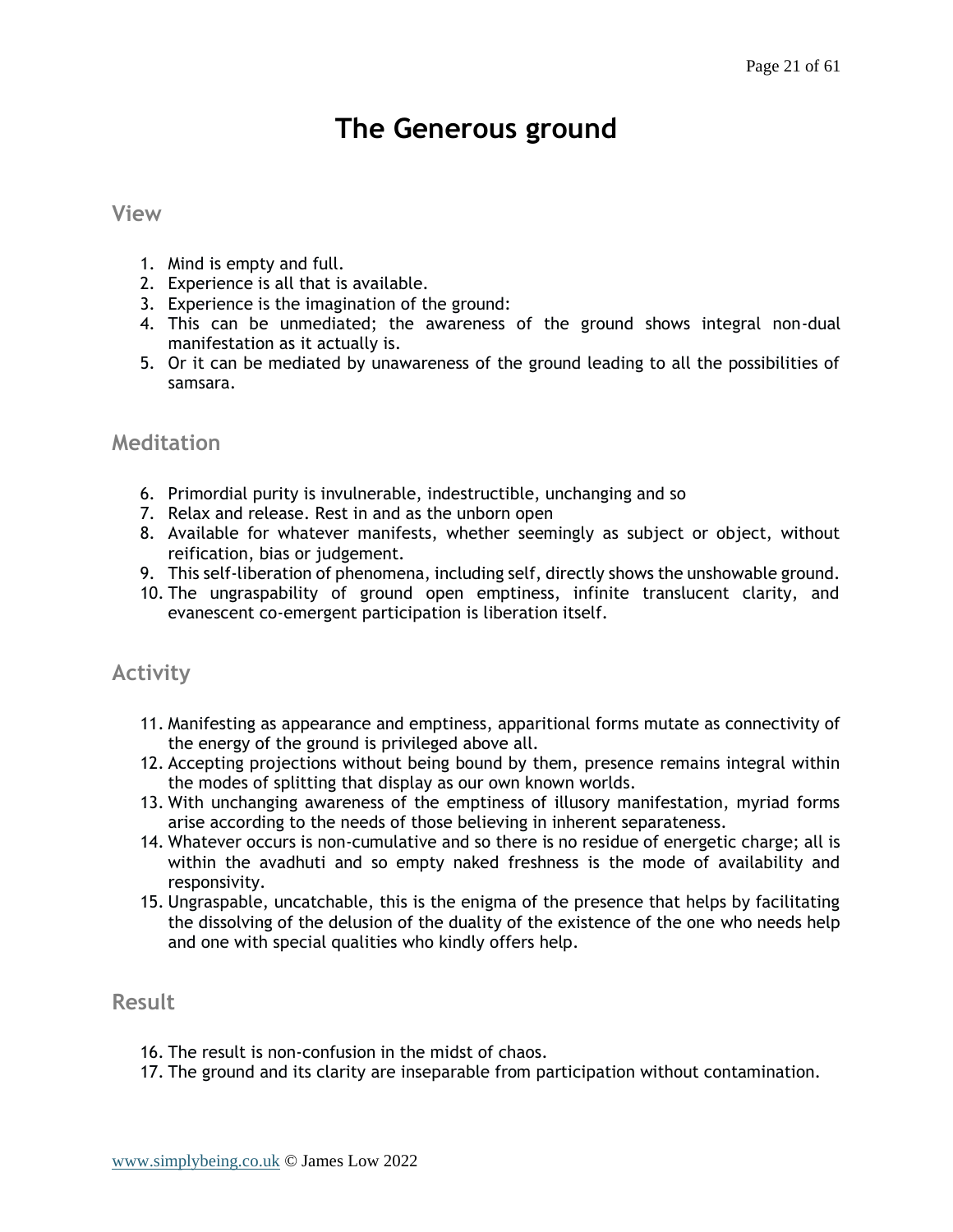# The Generous ground

## View

1. Mind is empty and full.
2. Experience is all that is available.
3. Experience is the imagination of the ground:
4. This can be unmediated; the awareness of the ground shows integral non-dual manifestation as it actually is.
5. Or it can be mediated by unawareness of the ground leading to all the possibilities of samsara.

## Meditation

6. Primordial purity is invulnerable, indestructible, unchanging and so
7. Relax and release. Rest in and as the unborn open
8. Available for whatever manifests, whether seemingly as subject or object, without reification, bias or judgement.
9. This self-liberation of phenomena, including self, directly shows the unshowable ground.
10. The ungraspability of ground open emptiness, infinite translucent clarity, and evanescent co-emergent participation is liberation itself.

## Activity

11. Manifesting as appearance and emptiness, apparitional forms mutate as connectivity of the energy of the ground is privileged above all.
12. Accepting projections without being bound by them, presence remains integral within the modes of splitting that display as our own known worlds.
13. With unchanging awareness of the emptiness of illusory manifestation, myriad forms arise according to the needs of those believing in inherent separateness.
14. Whatever occurs is non-cumulative and so there is no residue of energetic charge; all is within the avadhuti and so empty naked freshness is the mode of availability and responsivity.
15. Ungraspable, uncatchable, this is the enigma of the presence that helps by facilitating the dissolving of the delusion of the duality of the existence of the one who needs help and one with special qualities who kindly offers help.

## Result

16. The result is non-confusion in the midst of chaos.
17. The ground and its clarity are inseparable from participation without contamination.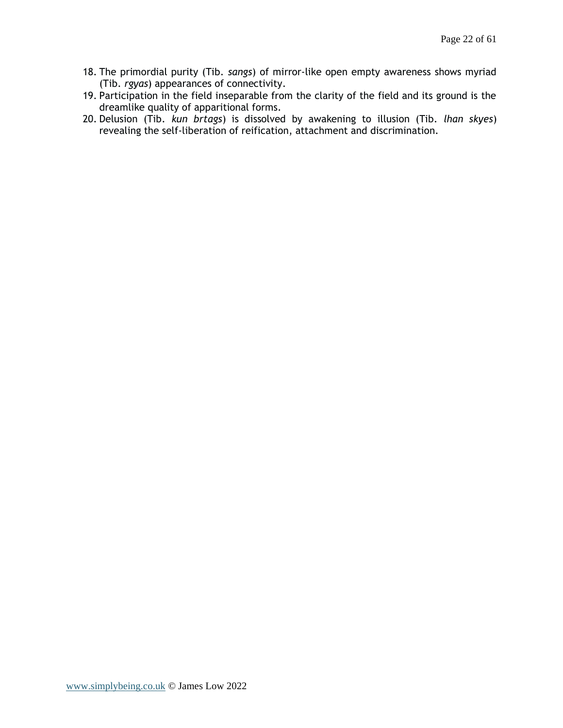18. The primordial purity (Tib. *sangs*) of mirror-like open empty awareness shows myriad (Tib. *rgyas*) appearances of connectivity.
19. Participation in the field inseparable from the clarity of the field and its ground is the dreamlike quality of apparitional forms.
20. Delusion (Tib. *kun brtags*) is dissolved by awakening to illusion (Tib. *lhan skyes*) revealing the self-liberation of reification, attachment and discrimination.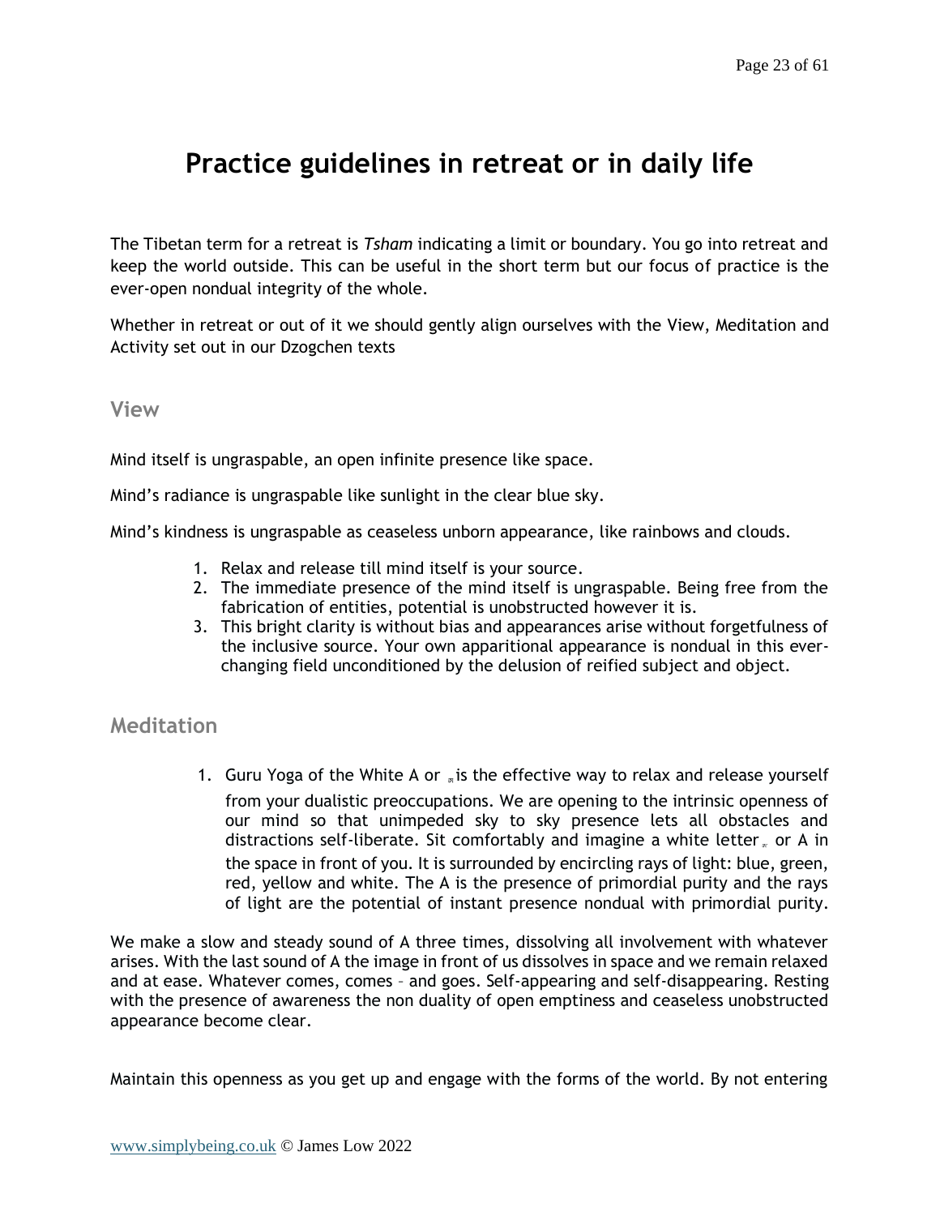# Practice guidelines in retreat or in daily life

The Tibetan term for a retreat is *Tsham* indicating a limit or boundary. You go into retreat and keep the world outside. This can be useful in the short term but our focus of practice is the ever-open nondual integrity of the whole.

Whether in retreat or out of it we should gently align ourselves with the View, Meditation and Activity set out in our Dzogchen texts

## View

Mind itself is ungraspable, an open infinite presence like space.

Mind's radiance is ungraspable like sunlight in the clear blue sky.

Mind's kindness is ungraspable as ceaseless unborn appearance, like rainbows and clouds.

1. Relax and release till mind itself is your source.
2. The immediate presence of the mind itself is ungraspable. Being free from the fabrication of entities, potential is unobstructed however it is.
3. This bright clarity is without bias and appearances arise without forgetfulness of the inclusive source. Your own apparitional appearance is nondual in this ever-changing field unconditioned by the delusion of reified subject and object.

## Meditation

1. Guru Yoga of the White A or ཨ is the effective way to relax and release yourself from your dualistic preoccupations. We are opening to the intrinsic openness of our mind so that unimpeded sky to sky presence lets all obstacles and distractions self-liberate. Sit comfortably and imagine a white letter ཨ or A in the space in front of you. It is surrounded by encircling rays of light: blue, green, red, yellow and white. The A is the presence of primordial purity and the rays of light are the potential of instant presence nondual with primordial purity.

We make a slow and steady sound of A three times, dissolving all involvement with whatever arises. With the last sound of A the image in front of us dissolves in space and we remain relaxed and at ease. Whatever comes, comes – and goes. Self-appearing and self-disappearing. Resting with the presence of awareness the non duality of open emptiness and ceaseless unobstructed appearance become clear.

Maintain this openness as you get up and engage with the forms of the world. By not entering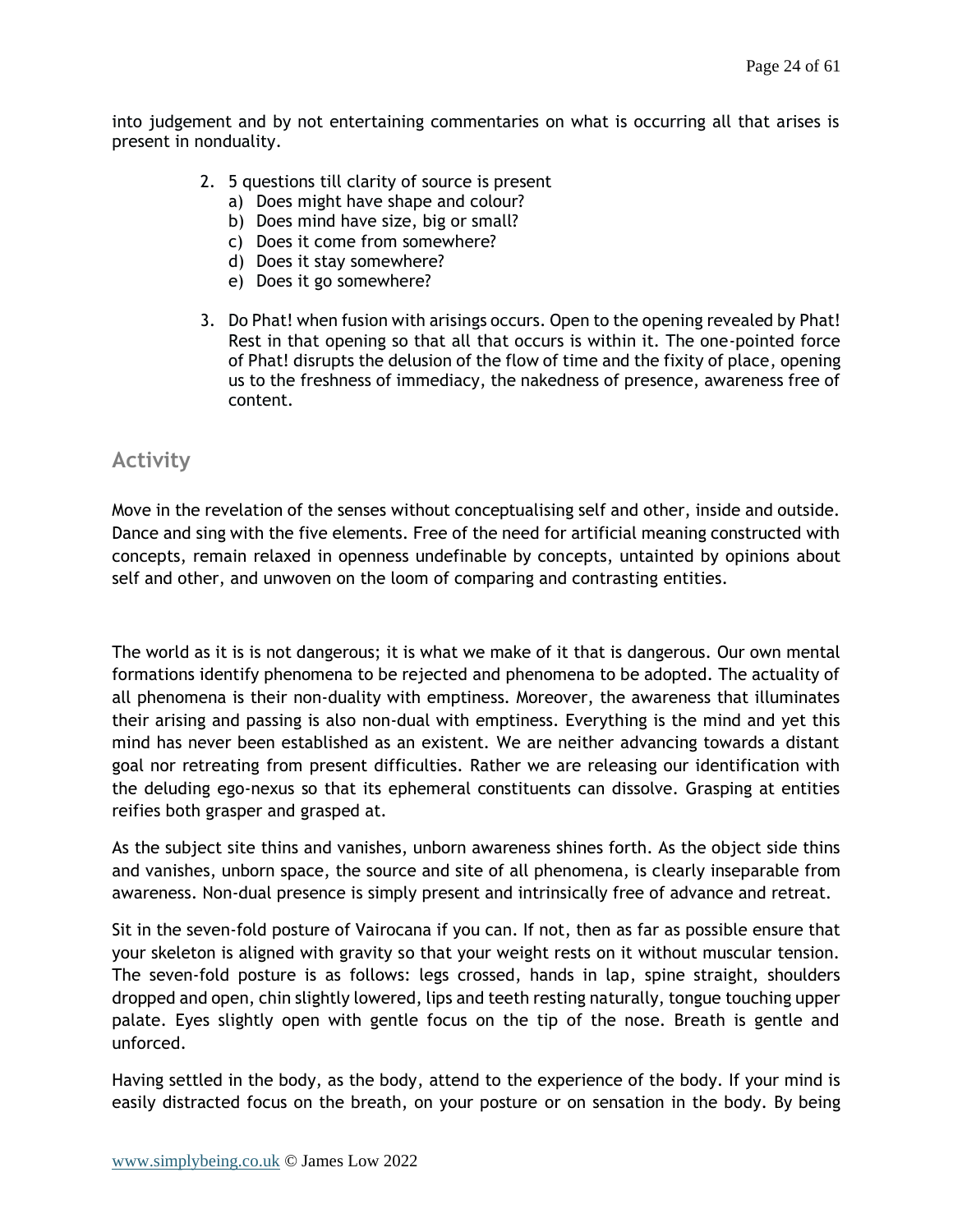into judgement and by not entertaining commentaries on what is occurring all that arises is present in nonduality.

2. 5 questions till clarity of source is present
   a) Does might have shape and colour?
   b) Does mind have size, big or small?
   c) Does it come from somewhere?
   d) Does it stay somewhere?
   e) Does it go somewhere?

3. Do Phat! when fusion with arisings occurs. Open to the opening revealed by Phat! Rest in that opening so that all that occurs is within it. The one-pointed force of Phat! disrupts the delusion of the flow of time and the fixity of place, opening us to the freshness of immediacy, the nakedness of presence, awareness free of content.

## Activity

Move in the revelation of the senses without conceptualising self and other, inside and outside. Dance and sing with the five elements. Free of the need for artificial meaning constructed with concepts, remain relaxed in openness undefinable by concepts, untainted by opinions about self and other, and unwoven on the loom of comparing and contrasting entities.

The world as it is is not dangerous; it is what we make of it that is dangerous. Our own mental formations identify phenomena to be rejected and phenomena to be adopted. The actuality of all phenomena is their non-duality with emptiness. Moreover, the awareness that illuminates their arising and passing is also non-dual with emptiness. Everything is the mind and yet this mind has never been established as an existent. We are neither advancing towards a distant goal nor retreating from present difficulties. Rather we are releasing our identification with the deluding ego-nexus so that its ephemeral constituents can dissolve. Grasping at entities reifies both grasper and grasped at.

As the subject site thins and vanishes, unborn awareness shines forth. As the object side thins and vanishes, unborn space, the source and site of all phenomena, is clearly inseparable from awareness. Non-dual presence is simply present and intrinsically free of advance and retreat.

Sit in the seven-fold posture of Vairocana if you can. If not, then as far as possible ensure that your skeleton is aligned with gravity so that your weight rests on it without muscular tension. The seven-fold posture is as follows: legs crossed, hands in lap, spine straight, shoulders dropped and open, chin slightly lowered, lips and teeth resting naturally, tongue touching upper palate. Eyes slightly open with gentle focus on the tip of the nose. Breath is gentle and unforced.

Having settled in the body, as the body, attend to the experience of the body. If your mind is easily distracted focus on the breath, on your posture or on sensation in the body. By being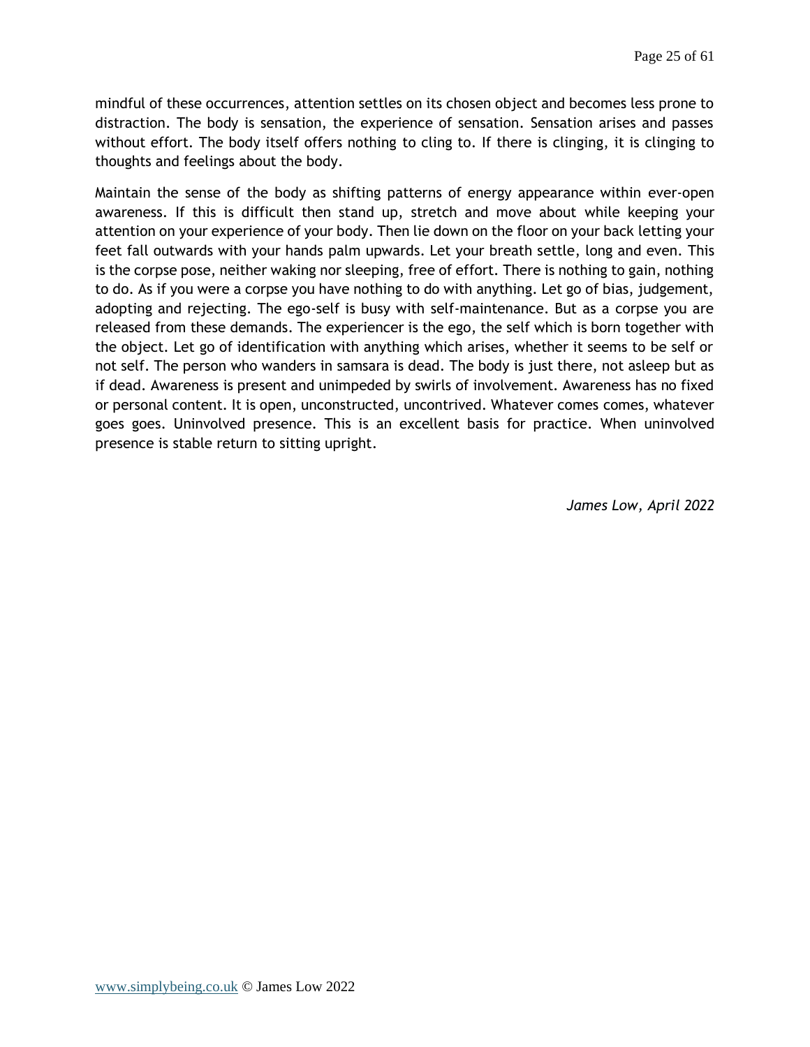mindful of these occurrences, attention settles on its chosen object and becomes less prone to distraction. The body is sensation, the experience of sensation. Sensation arises and passes without effort. The body itself offers nothing to cling to. If there is clinging, it is clinging to thoughts and feelings about the body.

Maintain the sense of the body as shifting patterns of energy appearance within ever-open awareness. If this is difficult then stand up, stretch and move about while keeping your attention on your experience of your body. Then lie down on the floor on your back letting your feet fall outwards with your hands palm upwards. Let your breath settle, long and even. This is the corpse pose, neither waking nor sleeping, free of effort. There is nothing to gain, nothing to do. As if you were a corpse you have nothing to do with anything. Let go of bias, judgement, adopting and rejecting. The ego-self is busy with self-maintenance. But as a corpse you are released from these demands. The experiencer is the ego, the self which is born together with the object. Let go of identification with anything which arises, whether it seems to be self or not self. The person who wanders in samsara is dead. The body is just there, not asleep but as if dead. Awareness is present and unimpeded by swirls of involvement. Awareness has no fixed or personal content. It is open, unconstructed, uncontrived. Whatever comes comes, whatever goes goes. Uninvolved presence. This is an excellent basis for practice. When uninvolved presence is stable return to sitting upright.

*James Low, April 2022*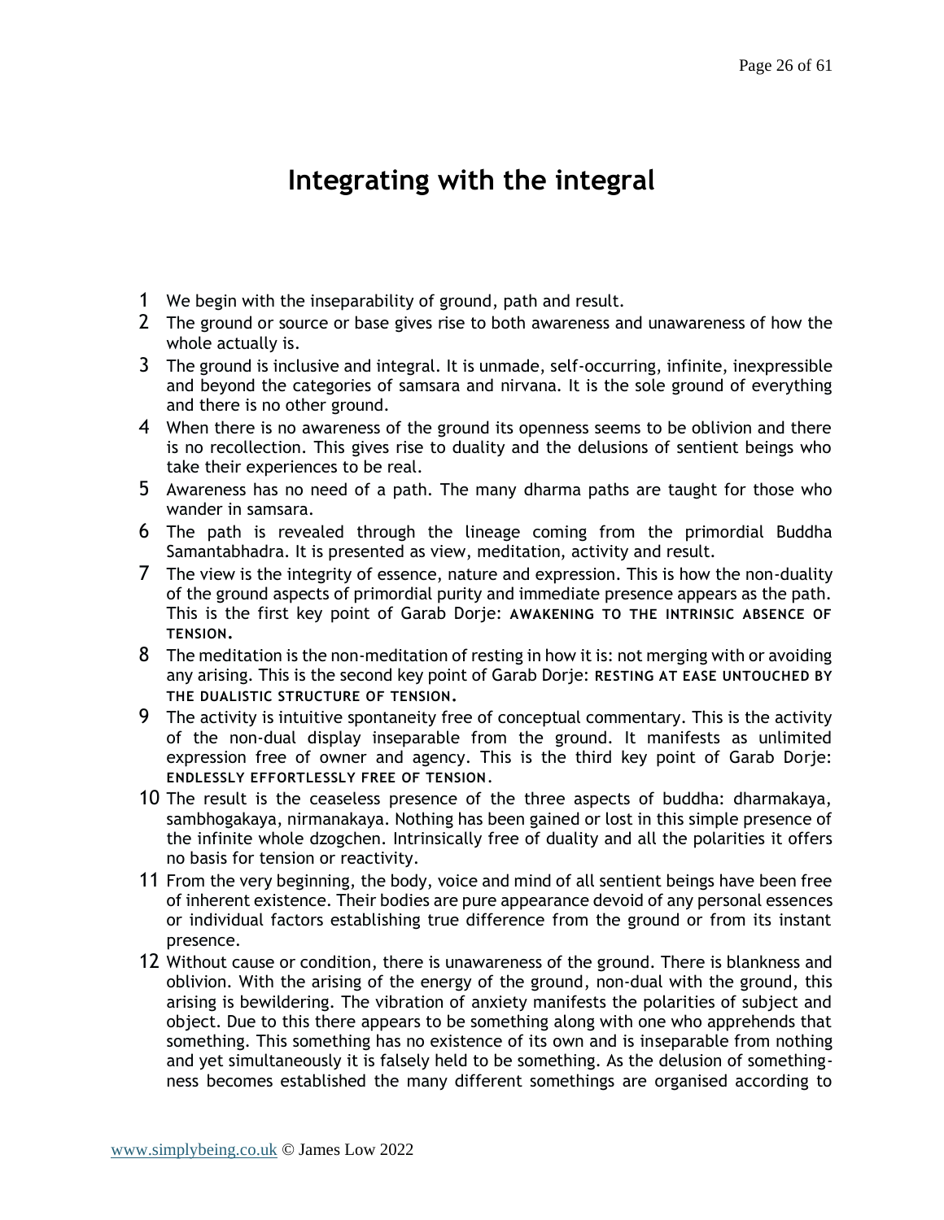# Integrating with the integral

1 We begin with the inseparability of ground, path and result.

2 The ground or source or base gives rise to both awareness and unawareness of how the whole actually is.

3 The ground is inclusive and integral. It is unmade, self-occurring, infinite, inexpressible and beyond the categories of samsara and nirvana. It is the sole ground of everything and there is no other ground.

4 When there is no awareness of the ground its openness seems to be oblivion and there is no recollection. This gives rise to duality and the delusions of sentient beings who take their experiences to be real.

5 Awareness has no need of a path. The many dharma paths are taught for those who wander in samsara.

6 The path is revealed through the lineage coming from the primordial Buddha Samantabhadra. It is presented as view, meditation, activity and result.

7 The view is the integrity of essence, nature and expression. This is how the non-duality of the ground aspects of primordial purity and immediate presence appears as the path. This is the first key point of Garab Dorje: **AWAKENING TO THE INTRINSIC ABSENCE OF TENSION.**

8 The meditation is the non-meditation of resting in how it is: not merging with or avoiding any arising. This is the second key point of Garab Dorje: **RESTING AT EASE UNTOUCHED BY THE DUALISTIC STRUCTURE OF TENSION.**

9 The activity is intuitive spontaneity free of conceptual commentary. This is the activity of the non-dual display inseparable from the ground. It manifests as unlimited expression free of owner and agency. This is the third key point of Garab Dorje: **ENDLESSLY EFFORTLESSLY FREE OF TENSION.**

10 The result is the ceaseless presence of the three aspects of buddha: dharmakaya, sambhogakaya, nirmanakaya. Nothing has been gained or lost in this simple presence of the infinite whole dzogchen. Intrinsically free of duality and all the polarities it offers no basis for tension or reactivity.

11 From the very beginning, the body, voice and mind of all sentient beings have been free of inherent existence. Their bodies are pure appearance devoid of any personal essences or individual factors establishing true difference from the ground or from its instant presence.

12 Without cause or condition, there is unawareness of the ground. There is blankness and oblivion. With the arising of the energy of the ground, non-dual with the ground, this arising is bewildering. The vibration of anxiety manifests the polarities of subject and object. Due to this there appears to be something along with one who apprehends that something. This something has no existence of its own and is inseparable from nothing and yet simultaneously it is falsely held to be something. As the delusion of something-ness becomes established the many different somethings are organised according to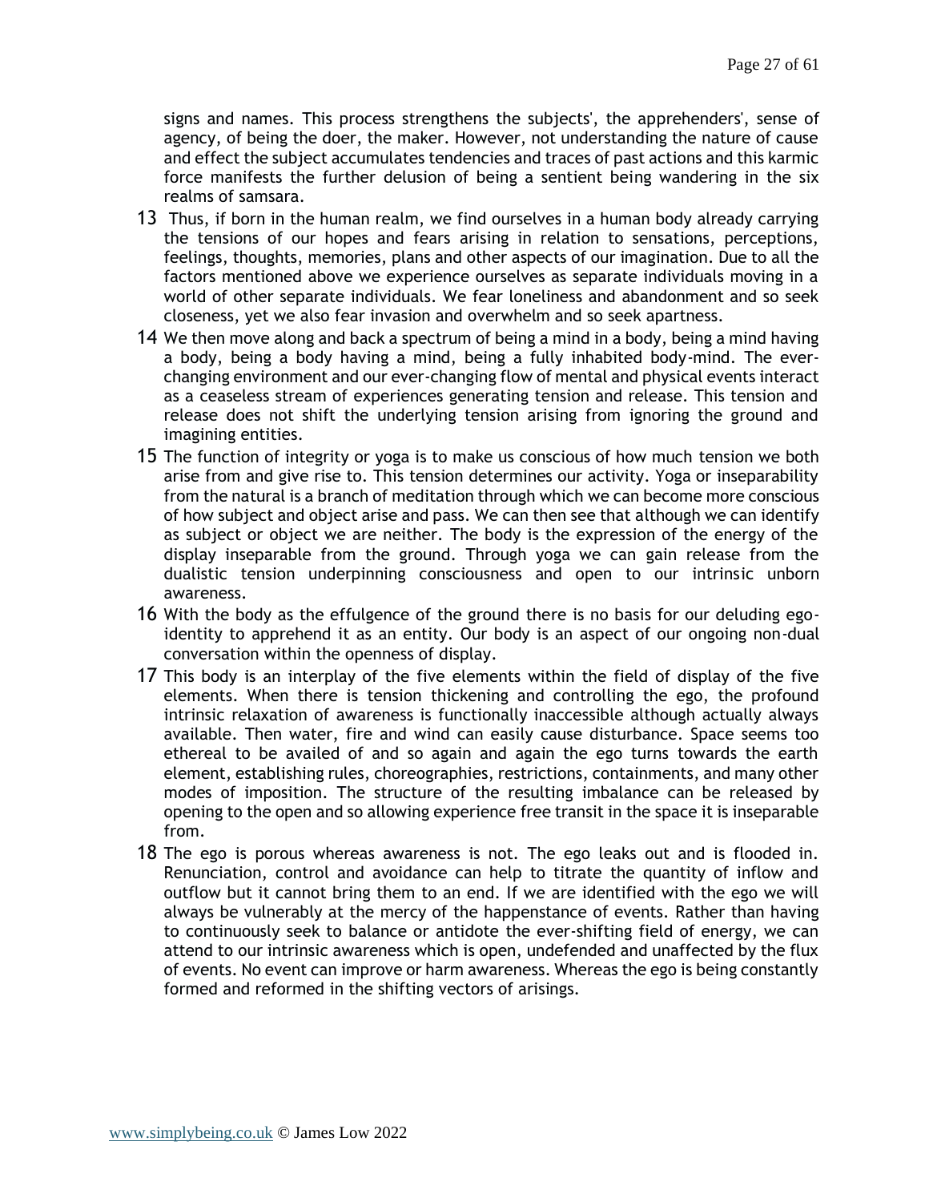signs and names. This process strengthens the subjects', the apprehenders', sense of agency, of being the doer, the maker. However, not understanding the nature of cause and effect the subject accumulates tendencies and traces of past actions and this karmic force manifests the further delusion of being a sentient being wandering in the six realms of samsara.

13 Thus, if born in the human realm, we find ourselves in a human body already carrying the tensions of our hopes and fears arising in relation to sensations, perceptions, feelings, thoughts, memories, plans and other aspects of our imagination. Due to all the factors mentioned above we experience ourselves as separate individuals moving in a world of other separate individuals. We fear loneliness and abandonment and so seek closeness, yet we also fear invasion and overwhelm and so seek apartness.

14 We then move along and back a spectrum of being a mind in a body, being a mind having a body, being a body having a mind, being a fully inhabited body-mind. The ever-changing environment and our ever-changing flow of mental and physical events interact as a ceaseless stream of experiences generating tension and release. This tension and release does not shift the underlying tension arising from ignoring the ground and imagining entities.

15 The function of integrity or yoga is to make us conscious of how much tension we both arise from and give rise to. This tension determines our activity. Yoga or inseparability from the natural is a branch of meditation through which we can become more conscious of how subject and object arise and pass. We can then see that although we can identify as subject or object we are neither. The body is the expression of the energy of the display inseparable from the ground. Through yoga we can gain release from the dualistic tension underpinning consciousness and open to our intrinsic unborn awareness.

16 With the body as the effulgence of the ground there is no basis for our deluding ego-identity to apprehend it as an entity. Our body is an aspect of our ongoing non-dual conversation within the openness of display.

17 This body is an interplay of the five elements within the field of display of the five elements. When there is tension thickening and controlling the ego, the profound intrinsic relaxation of awareness is functionally inaccessible although actually always available. Then water, fire and wind can easily cause disturbance. Space seems too ethereal to be availed of and so again and again the ego turns towards the earth element, establishing rules, choreographies, restrictions, containments, and many other modes of imposition. The structure of the resulting imbalance can be released by opening to the open and so allowing experience free transit in the space it is inseparable from.

18 The ego is porous whereas awareness is not. The ego leaks out and is flooded in. Renunciation, control and avoidance can help to titrate the quantity of inflow and outflow but it cannot bring them to an end. If we are identified with the ego we will always be vulnerably at the mercy of the happenstance of events. Rather than having to continuously seek to balance or antidote the ever-shifting field of energy, we can attend to our intrinsic awareness which is open, undefended and unaffected by the flux of events. No event can improve or harm awareness. Whereas the ego is being constantly formed and reformed in the shifting vectors of arisings.

www.simplybeing.co.uk © James Low 2022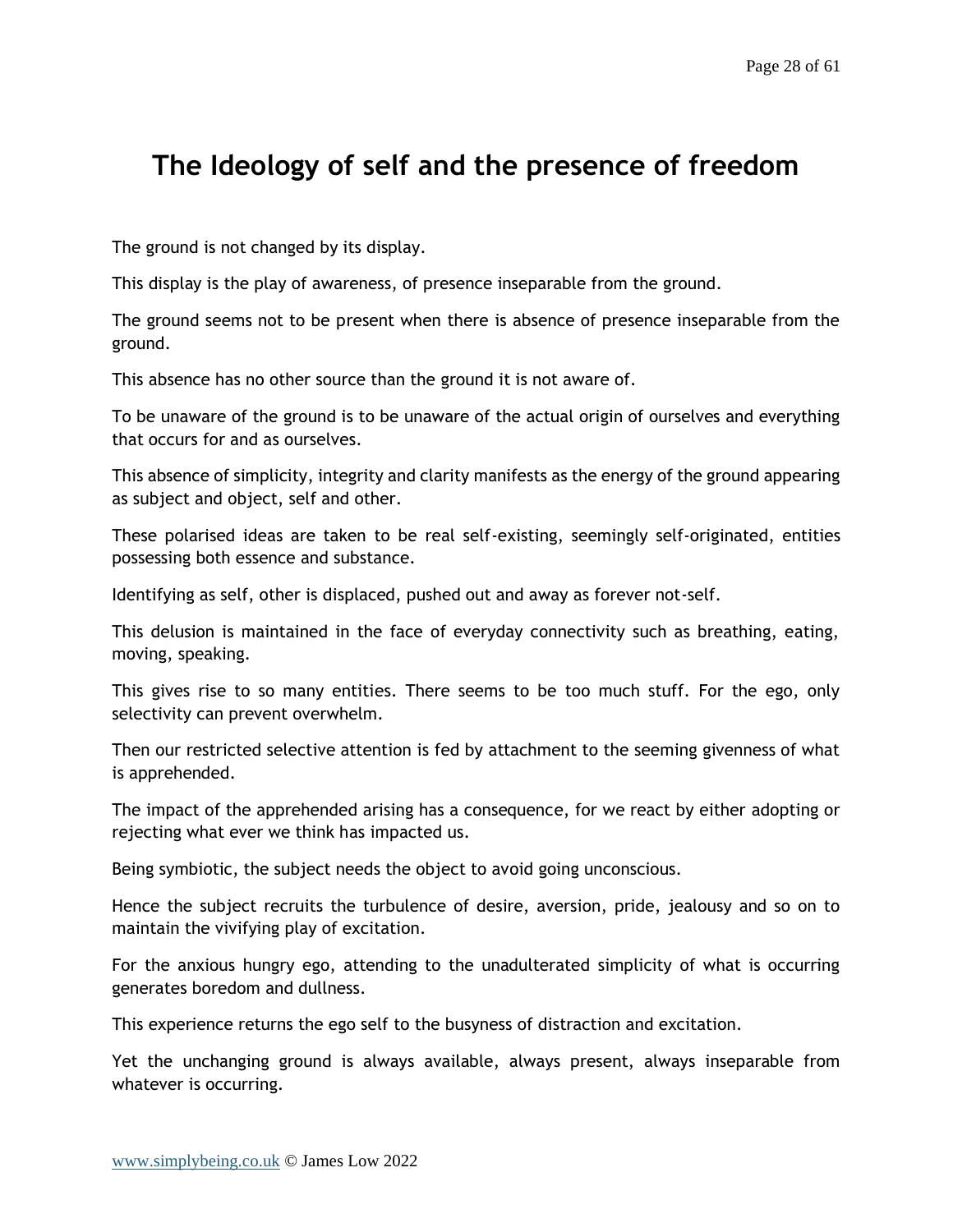# The Ideology of self and the presence of freedom

The ground is not changed by its display.

This display is the play of awareness, of presence inseparable from the ground.

The ground seems not to be present when there is absence of presence inseparable from the ground.

This absence has no other source than the ground it is not aware of.

To be unaware of the ground is to be unaware of the actual origin of ourselves and everything that occurs for and as ourselves.

This absence of simplicity, integrity and clarity manifests as the energy of the ground appearing as subject and object, self and other.

These polarised ideas are taken to be real self-existing, seemingly self-originated, entities possessing both essence and substance.

Identifying as self, other is displaced, pushed out and away as forever not-self.

This delusion is maintained in the face of everyday connectivity such as breathing, eating, moving, speaking.

This gives rise to so many entities. There seems to be too much stuff. For the ego, only selectivity can prevent overwhelm.

Then our restricted selective attention is fed by attachment to the seeming givenness of what is apprehended.

The impact of the apprehended arising has a consequence, for we react by either adopting or rejecting what ever we think has impacted us.

Being symbiotic, the subject needs the object to avoid going unconscious.

Hence the subject recruits the turbulence of desire, aversion, pride, jealousy and so on to maintain the vivifying play of excitation.

For the anxious hungry ego, attending to the unadulterated simplicity of what is occurring generates boredom and dullness.

This experience returns the ego self to the busyness of distraction and excitation.

Yet the unchanging ground is always available, always present, always inseparable from whatever is occurring.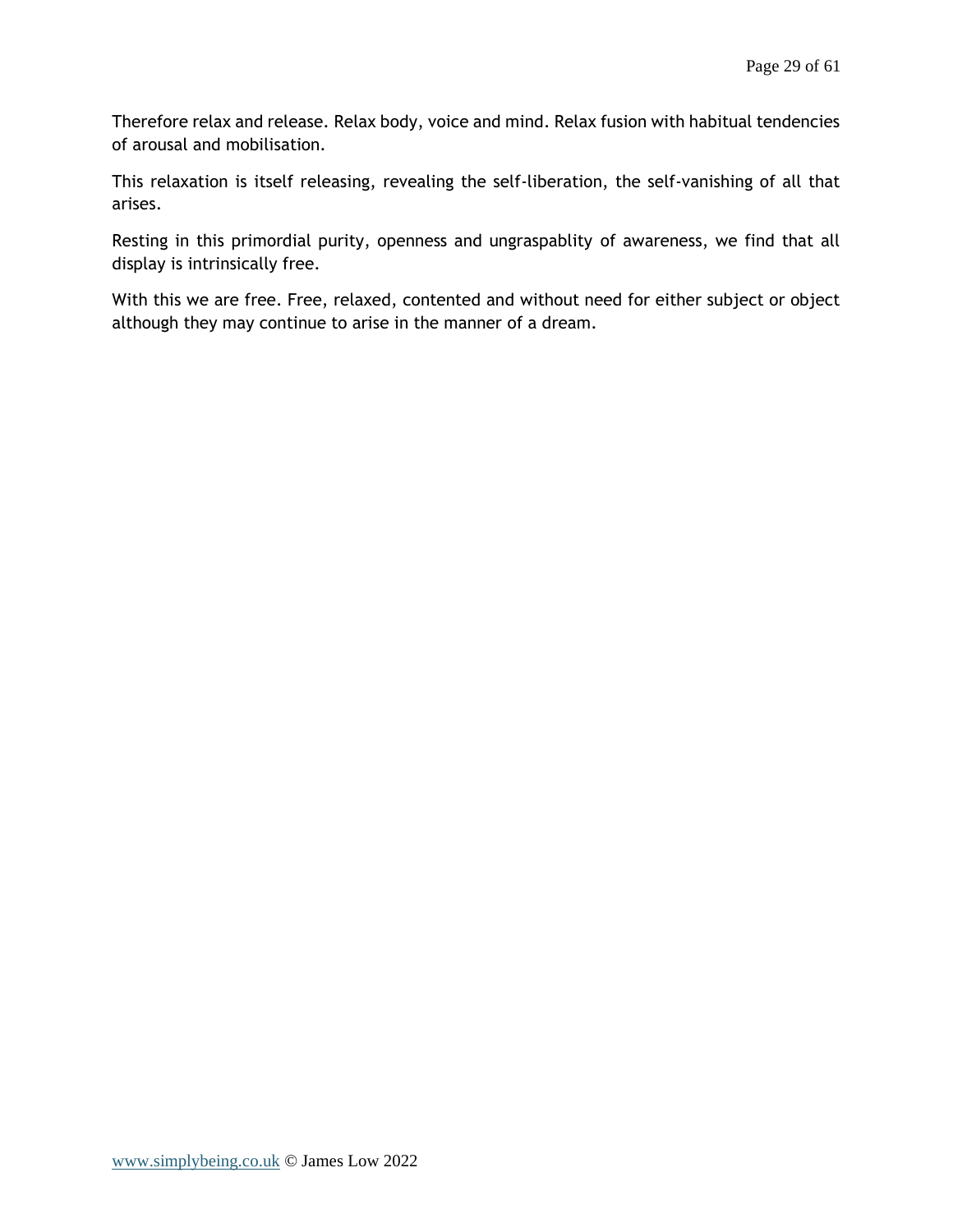Therefore relax and release. Relax body, voice and mind. Relax fusion with habitual tendencies of arousal and mobilisation.

This relaxation is itself releasing, revealing the self-liberation, the self-vanishing of all that arises.

Resting in this primordial purity, openness and ungraspablity of awareness, we find that all display is intrinsically free.

With this we are free. Free, relaxed, contented and without need for either subject or object although they may continue to arise in the manner of a dream.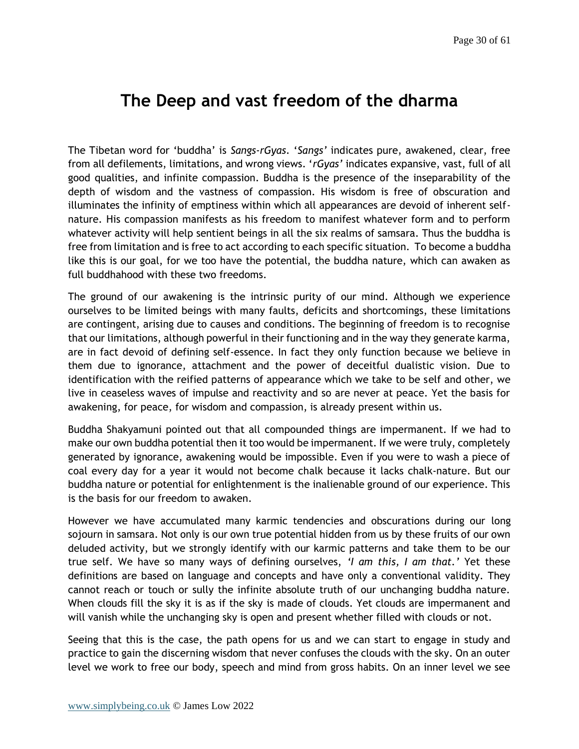# The Deep and vast freedom of the dharma

The Tibetan word for 'buddha' is *Sangs-rGyas*. '*Sangs*' indicates pure, awakened, clear, free from all defilements, limitations, and wrong views. '*rGyas*' indicates expansive, vast, full of all good qualities, and infinite compassion. Buddha is the presence of the inseparability of the depth of wisdom and the vastness of compassion. His wisdom is free of obscuration and illuminates the infinity of emptiness within which all appearances are devoid of inherent self-nature. His compassion manifests as his freedom to manifest whatever form and to perform whatever activity will help sentient beings in all the six realms of samsara. Thus the buddha is free from limitation and is free to act according to each specific situation. To become a buddha like this is our goal, for we too have the potential, the buddha nature, which can awaken as full buddhahood with these two freedoms.

The ground of our awakening is the intrinsic purity of our mind. Although we experience ourselves to be limited beings with many faults, deficits and shortcomings, these limitations are contingent, arising due to causes and conditions. The beginning of freedom is to recognise that our limitations, although powerful in their functioning and in the way they generate karma, are in fact devoid of defining self-essence. In fact they only function because we believe in them due to ignorance, attachment and the power of deceitful dualistic vision. Due to identification with the reified patterns of appearance which we take to be self and other, we live in ceaseless waves of impulse and reactivity and so are never at peace. Yet the basis for awakening, for peace, for wisdom and compassion, is already present within us.

Buddha Shakyamuni pointed out that all compounded things are impermanent. If we had to make our own buddha potential then it too would be impermanent. If we were truly, completely generated by ignorance, awakening would be impossible. Even if you were to wash a piece of coal every day for a year it would not become chalk because it lacks chalk-nature. But our buddha nature or potential for enlightenment is the inalienable ground of our experience. This is the basis for our freedom to awaken.

However we have accumulated many karmic tendencies and obscurations during our long sojourn in samsara. Not only is our own true potential hidden from us by these fruits of our own deluded activity, but we strongly identify with our karmic patterns and take them to be our true self. We have so many ways of defining ourselves, *'I am this, I am that.'* Yet these definitions are based on language and concepts and have only a conventional validity. They cannot reach or touch or sully the infinite absolute truth of our unchanging buddha nature. When clouds fill the sky it is as if the sky is made of clouds. Yet clouds are impermanent and will vanish while the unchanging sky is open and present whether filled with clouds or not.

Seeing that this is the case, the path opens for us and we can start to engage in study and practice to gain the discerning wisdom that never confuses the clouds with the sky. On an outer level we work to free our body, speech and mind from gross habits. On an inner level we see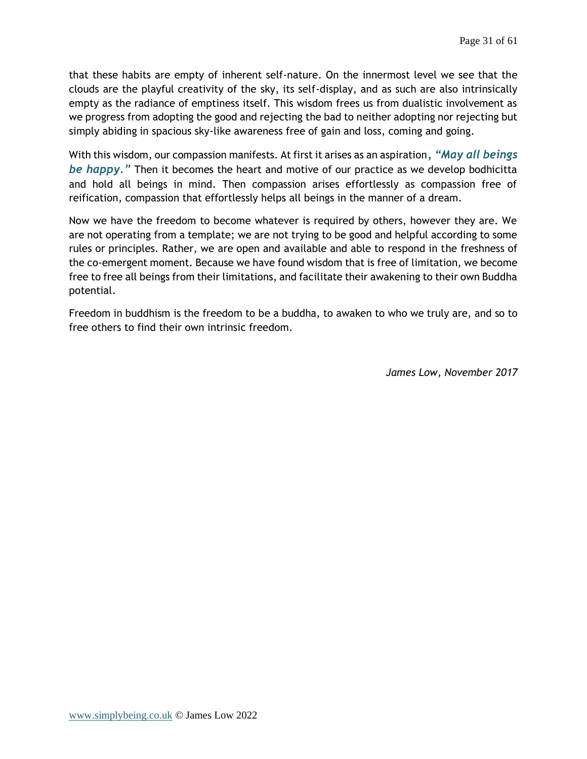that these habits are empty of inherent self-nature. On the innermost level we see that the clouds are the playful creativity of the sky, its self-display, and as such are also intrinsically empty as the radiance of emptiness itself. This wisdom frees us from dualistic involvement as we progress from adopting the good and rejecting the bad to neither adopting nor rejecting but simply abiding in spacious sky-like awareness free of gain and loss, coming and going.

With this wisdom, our compassion manifests. At first it arises as an aspiration***, "May all beings be happy."*** Then it becomes the heart and motive of our practice as we develop bodhicitta and hold all beings in mind. Then compassion arises effortlessly as compassion free of reification, compassion that effortlessly helps all beings in the manner of a dream.

Now we have the freedom to become whatever is required by others, however they are. We are not operating from a template; we are not trying to be good and helpful according to some rules or principles. Rather, we are open and available and able to respond in the freshness of the co-emergent moment. Because we have found wisdom that is free of limitation, we become free to free all beings from their limitations, and facilitate their awakening to their own Buddha potential.

Freedom in buddhism is the freedom to be a buddha, to awaken to who we truly are, and so to free others to find their own intrinsic freedom.

*James Low, November 2017*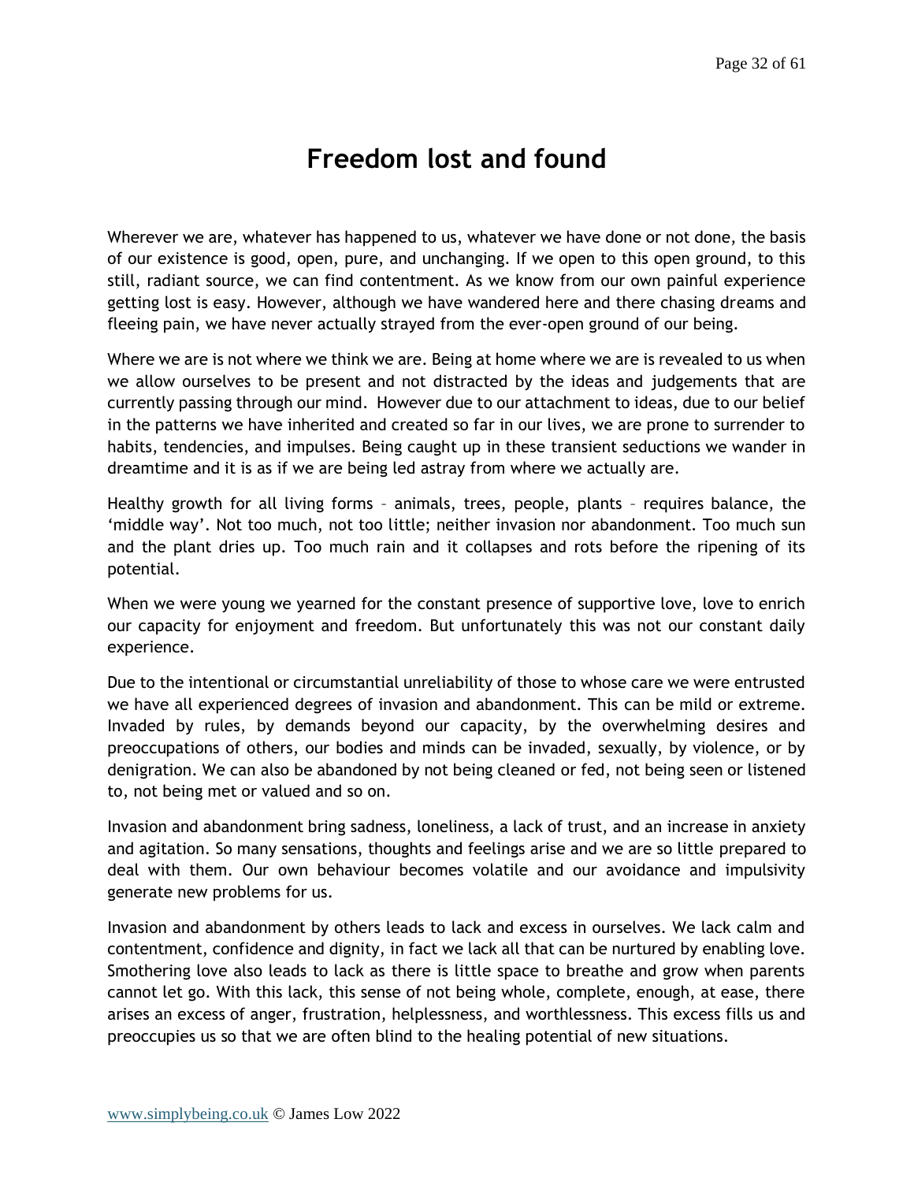# Freedom lost and found

Wherever we are, whatever has happened to us, whatever we have done or not done, the basis of our existence is good, open, pure, and unchanging. If we open to this open ground, to this still, radiant source, we can find contentment. As we know from our own painful experience getting lost is easy. However, although we have wandered here and there chasing dreams and fleeing pain, we have never actually strayed from the ever-open ground of our being.

Where we are is not where we think we are. Being at home where we are is revealed to us when we allow ourselves to be present and not distracted by the ideas and judgements that are currently passing through our mind. However due to our attachment to ideas, due to our belief in the patterns we have inherited and created so far in our lives, we are prone to surrender to habits, tendencies, and impulses. Being caught up in these transient seductions we wander in dreamtime and it is as if we are being led astray from where we actually are.

Healthy growth for all living forms – animals, trees, people, plants – requires balance, the 'middle way'. Not too much, not too little; neither invasion nor abandonment. Too much sun and the plant dries up. Too much rain and it collapses and rots before the ripening of its potential.

When we were young we yearned for the constant presence of supportive love, love to enrich our capacity for enjoyment and freedom. But unfortunately this was not our constant daily experience.

Due to the intentional or circumstantial unreliability of those to whose care we were entrusted we have all experienced degrees of invasion and abandonment. This can be mild or extreme. Invaded by rules, by demands beyond our capacity, by the overwhelming desires and preoccupations of others, our bodies and minds can be invaded, sexually, by violence, or by denigration. We can also be abandoned by not being cleaned or fed, not being seen or listened to, not being met or valued and so on.

Invasion and abandonment bring sadness, loneliness, a lack of trust, and an increase in anxiety and agitation. So many sensations, thoughts and feelings arise and we are so little prepared to deal with them. Our own behaviour becomes volatile and our avoidance and impulsivity generate new problems for us.

Invasion and abandonment by others leads to lack and excess in ourselves. We lack calm and contentment, confidence and dignity, in fact we lack all that can be nurtured by enabling love. Smothering love also leads to lack as there is little space to breathe and grow when parents cannot let go. With this lack, this sense of not being whole, complete, enough, at ease, there arises an excess of anger, frustration, helplessness, and worthlessness. This excess fills us and preoccupies us so that we are often blind to the healing potential of new situations.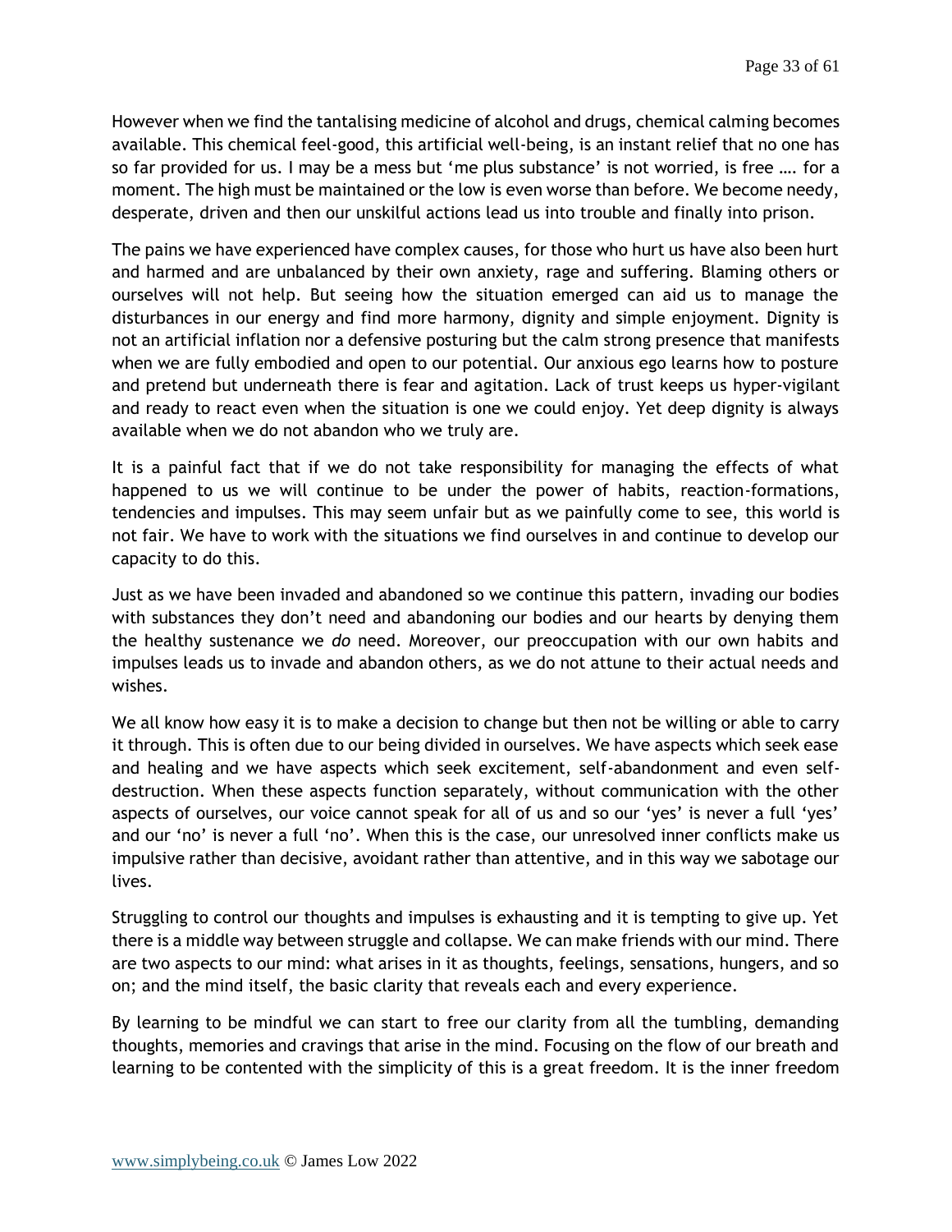However when we find the tantalising medicine of alcohol and drugs, chemical calming becomes available. This chemical feel-good, this artificial well-being, is an instant relief that no one has so far provided for us. I may be a mess but 'me plus substance' is not worried, is free …. for a moment. The high must be maintained or the low is even worse than before. We become needy, desperate, driven and then our unskilful actions lead us into trouble and finally into prison.

The pains we have experienced have complex causes, for those who hurt us have also been hurt and harmed and are unbalanced by their own anxiety, rage and suffering. Blaming others or ourselves will not help. But seeing how the situation emerged can aid us to manage the disturbances in our energy and find more harmony, dignity and simple enjoyment. Dignity is not an artificial inflation nor a defensive posturing but the calm strong presence that manifests when we are fully embodied and open to our potential. Our anxious ego learns how to posture and pretend but underneath there is fear and agitation. Lack of trust keeps us hyper-vigilant and ready to react even when the situation is one we could enjoy. Yet deep dignity is always available when we do not abandon who we truly are.

It is a painful fact that if we do not take responsibility for managing the effects of what happened to us we will continue to be under the power of habits, reaction-formations, tendencies and impulses. This may seem unfair but as we painfully come to see, this world is not fair. We have to work with the situations we find ourselves in and continue to develop our capacity to do this.

Just as we have been invaded and abandoned so we continue this pattern, invading our bodies with substances they don't need and abandoning our bodies and our hearts by denying them the healthy sustenance we *do* need. Moreover, our preoccupation with our own habits and impulses leads us to invade and abandon others, as we do not attune to their actual needs and wishes.

We all know how easy it is to make a decision to change but then not be willing or able to carry it through. This is often due to our being divided in ourselves. We have aspects which seek ease and healing and we have aspects which seek excitement, self-abandonment and even self-destruction. When these aspects function separately, without communication with the other aspects of ourselves, our voice cannot speak for all of us and so our 'yes' is never a full 'yes' and our 'no' is never a full 'no'. When this is the case, our unresolved inner conflicts make us impulsive rather than decisive, avoidant rather than attentive, and in this way we sabotage our lives.

Struggling to control our thoughts and impulses is exhausting and it is tempting to give up. Yet there is a middle way between struggle and collapse. We can make friends with our mind. There are two aspects to our mind: what arises in it as thoughts, feelings, sensations, hungers, and so on; and the mind itself, the basic clarity that reveals each and every experience.

By learning to be mindful we can start to free our clarity from all the tumbling, demanding thoughts, memories and cravings that arise in the mind. Focusing on the flow of our breath and learning to be contented with the simplicity of this is a great freedom. It is the inner freedom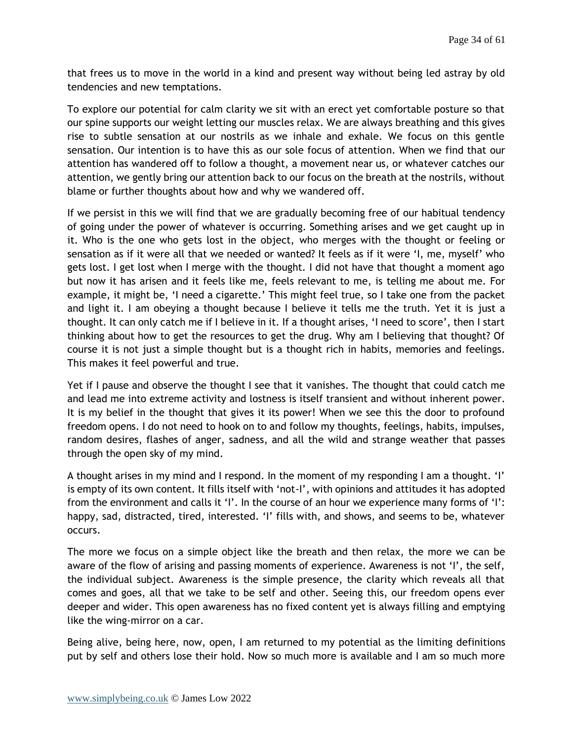that frees us to move in the world in a kind and present way without being led astray by old tendencies and new temptations.

To explore our potential for calm clarity we sit with an erect yet comfortable posture so that our spine supports our weight letting our muscles relax. We are always breathing and this gives rise to subtle sensation at our nostrils as we inhale and exhale. We focus on this gentle sensation. Our intention is to have this as our sole focus of attention. When we find that our attention has wandered off to follow a thought, a movement near us, or whatever catches our attention, we gently bring our attention back to our focus on the breath at the nostrils, without blame or further thoughts about how and why we wandered off.

If we persist in this we will find that we are gradually becoming free of our habitual tendency of going under the power of whatever is occurring. Something arises and we get caught up in it. Who is the one who gets lost in the object, who merges with the thought or feeling or sensation as if it were all that we needed or wanted? It feels as if it were 'I, me, myself' who gets lost. I get lost when I merge with the thought. I did not have that thought a moment ago but now it has arisen and it feels like me, feels relevant to me, is telling me about me. For example, it might be, 'I need a cigarette.' This might feel true, so I take one from the packet and light it. I am obeying a thought because I believe it tells me the truth. Yet it is just a thought. It can only catch me if I believe in it. If a thought arises, 'I need to score', then I start thinking about how to get the resources to get the drug. Why am I believing that thought? Of course it is not just a simple thought but is a thought rich in habits, memories and feelings. This makes it feel powerful and true.

Yet if I pause and observe the thought I see that it vanishes. The thought that could catch me and lead me into extreme activity and lostness is itself transient and without inherent power. It is my belief in the thought that gives it its power! When we see this the door to profound freedom opens. I do not need to hook on to and follow my thoughts, feelings, habits, impulses, random desires, flashes of anger, sadness, and all the wild and strange weather that passes through the open sky of my mind.

A thought arises in my mind and I respond. In the moment of my responding I am a thought. 'I' is empty of its own content. It fills itself with 'not-I', with opinions and attitudes it has adopted from the environment and calls it 'I'. In the course of an hour we experience many forms of 'I': happy, sad, distracted, tired, interested. 'I' fills with, and shows, and seems to be, whatever occurs.

The more we focus on a simple object like the breath and then relax, the more we can be aware of the flow of arising and passing moments of experience. Awareness is not 'I', the self, the individual subject. Awareness is the simple presence, the clarity which reveals all that comes and goes, all that we take to be self and other. Seeing this, our freedom opens ever deeper and wider. This open awareness has no fixed content yet is always filling and emptying like the wing-mirror on a car.

Being alive, being here, now, open, I am returned to my potential as the limiting definitions put by self and others lose their hold. Now so much more is available and I am so much more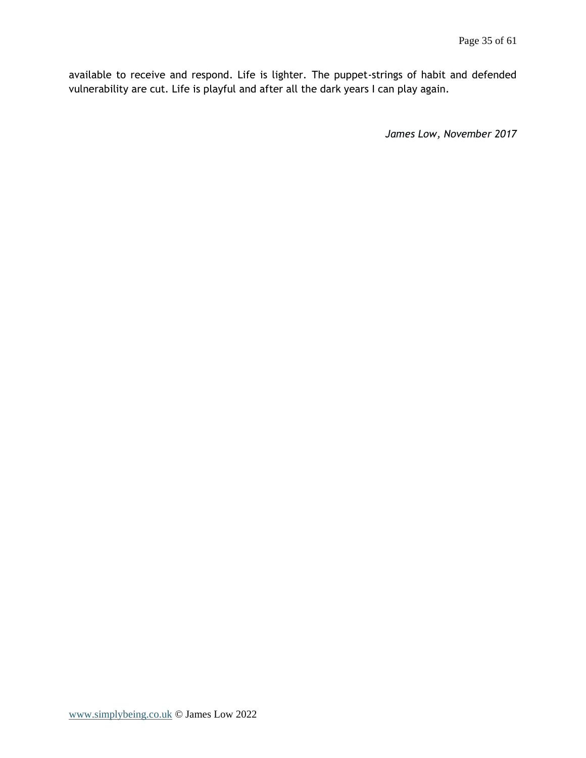available to receive and respond. Life is lighter. The puppet-strings of habit and defended vulnerability are cut. Life is playful and after all the dark years I can play again.

*James Low, November 2017*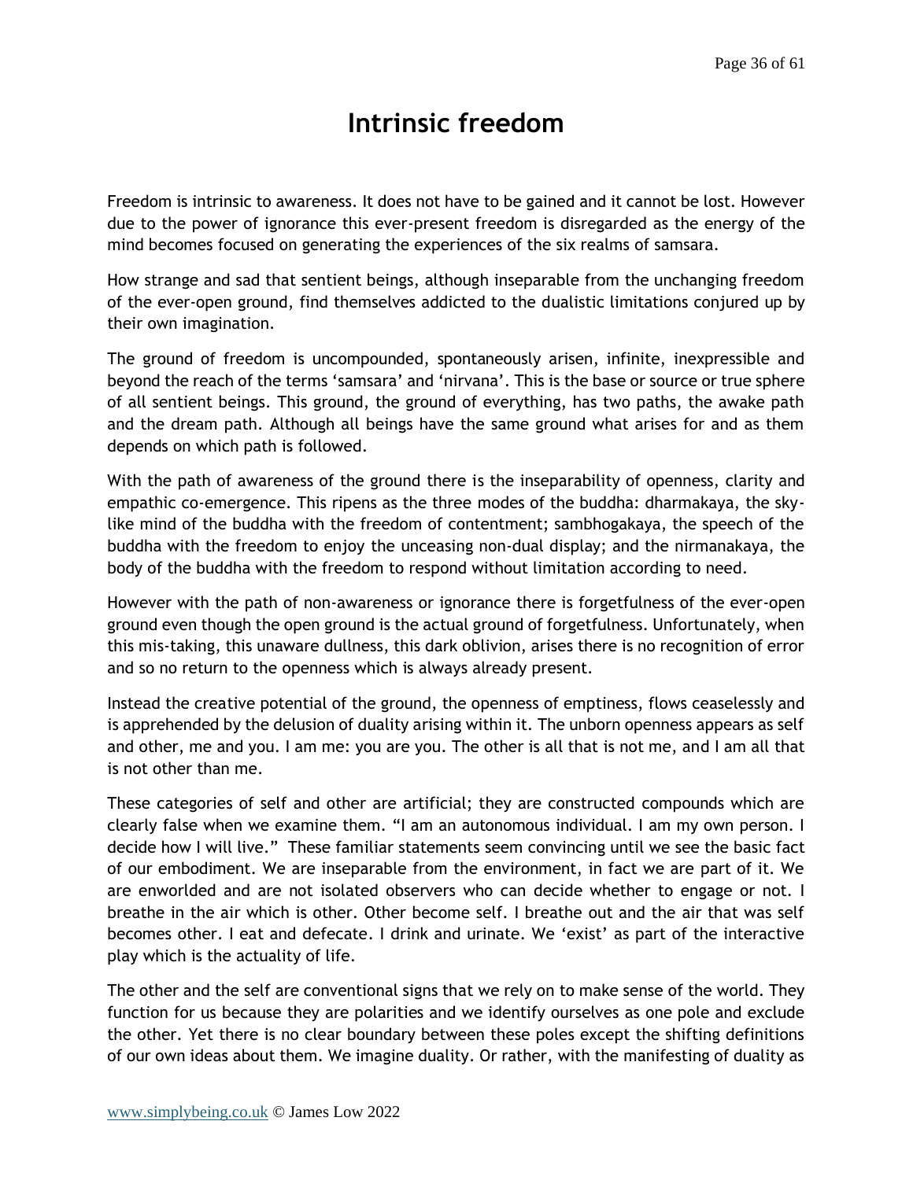# Intrinsic freedom

Freedom is intrinsic to awareness. It does not have to be gained and it cannot be lost. However due to the power of ignorance this ever-present freedom is disregarded as the energy of the mind becomes focused on generating the experiences of the six realms of samsara.

How strange and sad that sentient beings, although inseparable from the unchanging freedom of the ever-open ground, find themselves addicted to the dualistic limitations conjured up by their own imagination.

The ground of freedom is uncompounded, spontaneously arisen, infinite, inexpressible and beyond the reach of the terms 'samsara' and 'nirvana'. This is the base or source or true sphere of all sentient beings. This ground, the ground of everything, has two paths, the awake path and the dream path. Although all beings have the same ground what arises for and as them depends on which path is followed.

With the path of awareness of the ground there is the inseparability of openness, clarity and empathic co-emergence. This ripens as the three modes of the buddha: dharmakaya, the sky-like mind of the buddha with the freedom of contentment; sambhogakaya, the speech of the buddha with the freedom to enjoy the unceasing non-dual display; and the nirmanakaya, the body of the buddha with the freedom to respond without limitation according to need.

However with the path of non-awareness or ignorance there is forgetfulness of the ever-open ground even though the open ground is the actual ground of forgetfulness. Unfortunately, when this mis-taking, this unaware dullness, this dark oblivion, arises there is no recognition of error and so no return to the openness which is always already present.

Instead the creative potential of the ground, the openness of emptiness, flows ceaselessly and is apprehended by the delusion of duality arising within it. The unborn openness appears as self and other, me and you. I am me: you are you. The other is all that is not me, and I am all that is not other than me.

These categories of self and other are artificial; they are constructed compounds which are clearly false when we examine them. "I am an autonomous individual. I am my own person. I decide how I will live." These familiar statements seem convincing until we see the basic fact of our embodiment. We are inseparable from the environment, in fact we are part of it. We are enworlded and are not isolated observers who can decide whether to engage or not. I breathe in the air which is other. Other become self. I breathe out and the air that was self becomes other. I eat and defecate. I drink and urinate. We 'exist' as part of the interactive play which is the actuality of life.

The other and the self are conventional signs that we rely on to make sense of the world. They function for us because they are polarities and we identify ourselves as one pole and exclude the other. Yet there is no clear boundary between these poles except the shifting definitions of our own ideas about them. We imagine duality. Or rather, with the manifesting of duality as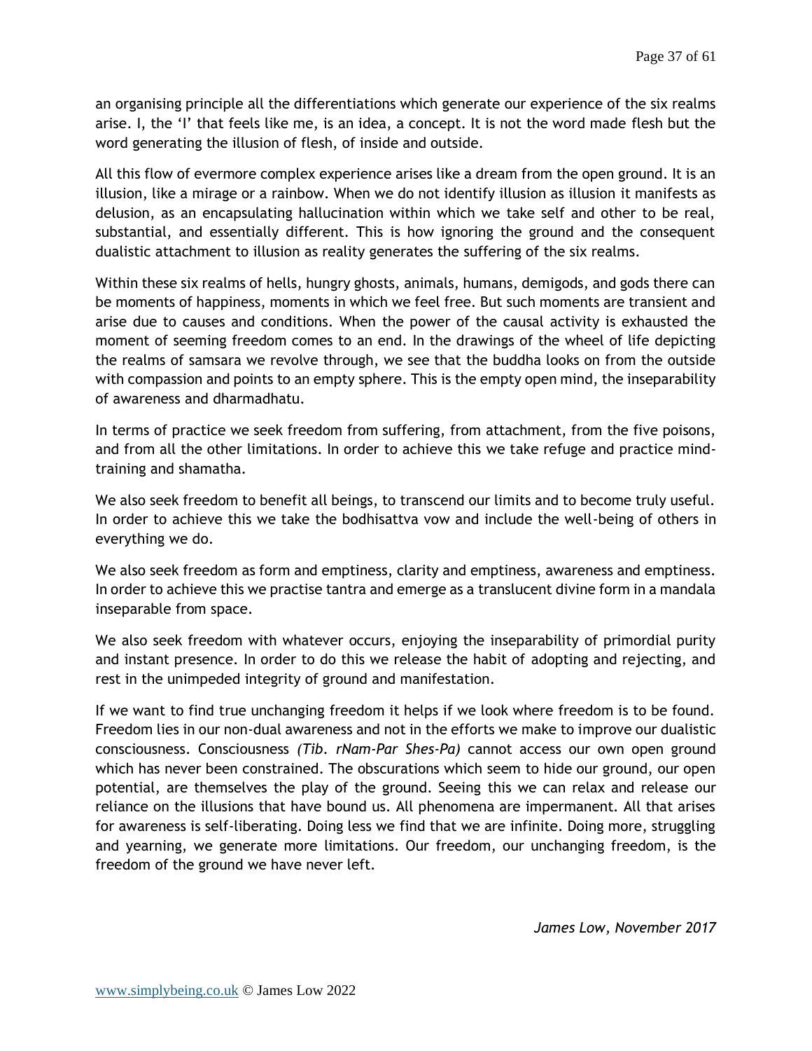an organising principle all the differentiations which generate our experience of the six realms arise. I, the 'I' that feels like me, is an idea, a concept. It is not the word made flesh but the word generating the illusion of flesh, of inside and outside.

All this flow of evermore complex experience arises like a dream from the open ground. It is an illusion, like a mirage or a rainbow. When we do not identify illusion as illusion it manifests as delusion, as an encapsulating hallucination within which we take self and other to be real, substantial, and essentially different. This is how ignoring the ground and the consequent dualistic attachment to illusion as reality generates the suffering of the six realms.

Within these six realms of hells, hungry ghosts, animals, humans, demigods, and gods there can be moments of happiness, moments in which we feel free. But such moments are transient and arise due to causes and conditions. When the power of the causal activity is exhausted the moment of seeming freedom comes to an end. In the drawings of the wheel of life depicting the realms of samsara we revolve through, we see that the buddha looks on from the outside with compassion and points to an empty sphere. This is the empty open mind, the inseparability of awareness and dharmadhatu.

In terms of practice we seek freedom from suffering, from attachment, from the five poisons, and from all the other limitations. In order to achieve this we take refuge and practice mind-training and shamatha.

We also seek freedom to benefit all beings, to transcend our limits and to become truly useful. In order to achieve this we take the bodhisattva vow and include the well-being of others in everything we do.

We also seek freedom as form and emptiness, clarity and emptiness, awareness and emptiness. In order to achieve this we practise tantra and emerge as a translucent divine form in a mandala inseparable from space.

We also seek freedom with whatever occurs, enjoying the inseparability of primordial purity and instant presence. In order to do this we release the habit of adopting and rejecting, and rest in the unimpeded integrity of ground and manifestation.

If we want to find true unchanging freedom it helps if we look where freedom is to be found. Freedom lies in our non-dual awareness and not in the efforts we make to improve our dualistic consciousness. Consciousness *(Tib. rNam-Par Shes-Pa)* cannot access our own open ground which has never been constrained. The obscurations which seem to hide our ground, our open potential, are themselves the play of the ground. Seeing this we can relax and release our reliance on the illusions that have bound us. All phenomena are impermanent. All that arises for awareness is self-liberating. Doing less we find that we are infinite. Doing more, struggling and yearning, we generate more limitations. Our freedom, our unchanging freedom, is the freedom of the ground we have never left.

*James Low, November 2017*

www.simplybeing.co.uk © James Low 2022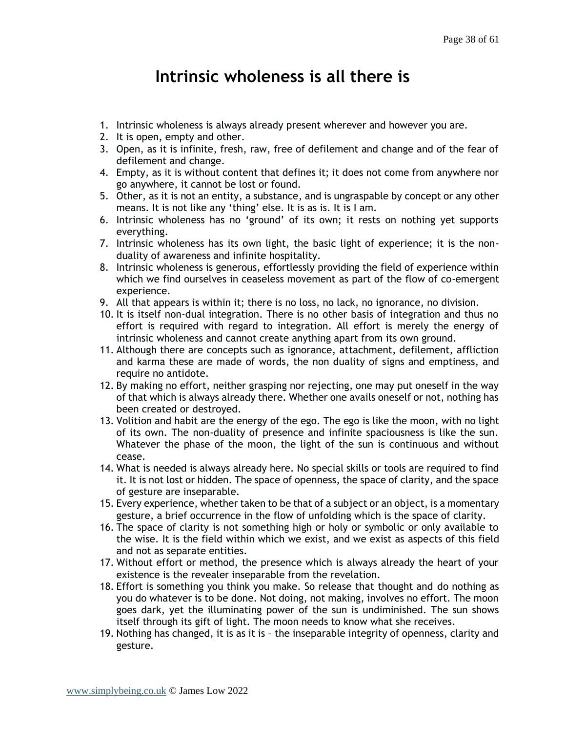# Intrinsic wholeness is all there is

1. Intrinsic wholeness is always already present wherever and however you are.
2. It is open, empty and other.
3. Open, as it is infinite, fresh, raw, free of defilement and change and of the fear of defilement and change.
4. Empty, as it is without content that defines it; it does not come from anywhere nor go anywhere, it cannot be lost or found.
5. Other, as it is not an entity, a substance, and is ungraspable by concept or any other means. It is not like any 'thing' else. It is as is. It is I am.
6. Intrinsic wholeness has no 'ground' of its own; it rests on nothing yet supports everything.
7. Intrinsic wholeness has its own light, the basic light of experience; it is the non-duality of awareness and infinite hospitality.
8. Intrinsic wholeness is generous, effortlessly providing the field of experience within which we find ourselves in ceaseless movement as part of the flow of co-emergent experience.
9. All that appears is within it; there is no loss, no lack, no ignorance, no division.
10. It is itself non-dual integration. There is no other basis of integration and thus no effort is required with regard to integration. All effort is merely the energy of intrinsic wholeness and cannot create anything apart from its own ground.
11. Although there are concepts such as ignorance, attachment, defilement, affliction and karma these are made of words, the non duality of signs and emptiness, and require no antidote.
12. By making no effort, neither grasping nor rejecting, one may put oneself in the way of that which is always already there. Whether one avails oneself or not, nothing has been created or destroyed.
13. Volition and habit are the energy of the ego. The ego is like the moon, with no light of its own. The non-duality of presence and infinite spaciousness is like the sun. Whatever the phase of the moon, the light of the sun is continuous and without cease.
14. What is needed is always already here. No special skills or tools are required to find it. It is not lost or hidden. The space of openness, the space of clarity, and the space of gesture are inseparable.
15. Every experience, whether taken to be that of a subject or an object, is a momentary gesture, a brief occurrence in the flow of unfolding which is the space of clarity.
16. The space of clarity is not something high or holy or symbolic or only available to the wise. It is the field within which we exist, and we exist as aspects of this field and not as separate entities.
17. Without effort or method, the presence which is always already the heart of your existence is the revealer inseparable from the revelation.
18. Effort is something you think you make. So release that thought and do nothing as you do whatever is to be done. Not doing, not making, involves no effort. The moon goes dark, yet the illuminating power of the sun is undiminished. The sun shows itself through its gift of light. The moon needs to know what she receives.
19. Nothing has changed, it is as it is – the inseparable integrity of openness, clarity and gesture.

www.simplybeing.co.uk © James Low 2022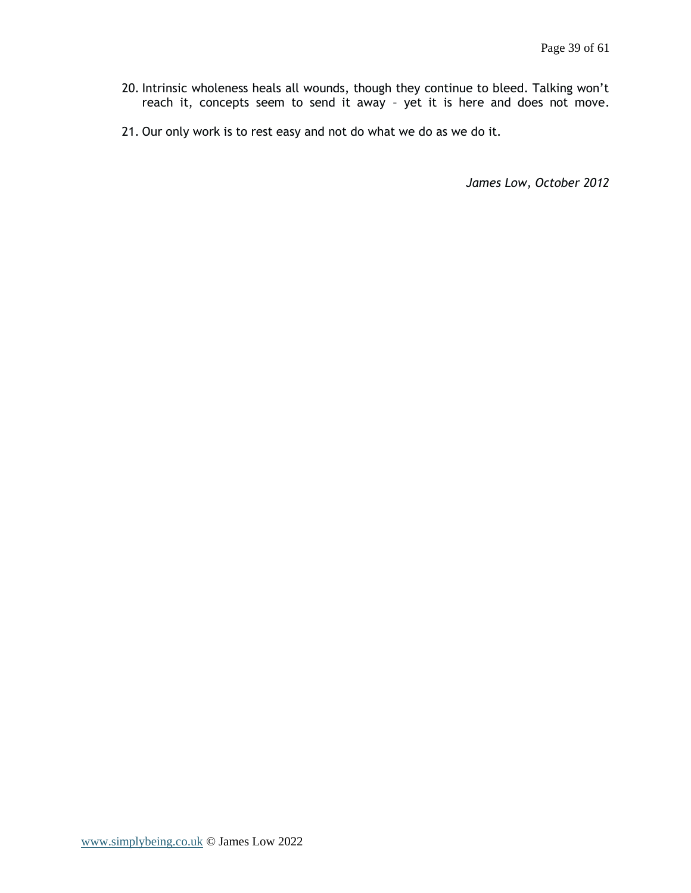20. Intrinsic wholeness heals all wounds, though they continue to bleed. Talking won't reach it, concepts seem to send it away – yet it is here and does not move.

21. Our only work is to rest easy and not do what we do as we do it.

*James Low, October 2012*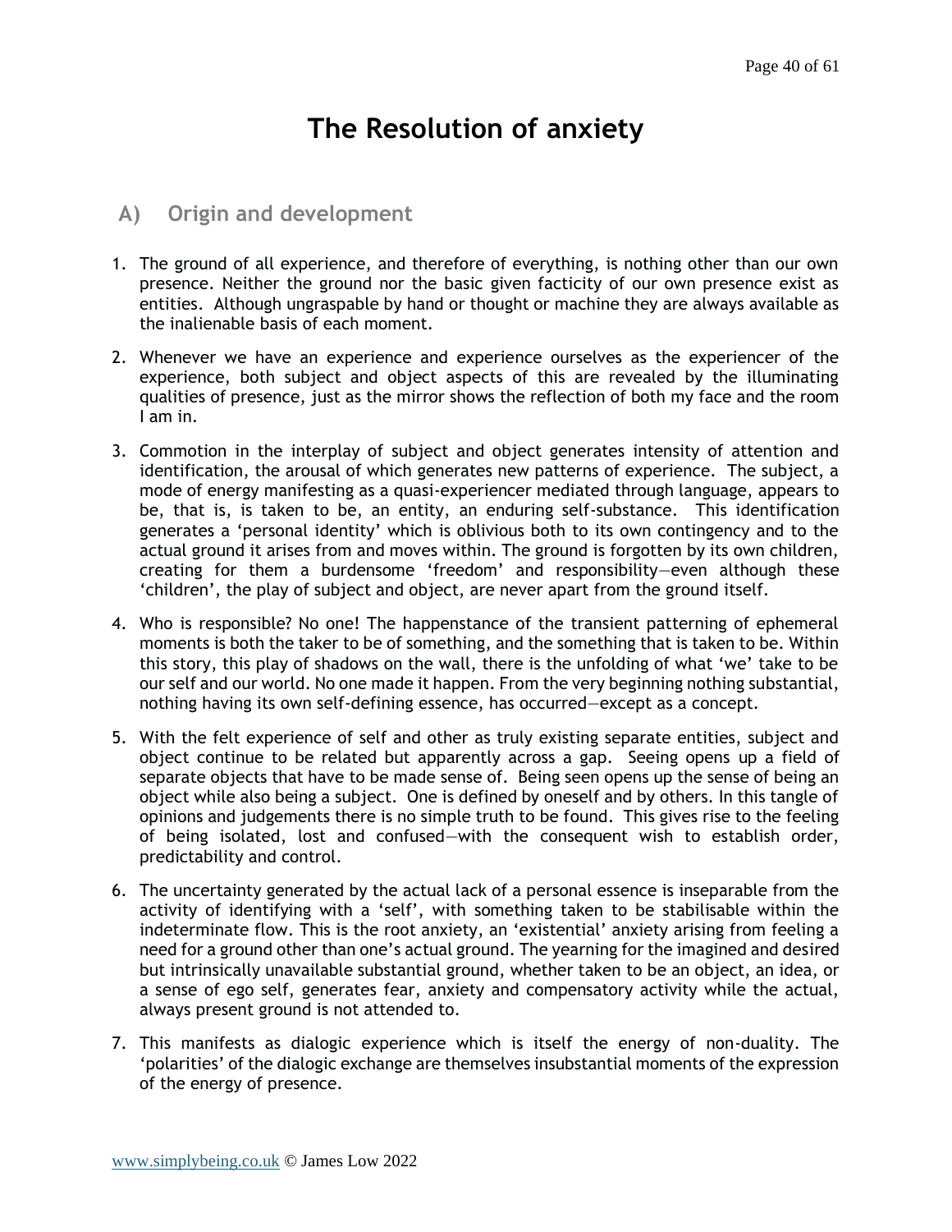# The Resolution of anxiety

## A) Origin and development

1. The ground of all experience, and therefore of everything, is nothing other than our own presence. Neither the ground nor the basic given facticity of our own presence exist as entities. Although ungraspable by hand or thought or machine they are always available as the inalienable basis of each moment.

2. Whenever we have an experience and experience ourselves as the experiencer of the experience, both subject and object aspects of this are revealed by the illuminating qualities of presence, just as the mirror shows the reflection of both my face and the room I am in.

3. Commotion in the interplay of subject and object generates intensity of attention and identification, the arousal of which generates new patterns of experience. The subject, a mode of energy manifesting as a quasi-experiencer mediated through language, appears to be, that is, is taken to be, an entity, an enduring self-substance. This identification generates a 'personal identity' which is oblivious both to its own contingency and to the actual ground it arises from and moves within. The ground is forgotten by its own children, creating for them a burdensome 'freedom' and responsibility—even although these 'children', the play of subject and object, are never apart from the ground itself.

4. Who is responsible? No one! The happenstance of the transient patterning of ephemeral moments is both the taker to be of something, and the something that is taken to be. Within this story, this play of shadows on the wall, there is the unfolding of what 'we' take to be our self and our world. No one made it happen. From the very beginning nothing substantial, nothing having its own self-defining essence, has occurred—except as a concept.

5. With the felt experience of self and other as truly existing separate entities, subject and object continue to be related but apparently across a gap. Seeing opens up a field of separate objects that have to be made sense of. Being seen opens up the sense of being an object while also being a subject. One is defined by oneself and by others. In this tangle of opinions and judgements there is no simple truth to be found. This gives rise to the feeling of being isolated, lost and confused—with the consequent wish to establish order, predictability and control.

6. The uncertainty generated by the actual lack of a personal essence is inseparable from the activity of identifying with a 'self', with something taken to be stabilisable within the indeterminate flow. This is the root anxiety, an 'existential' anxiety arising from feeling a need for a ground other than one's actual ground. The yearning for the imagined and desired but intrinsically unavailable substantial ground, whether taken to be an object, an idea, or a sense of ego self, generates fear, anxiety and compensatory activity while the actual, always present ground is not attended to.

7. This manifests as dialogic experience which is itself the energy of non-duality. The 'polarities' of the dialogic exchange are themselves insubstantial moments of the expression of the energy of presence.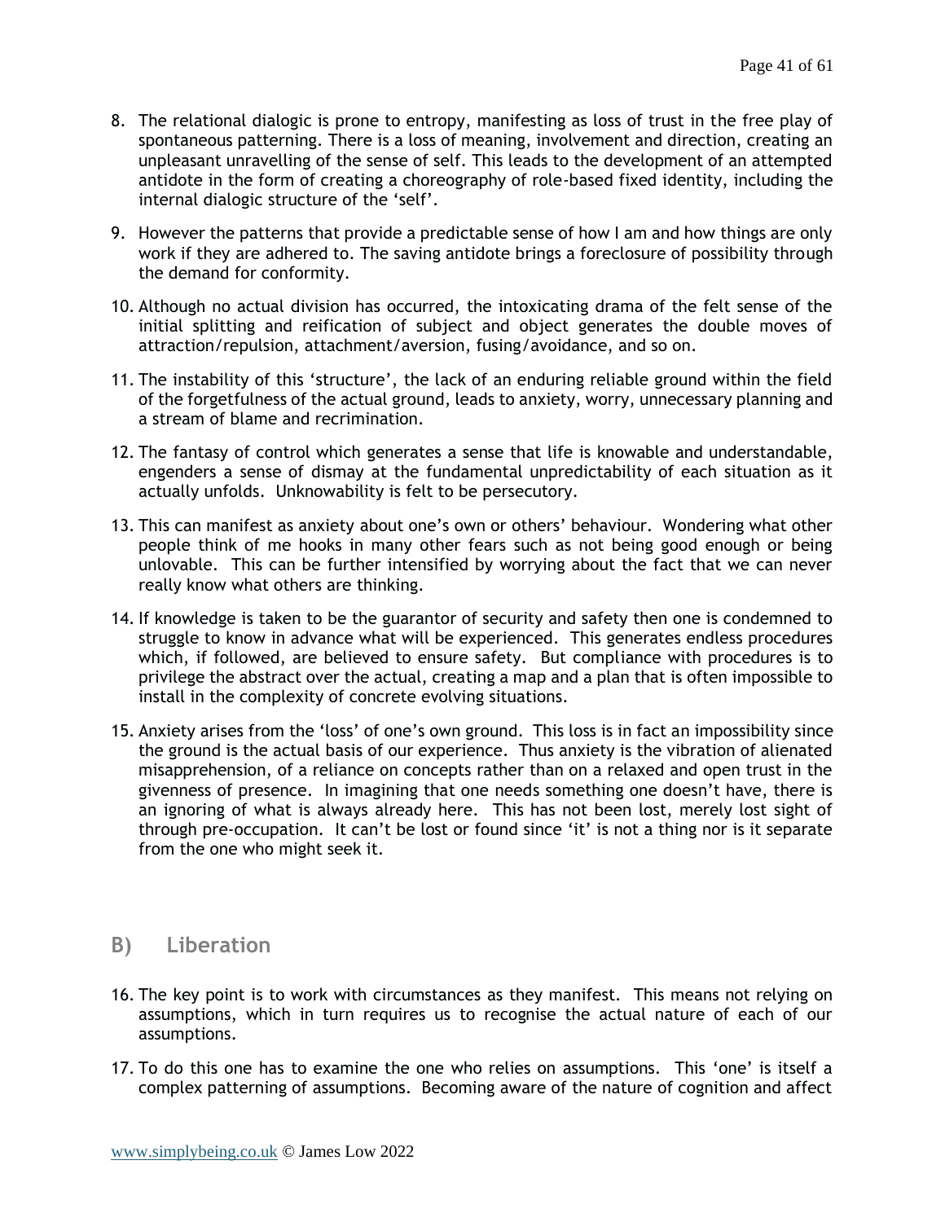8. The relational dialogic is prone to entropy, manifesting as loss of trust in the free play of spontaneous patterning. There is a loss of meaning, involvement and direction, creating an unpleasant unravelling of the sense of self. This leads to the development of an attempted antidote in the form of creating a choreography of role-based fixed identity, including the internal dialogic structure of the 'self'.

9. However the patterns that provide a predictable sense of how I am and how things are only work if they are adhered to. The saving antidote brings a foreclosure of possibility through the demand for conformity.

10. Although no actual division has occurred, the intoxicating drama of the felt sense of the initial splitting and reification of subject and object generates the double moves of attraction/repulsion, attachment/aversion, fusing/avoidance, and so on.

11. The instability of this 'structure', the lack of an enduring reliable ground within the field of the forgetfulness of the actual ground, leads to anxiety, worry, unnecessary planning and a stream of blame and recrimination.

12. The fantasy of control which generates a sense that life is knowable and understandable, engenders a sense of dismay at the fundamental unpredictability of each situation as it actually unfolds. Unknowability is felt to be persecutory.

13. This can manifest as anxiety about one's own or others' behaviour. Wondering what other people think of me hooks in many other fears such as not being good enough or being unlovable. This can be further intensified by worrying about the fact that we can never really know what others are thinking.

14. If knowledge is taken to be the guarantor of security and safety then one is condemned to struggle to know in advance what will be experienced. This generates endless procedures which, if followed, are believed to ensure safety. But compliance with procedures is to privilege the abstract over the actual, creating a map and a plan that is often impossible to install in the complexity of concrete evolving situations.

15. Anxiety arises from the 'loss' of one's own ground. This loss is in fact an impossibility since the ground is the actual basis of our experience. Thus anxiety is the vibration of alienated misapprehension, of a reliance on concepts rather than on a relaxed and open trust in the givenness of presence. In imagining that one needs something one doesn't have, there is an ignoring of what is always already here. This has not been lost, merely lost sight of through pre-occupation. It can't be lost or found since 'it' is not a thing nor is it separate from the one who might seek it.

## B) Liberation

16. The key point is to work with circumstances as they manifest. This means not relying on assumptions, which in turn requires us to recognise the actual nature of each of our assumptions.

17. To do this one has to examine the one who relies on assumptions. This 'one' is itself a complex patterning of assumptions. Becoming aware of the nature of cognition and affect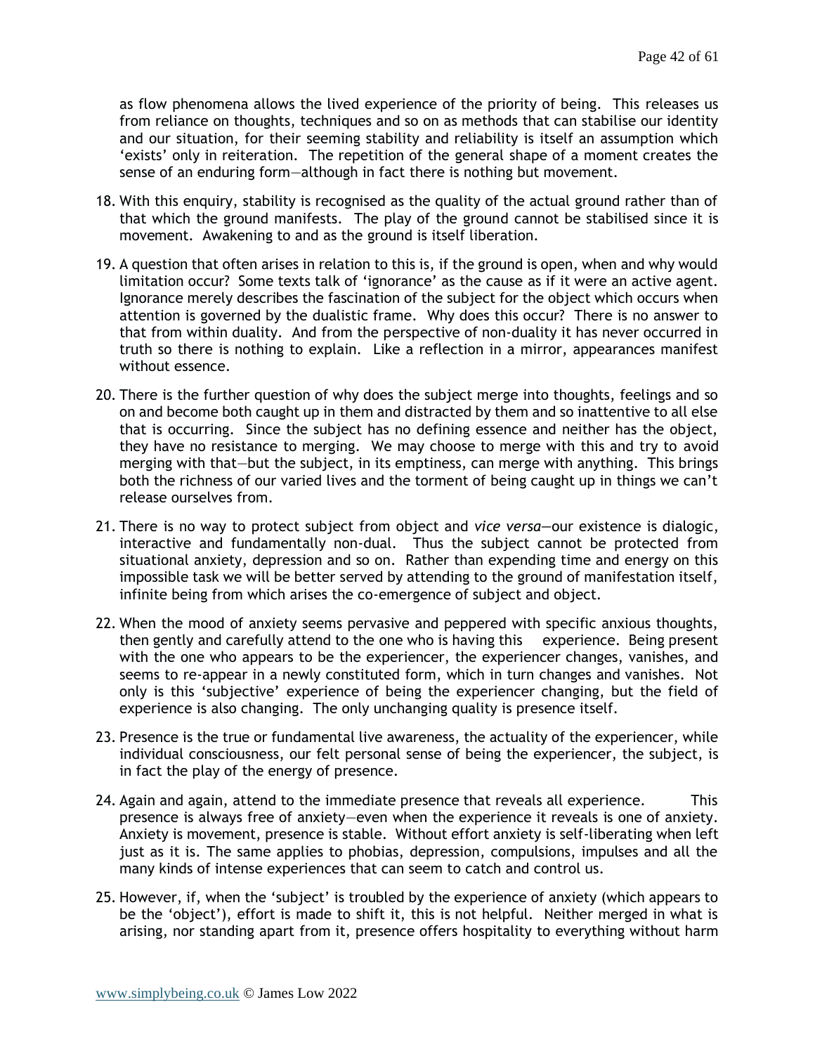as flow phenomena allows the lived experience of the priority of being. This releases us from reliance on thoughts, techniques and so on as methods that can stabilise our identity and our situation, for their seeming stability and reliability is itself an assumption which 'exists' only in reiteration. The repetition of the general shape of a moment creates the sense of an enduring form—although in fact there is nothing but movement.

18. With this enquiry, stability is recognised as the quality of the actual ground rather than of that which the ground manifests. The play of the ground cannot be stabilised since it is movement. Awakening to and as the ground is itself liberation.

19. A question that often arises in relation to this is, if the ground is open, when and why would limitation occur? Some texts talk of 'ignorance' as the cause as if it were an active agent. Ignorance merely describes the fascination of the subject for the object which occurs when attention is governed by the dualistic frame. Why does this occur? There is no answer to that from within duality. And from the perspective of non-duality it has never occurred in truth so there is nothing to explain. Like a reflection in a mirror, appearances manifest without essence.

20. There is the further question of why does the subject merge into thoughts, feelings and so on and become both caught up in them and distracted by them and so inattentive to all else that is occurring. Since the subject has no defining essence and neither has the object, they have no resistance to merging. We may choose to merge with this and try to avoid merging with that—but the subject, in its emptiness, can merge with anything. This brings both the richness of our varied lives and the torment of being caught up in things we can't release ourselves from.

21. There is no way to protect subject from object and *vice versa*—our existence is dialogic, interactive and fundamentally non-dual. Thus the subject cannot be protected from situational anxiety, depression and so on. Rather than expending time and energy on this impossible task we will be better served by attending to the ground of manifestation itself, infinite being from which arises the co-emergence of subject and object.

22. When the mood of anxiety seems pervasive and peppered with specific anxious thoughts, then gently and carefully attend to the one who is having this experience. Being present with the one who appears to be the experiencer, the experiencer changes, vanishes, and seems to re-appear in a newly constituted form, which in turn changes and vanishes. Not only is this 'subjective' experience of being the experiencer changing, but the field of experience is also changing. The only unchanging quality is presence itself.

23. Presence is the true or fundamental live awareness, the actuality of the experiencer, while individual consciousness, our felt personal sense of being the experiencer, the subject, is in fact the play of the energy of presence.

24. Again and again, attend to the immediate presence that reveals all experience. This presence is always free of anxiety—even when the experience it reveals is one of anxiety. Anxiety is movement, presence is stable. Without effort anxiety is self-liberating when left just as it is. The same applies to phobias, depression, compulsions, impulses and all the many kinds of intense experiences that can seem to catch and control us.

25. However, if, when the 'subject' is troubled by the experience of anxiety (which appears to be the 'object'), effort is made to shift it, this is not helpful. Neither merged in what is arising, nor standing apart from it, presence offers hospitality to everything without harm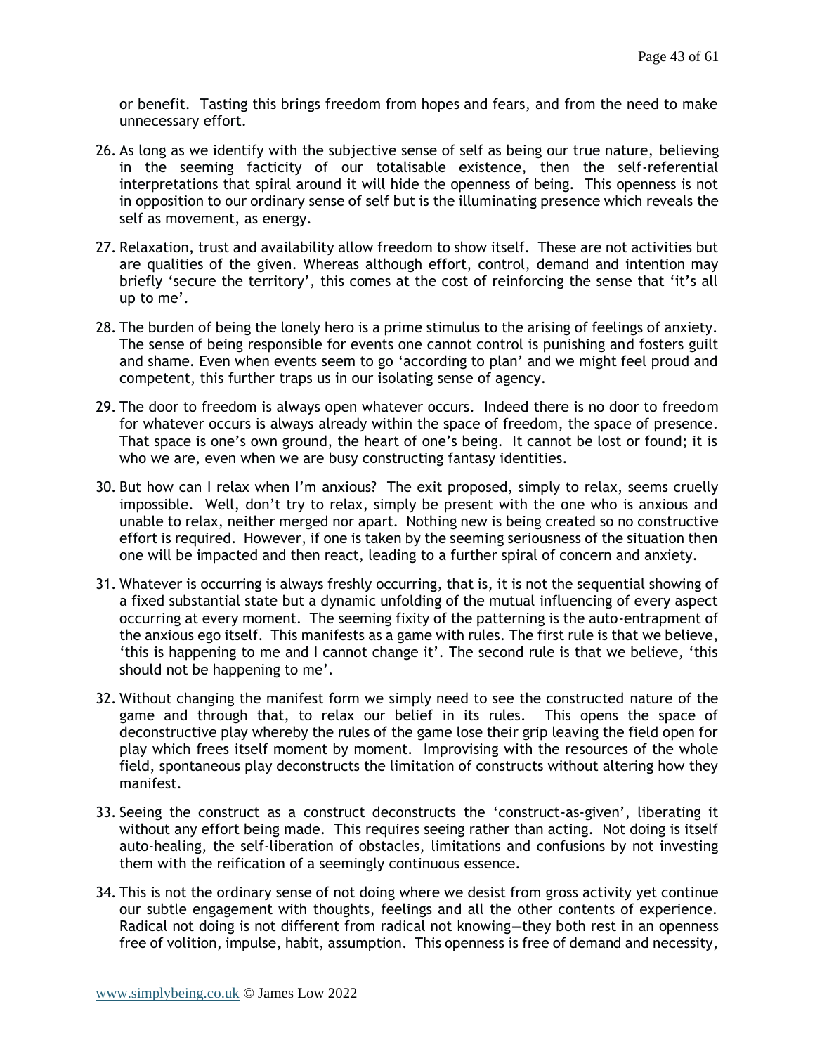or benefit. Tasting this brings freedom from hopes and fears, and from the need to make unnecessary effort.

26. As long as we identify with the subjective sense of self as being our true nature, believing in the seeming facticity of our totalisable existence, then the self-referential interpretations that spiral around it will hide the openness of being. This openness is not in opposition to our ordinary sense of self but is the illuminating presence which reveals the self as movement, as energy.

27. Relaxation, trust and availability allow freedom to show itself. These are not activities but are qualities of the given. Whereas although effort, control, demand and intention may briefly 'secure the territory', this comes at the cost of reinforcing the sense that 'it's all up to me'.

28. The burden of being the lonely hero is a prime stimulus to the arising of feelings of anxiety. The sense of being responsible for events one cannot control is punishing and fosters guilt and shame. Even when events seem to go 'according to plan' and we might feel proud and competent, this further traps us in our isolating sense of agency.

29. The door to freedom is always open whatever occurs. Indeed there is no door to freedom for whatever occurs is always already within the space of freedom, the space of presence. That space is one's own ground, the heart of one's being. It cannot be lost or found; it is who we are, even when we are busy constructing fantasy identities.

30. But how can I relax when I'm anxious? The exit proposed, simply to relax, seems cruelly impossible. Well, don't try to relax, simply be present with the one who is anxious and unable to relax, neither merged nor apart. Nothing new is being created so no constructive effort is required. However, if one is taken by the seeming seriousness of the situation then one will be impacted and then react, leading to a further spiral of concern and anxiety.

31. Whatever is occurring is always freshly occurring, that is, it is not the sequential showing of a fixed substantial state but a dynamic unfolding of the mutual influencing of every aspect occurring at every moment. The seeming fixity of the patterning is the auto-entrapment of the anxious ego itself. This manifests as a game with rules. The first rule is that we believe, 'this is happening to me and I cannot change it'. The second rule is that we believe, 'this should not be happening to me'.

32. Without changing the manifest form we simply need to see the constructed nature of the game and through that, to relax our belief in its rules. This opens the space of deconstructive play whereby the rules of the game lose their grip leaving the field open for play which frees itself moment by moment. Improvising with the resources of the whole field, spontaneous play deconstructs the limitation of constructs without altering how they manifest.

33. Seeing the construct as a construct deconstructs the 'construct-as-given', liberating it without any effort being made. This requires seeing rather than acting. Not doing is itself auto-healing, the self-liberation of obstacles, limitations and confusions by not investing them with the reification of a seemingly continuous essence.

34. This is not the ordinary sense of not doing where we desist from gross activity yet continue our subtle engagement with thoughts, feelings and all the other contents of experience. Radical not doing is not different from radical not knowing—they both rest in an openness free of volition, impulse, habit, assumption. This openness is free of demand and necessity,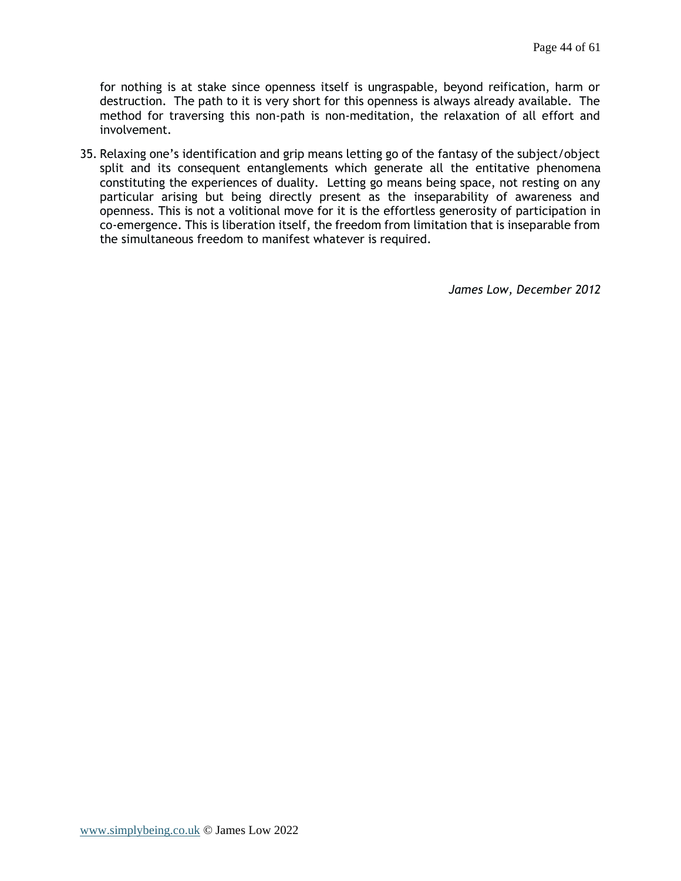for nothing is at stake since openness itself is ungraspable, beyond reification, harm or destruction. The path to it is very short for this openness is always already available. The method for traversing this non-path is non-meditation, the relaxation of all effort and involvement.

35. Relaxing one's identification and grip means letting go of the fantasy of the subject/object split and its consequent entanglements which generate all the entitative phenomena constituting the experiences of duality. Letting go means being space, not resting on any particular arising but being directly present as the inseparability of awareness and openness. This is not a volitional move for it is the effortless generosity of participation in co-emergence. This is liberation itself, the freedom from limitation that is inseparable from the simultaneous freedom to manifest whatever is required.

*James Low, December 2012*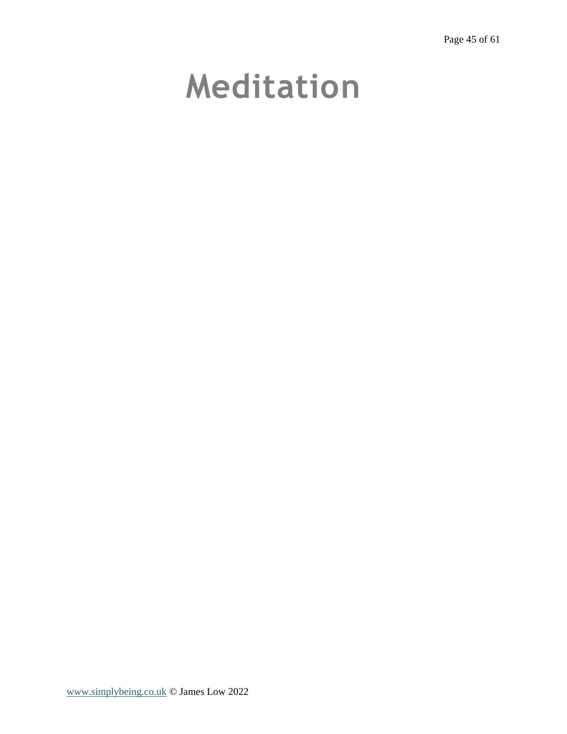# Meditation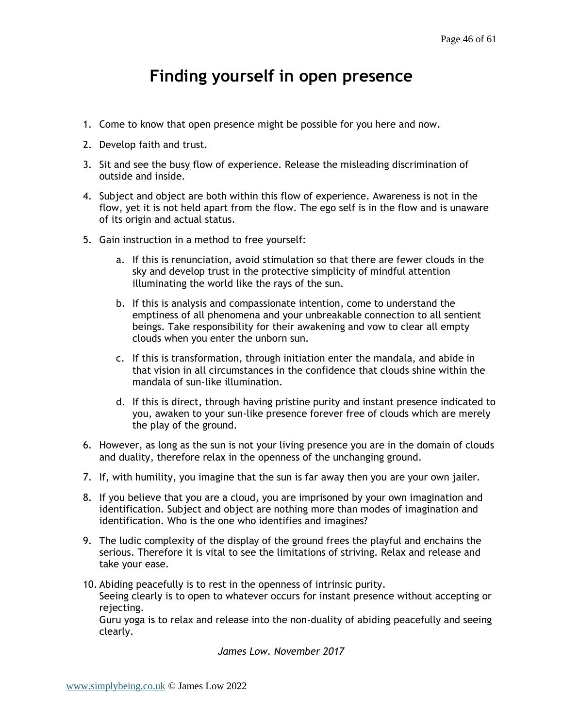# Finding yourself in open presence

1. Come to know that open presence might be possible for you here and now.
2. Develop faith and trust.
3. Sit and see the busy flow of experience. Release the misleading discrimination of outside and inside.
4. Subject and object are both within this flow of experience. Awareness is not in the flow, yet it is not held apart from the flow. The ego self is in the flow and is unaware of its origin and actual status.
5. Gain instruction in a method to free yourself:
    a. If this is renunciation, avoid stimulation so that there are fewer clouds in the sky and develop trust in the protective simplicity of mindful attention illuminating the world like the rays of the sun.
    b. If this is analysis and compassionate intention, come to understand the emptiness of all phenomena and your unbreakable connection to all sentient beings. Take responsibility for their awakening and vow to clear all empty clouds when you enter the unborn sun.
    c. If this is transformation, through initiation enter the mandala, and abide in that vision in all circumstances in the confidence that clouds shine within the mandala of sun-like illumination.
    d. If this is direct, through having pristine purity and instant presence indicated to you, awaken to your sun-like presence forever free of clouds which are merely the play of the ground.
6. However, as long as the sun is not your living presence you are in the domain of clouds and duality, therefore relax in the openness of the unchanging ground.
7. If, with humility, you imagine that the sun is far away then you are your own jailer.
8. If you believe that you are a cloud, you are imprisoned by your own imagination and identification. Subject and object are nothing more than modes of imagination and identification. Who is the one who identifies and imagines?
9. The ludic complexity of the display of the ground frees the playful and enchains the serious. Therefore it is vital to see the limitations of striving. Relax and release and take your ease.
10. Abiding peacefully is to rest in the openness of intrinsic purity.  
    Seeing clearly is to open to whatever occurs for instant presence without accepting or rejecting.  
    Guru yoga is to relax and release into the non-duality of abiding peacefully and seeing clearly.

*James Low. November 2017*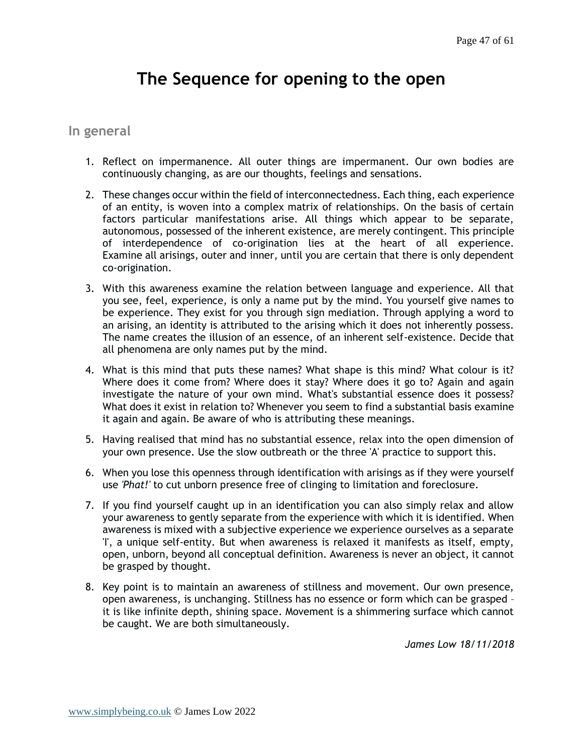# The Sequence for opening to the open

## In general

1. Reflect on impermanence. All outer things are impermanent. Our own bodies are continuously changing, as are our thoughts, feelings and sensations.

2. These changes occur within the field of interconnectedness. Each thing, each experience of an entity, is woven into a complex matrix of relationships. On the basis of certain factors particular manifestations arise. All things which appear to be separate, autonomous, possessed of the inherent existence, are merely contingent. This principle of interdependence of co-origination lies at the heart of all experience. Examine all arisings, outer and inner, until you are certain that there is only dependent co-origination.

3. With this awareness examine the relation between language and experience. All that you see, feel, experience, is only a name put by the mind. You yourself give names to be experience. They exist for you through sign mediation. Through applying a word to an arising, an identity is attributed to the arising which it does not inherently possess. The name creates the illusion of an essence, of an inherent self-existence. Decide that all phenomena are only names put by the mind.

4. What is this mind that puts these names? What shape is this mind? What colour is it? Where does it come from? Where does it stay? Where does it go to? Again and again investigate the nature of your own mind. What's substantial essence does it possess? What does it exist in relation to? Whenever you seem to find a substantial basis examine it again and again. Be aware of who is attributing these meanings.

5. Having realised that mind has no substantial essence, relax into the open dimension of your own presence. Use the slow outbreath or the three 'A' practice to support this.

6. When you lose this openness through identification with arisings as if they were yourself use *'Phat!'* to cut unborn presence free of clinging to limitation and foreclosure.

7. If you find yourself caught up in an identification you can also simply relax and allow your awareness to gently separate from the experience with which it is identified. When awareness is mixed with a subjective experience we experience ourselves as a separate 'I', a unique self-entity. But when awareness is relaxed it manifests as itself, empty, open, unborn, beyond all conceptual definition. Awareness is never an object, it cannot be grasped by thought.

8. Key point is to maintain an awareness of stillness and movement. Our own presence, open awareness, is unchanging. Stillness has no essence or form which can be grasped – it is like infinite depth, shining space. Movement is a shimmering surface which cannot be caught. We are both simultaneously.

*James Low 18/11/2018*

www.simplybeing.co.uk © James Low 2022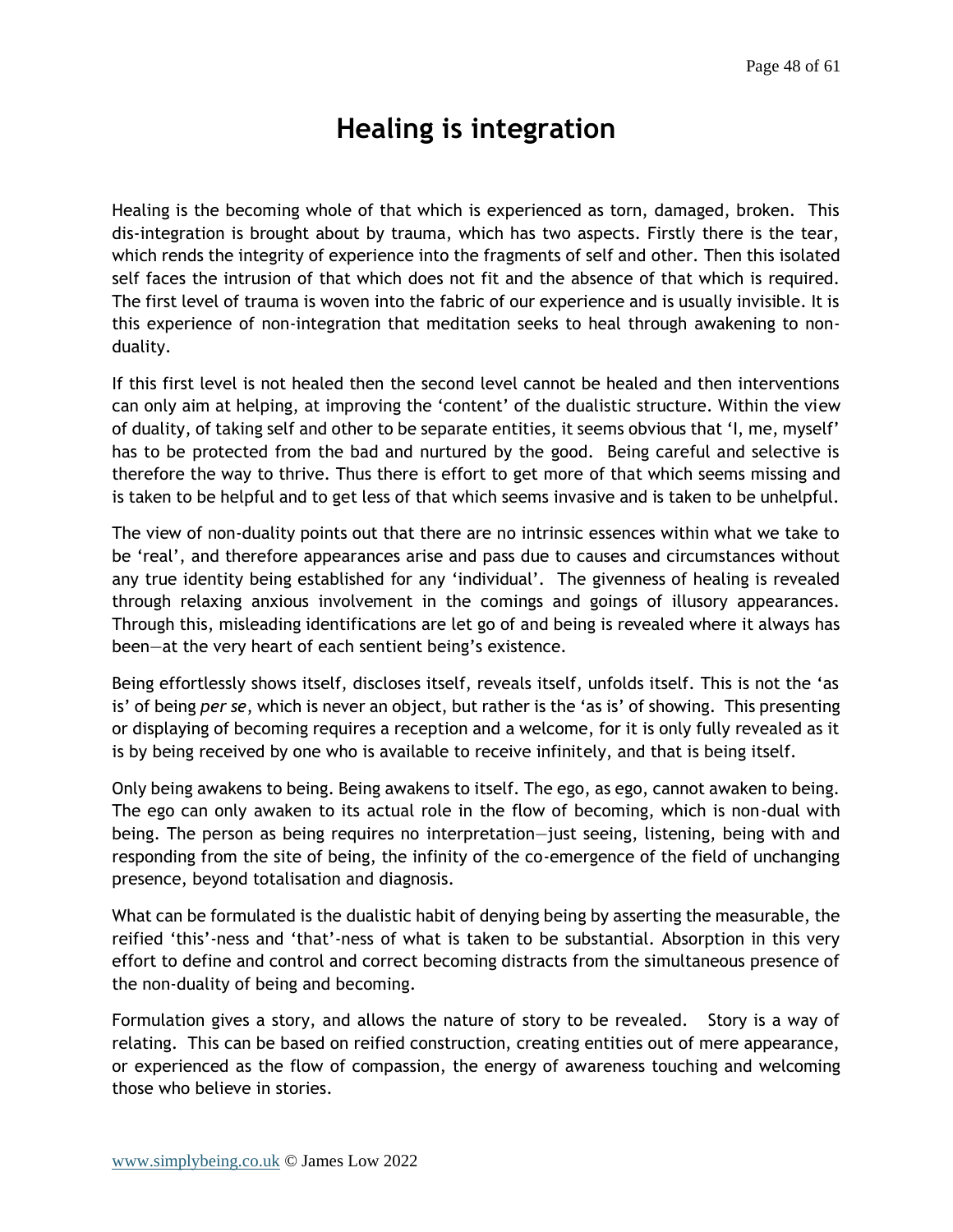# Healing is integration

Healing is the becoming whole of that which is experienced as torn, damaged, broken. This dis-integration is brought about by trauma, which has two aspects. Firstly there is the tear, which rends the integrity of experience into the fragments of self and other. Then this isolated self faces the intrusion of that which does not fit and the absence of that which is required. The first level of trauma is woven into the fabric of our experience and is usually invisible. It is this experience of non-integration that meditation seeks to heal through awakening to non-duality.

If this first level is not healed then the second level cannot be healed and then interventions can only aim at helping, at improving the 'content' of the dualistic structure. Within the view of duality, of taking self and other to be separate entities, it seems obvious that 'I, me, myself' has to be protected from the bad and nurtured by the good. Being careful and selective is therefore the way to thrive. Thus there is effort to get more of that which seems missing and is taken to be helpful and to get less of that which seems invasive and is taken to be unhelpful.

The view of non-duality points out that there are no intrinsic essences within what we take to be 'real', and therefore appearances arise and pass due to causes and circumstances without any true identity being established for any 'individual'. The givenness of healing is revealed through relaxing anxious involvement in the comings and goings of illusory appearances. Through this, misleading identifications are let go of and being is revealed where it always has been—at the very heart of each sentient being's existence.

Being effortlessly shows itself, discloses itself, reveals itself, unfolds itself. This is not the 'as is' of being *per se*, which is never an object, but rather is the 'as is' of showing. This presenting or displaying of becoming requires a reception and a welcome, for it is only fully revealed as it is by being received by one who is available to receive infinitely, and that is being itself.

Only being awakens to being. Being awakens to itself. The ego, as ego, cannot awaken to being. The ego can only awaken to its actual role in the flow of becoming, which is non-dual with being. The person as being requires no interpretation—just seeing, listening, being with and responding from the site of being, the infinity of the co-emergence of the field of unchanging presence, beyond totalisation and diagnosis.

What can be formulated is the dualistic habit of denying being by asserting the measurable, the reified 'this'-ness and 'that'-ness of what is taken to be substantial. Absorption in this very effort to define and control and correct becoming distracts from the simultaneous presence of the non-duality of being and becoming.

Formulation gives a story, and allows the nature of story to be revealed. Story is a way of relating. This can be based on reified construction, creating entities out of mere appearance, or experienced as the flow of compassion, the energy of awareness touching and welcoming those who believe in stories.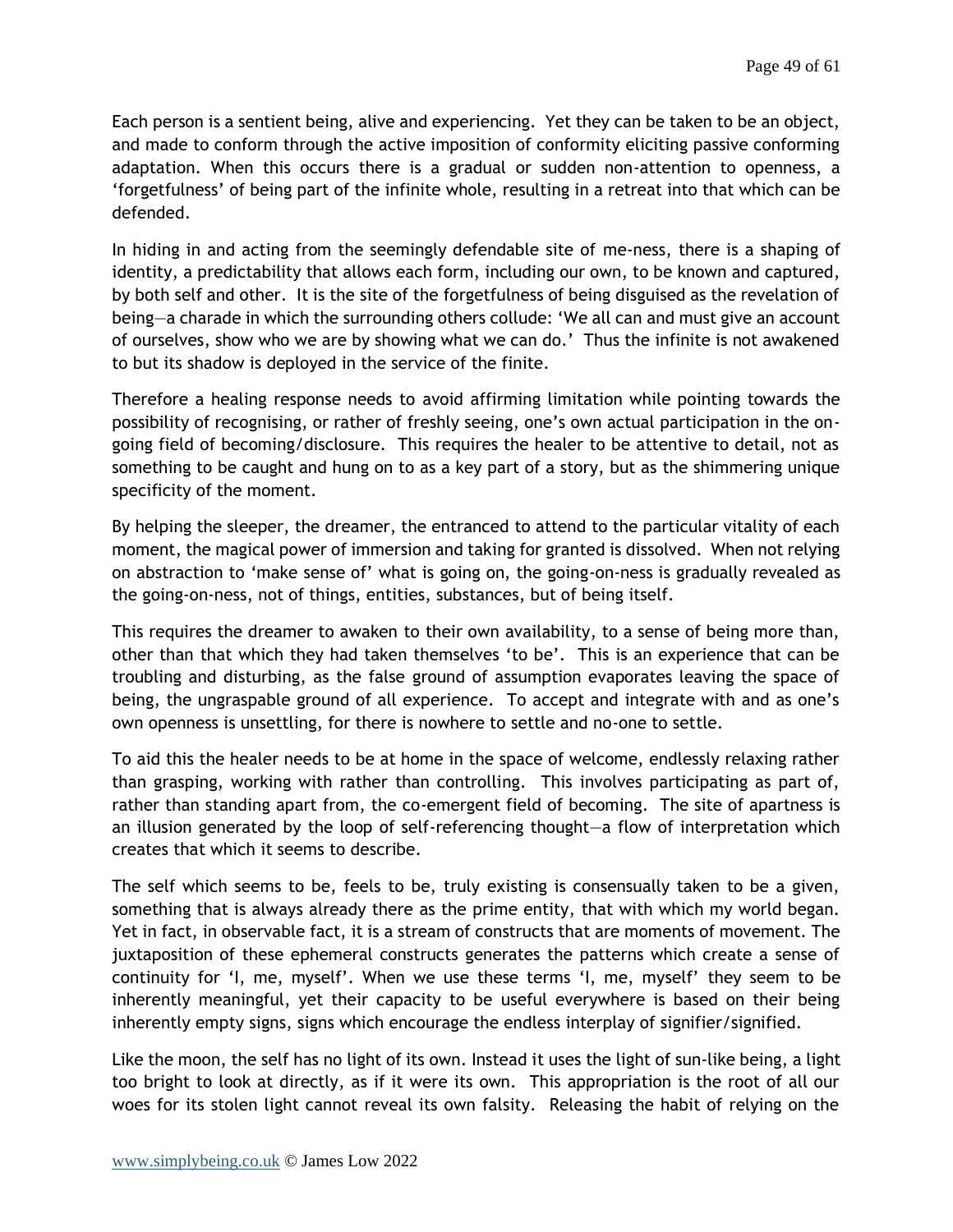Each person is a sentient being, alive and experiencing. Yet they can be taken to be an object, and made to conform through the active imposition of conformity eliciting passive conforming adaptation. When this occurs there is a gradual or sudden non-attention to openness, a 'forgetfulness' of being part of the infinite whole, resulting in a retreat into that which can be defended.

In hiding in and acting from the seemingly defendable site of me-ness, there is a shaping of identity, a predictability that allows each form, including our own, to be known and captured, by both self and other. It is the site of the forgetfulness of being disguised as the revelation of being—a charade in which the surrounding others collude: 'We all can and must give an account of ourselves, show who we are by showing what we can do.' Thus the infinite is not awakened to but its shadow is deployed in the service of the finite.

Therefore a healing response needs to avoid affirming limitation while pointing towards the possibility of recognising, or rather of freshly seeing, one's own actual participation in the on-going field of becoming/disclosure. This requires the healer to be attentive to detail, not as something to be caught and hung on to as a key part of a story, but as the shimmering unique specificity of the moment.

By helping the sleeper, the dreamer, the entranced to attend to the particular vitality of each moment, the magical power of immersion and taking for granted is dissolved. When not relying on abstraction to 'make sense of' what is going on, the going-on-ness is gradually revealed as the going-on-ness, not of things, entities, substances, but of being itself.

This requires the dreamer to awaken to their own availability, to a sense of being more than, other than that which they had taken themselves 'to be'. This is an experience that can be troubling and disturbing, as the false ground of assumption evaporates leaving the space of being, the ungraspable ground of all experience. To accept and integrate with and as one's own openness is unsettling, for there is nowhere to settle and no-one to settle.

To aid this the healer needs to be at home in the space of welcome, endlessly relaxing rather than grasping, working with rather than controlling. This involves participating as part of, rather than standing apart from, the co-emergent field of becoming. The site of apartness is an illusion generated by the loop of self-referencing thought—a flow of interpretation which creates that which it seems to describe.

The self which seems to be, feels to be, truly existing is consensually taken to be a given, something that is always already there as the prime entity, that with which my world began. Yet in fact, in observable fact, it is a stream of constructs that are moments of movement. The juxtaposition of these ephemeral constructs generates the patterns which create a sense of continuity for 'I, me, myself'. When we use these terms 'I, me, myself' they seem to be inherently meaningful, yet their capacity to be useful everywhere is based on their being inherently empty signs, signs which encourage the endless interplay of signifier/signified.

Like the moon, the self has no light of its own. Instead it uses the light of sun-like being, a light too bright to look at directly, as if it were its own. This appropriation is the root of all our woes for its stolen light cannot reveal its own falsity. Releasing the habit of relying on the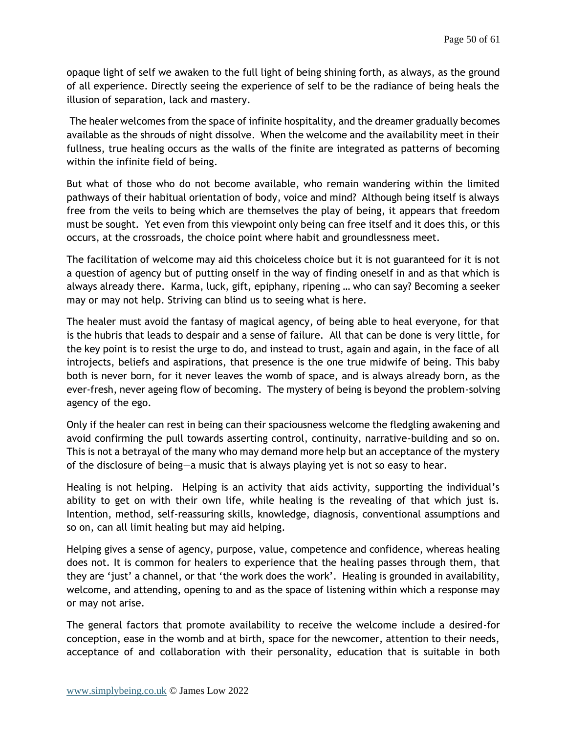opaque light of self we awaken to the full light of being shining forth, as always, as the ground of all experience. Directly seeing the experience of self to be the radiance of being heals the illusion of separation, lack and mastery.

The healer welcomes from the space of infinite hospitality, and the dreamer gradually becomes available as the shrouds of night dissolve. When the welcome and the availability meet in their fullness, true healing occurs as the walls of the finite are integrated as patterns of becoming within the infinite field of being.

But what of those who do not become available, who remain wandering within the limited pathways of their habitual orientation of body, voice and mind? Although being itself is always free from the veils to being which are themselves the play of being, it appears that freedom must be sought. Yet even from this viewpoint only being can free itself and it does this, or this occurs, at the crossroads, the choice point where habit and groundlessness meet.

The facilitation of welcome may aid this choiceless choice but it is not guaranteed for it is not a question of agency but of putting onself in the way of finding oneself in and as that which is always already there. Karma, luck, gift, epiphany, ripening … who can say? Becoming a seeker may or may not help. Striving can blind us to seeing what is here.

The healer must avoid the fantasy of magical agency, of being able to heal everyone, for that is the hubris that leads to despair and a sense of failure. All that can be done is very little, for the key point is to resist the urge to do, and instead to trust, again and again, in the face of all introjects, beliefs and aspirations, that presence is the one true midwife of being. This baby both is never born, for it never leaves the womb of space, and is always already born, as the ever-fresh, never ageing flow of becoming. The mystery of being is beyond the problem-solving agency of the ego.

Only if the healer can rest in being can their spaciousness welcome the fledgling awakening and avoid confirming the pull towards asserting control, continuity, narrative-building and so on. This is not a betrayal of the many who may demand more help but an acceptance of the mystery of the disclosure of being—a music that is always playing yet is not so easy to hear.

Healing is not helping. Helping is an activity that aids activity, supporting the individual's ability to get on with their own life, while healing is the revealing of that which just is. Intention, method, self-reassuring skills, knowledge, diagnosis, conventional assumptions and so on, can all limit healing but may aid helping.

Helping gives a sense of agency, purpose, value, competence and confidence, whereas healing does not. It is common for healers to experience that the healing passes through them, that they are 'just' a channel, or that 'the work does the work'. Healing is grounded in availability, welcome, and attending, opening to and as the space of listening within which a response may or may not arise.

The general factors that promote availability to receive the welcome include a desired-for conception, ease in the womb and at birth, space for the newcomer, attention to their needs, acceptance of and collaboration with their personality, education that is suitable in both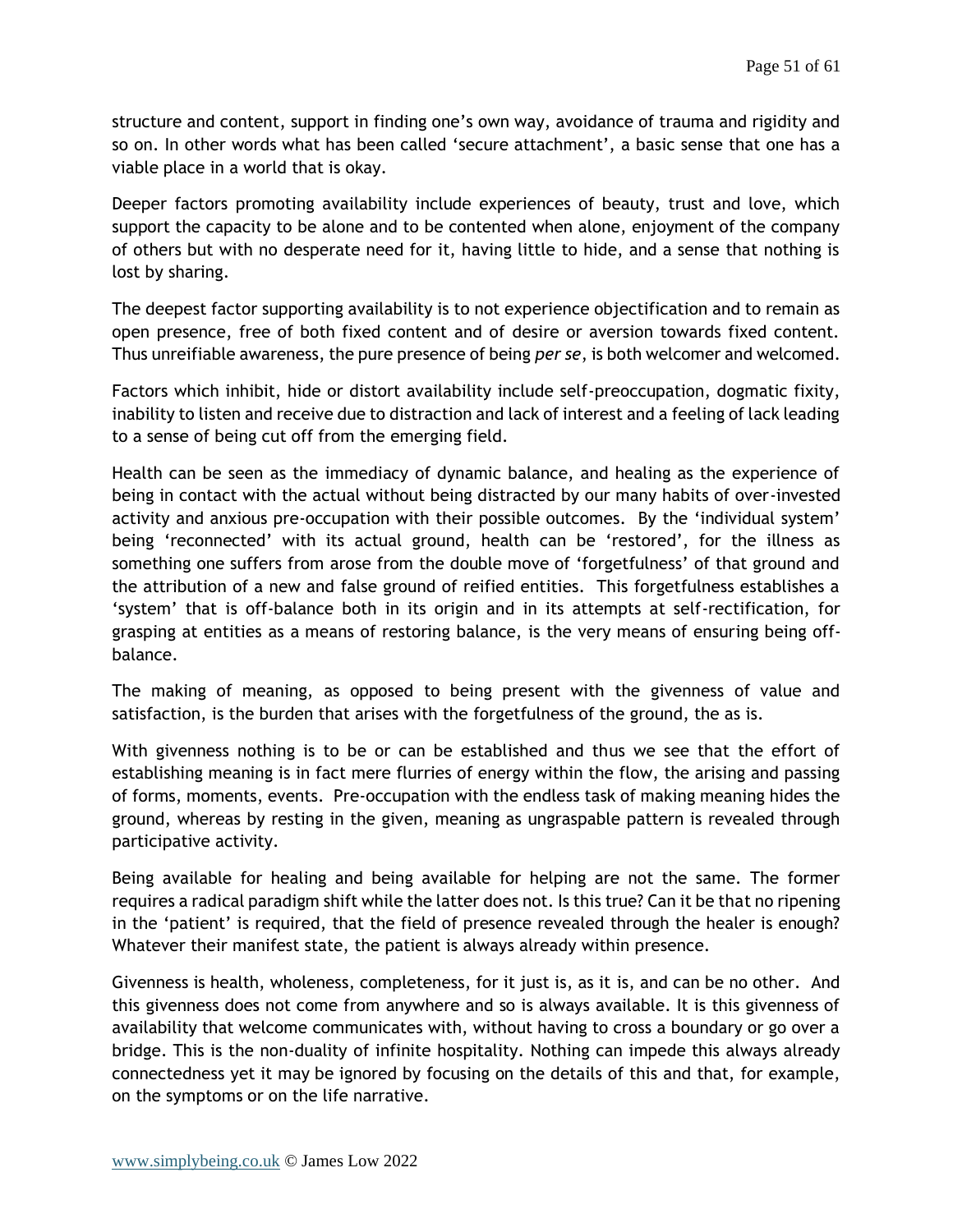structure and content, support in finding one's own way, avoidance of trauma and rigidity and so on. In other words what has been called 'secure attachment', a basic sense that one has a viable place in a world that is okay.

Deeper factors promoting availability include experiences of beauty, trust and love, which support the capacity to be alone and to be contented when alone, enjoyment of the company of others but with no desperate need for it, having little to hide, and a sense that nothing is lost by sharing.

The deepest factor supporting availability is to not experience objectification and to remain as open presence, free of both fixed content and of desire or aversion towards fixed content. Thus unreifiable awareness, the pure presence of being *per se*, is both welcomer and welcomed.

Factors which inhibit, hide or distort availability include self-preoccupation, dogmatic fixity, inability to listen and receive due to distraction and lack of interest and a feeling of lack leading to a sense of being cut off from the emerging field.

Health can be seen as the immediacy of dynamic balance, and healing as the experience of being in contact with the actual without being distracted by our many habits of over-invested activity and anxious pre-occupation with their possible outcomes. By the 'individual system' being 'reconnected' with its actual ground, health can be 'restored', for the illness as something one suffers from arose from the double move of 'forgetfulness' of that ground and the attribution of a new and false ground of reified entities. This forgetfulness establishes a 'system' that is off-balance both in its origin and in its attempts at self-rectification, for grasping at entities as a means of restoring balance, is the very means of ensuring being off-balance.

The making of meaning, as opposed to being present with the givenness of value and satisfaction, is the burden that arises with the forgetfulness of the ground, the as is.

With givenness nothing is to be or can be established and thus we see that the effort of establishing meaning is in fact mere flurries of energy within the flow, the arising and passing of forms, moments, events. Pre-occupation with the endless task of making meaning hides the ground, whereas by resting in the given, meaning as ungraspable pattern is revealed through participative activity.

Being available for healing and being available for helping are not the same. The former requires a radical paradigm shift while the latter does not. Is this true? Can it be that no ripening in the 'patient' is required, that the field of presence revealed through the healer is enough? Whatever their manifest state, the patient is always already within presence.

Givenness is health, wholeness, completeness, for it just is, as it is, and can be no other. And this givenness does not come from anywhere and so is always available. It is this givenness of availability that welcome communicates with, without having to cross a boundary or go over a bridge. This is the non-duality of infinite hospitality. Nothing can impede this always already connectedness yet it may be ignored by focusing on the details of this and that, for example, on the symptoms or on the life narrative.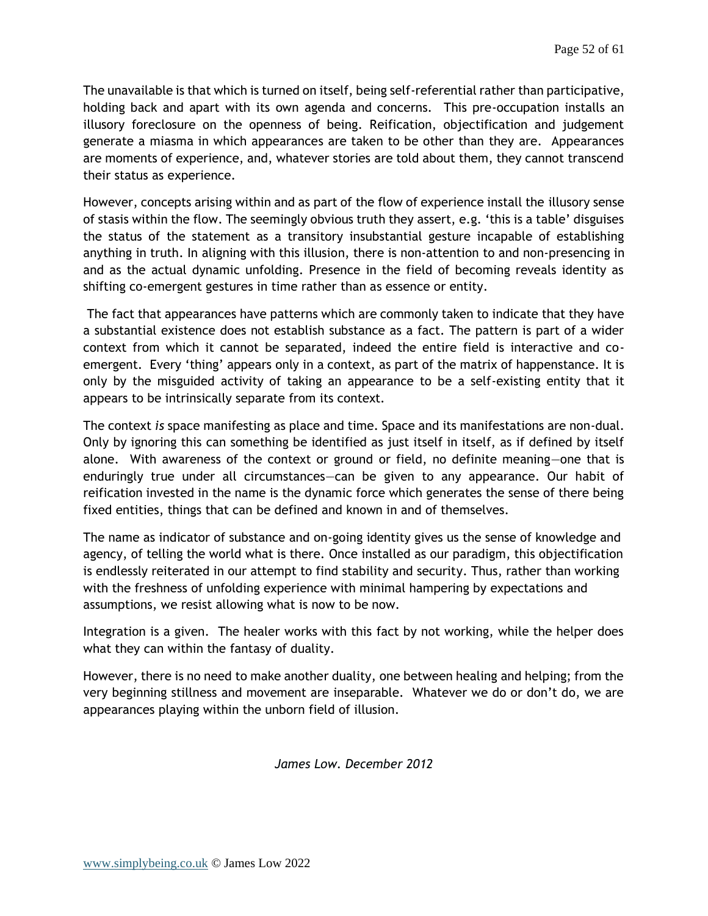The unavailable is that which is turned on itself, being self-referential rather than participative, holding back and apart with its own agenda and concerns. This pre-occupation installs an illusory foreclosure on the openness of being. Reification, objectification and judgement generate a miasma in which appearances are taken to be other than they are. Appearances are moments of experience, and, whatever stories are told about them, they cannot transcend their status as experience.

However, concepts arising within and as part of the flow of experience install the illusory sense of stasis within the flow. The seemingly obvious truth they assert, e.g. 'this is a table' disguises the status of the statement as a transitory insubstantial gesture incapable of establishing anything in truth. In aligning with this illusion, there is non-attention to and non-presencing in and as the actual dynamic unfolding. Presence in the field of becoming reveals identity as shifting co-emergent gestures in time rather than as essence or entity.

The fact that appearances have patterns which are commonly taken to indicate that they have a substantial existence does not establish substance as a fact. The pattern is part of a wider context from which it cannot be separated, indeed the entire field is interactive and co-emergent. Every 'thing' appears only in a context, as part of the matrix of happenstance. It is only by the misguided activity of taking an appearance to be a self-existing entity that it appears to be intrinsically separate from its context.

The context *is* space manifesting as place and time. Space and its manifestations are non-dual. Only by ignoring this can something be identified as just itself in itself, as if defined by itself alone. With awareness of the context or ground or field, no definite meaning—one that is enduringly true under all circumstances—can be given to any appearance. Our habit of reification invested in the name is the dynamic force which generates the sense of there being fixed entities, things that can be defined and known in and of themselves.

The name as indicator of substance and on-going identity gives us the sense of knowledge and agency, of telling the world what is there. Once installed as our paradigm, this objectification is endlessly reiterated in our attempt to find stability and security. Thus, rather than working with the freshness of unfolding experience with minimal hampering by expectations and assumptions, we resist allowing what is now to be now.

Integration is a given. The healer works with this fact by not working, while the helper does what they can within the fantasy of duality.

However, there is no need to make another duality, one between healing and helping; from the very beginning stillness and movement are inseparable. Whatever we do or don't do, we are appearances playing within the unborn field of illusion.

*James Low. December 2012*

www.simplybeing.co.uk © James Low 2022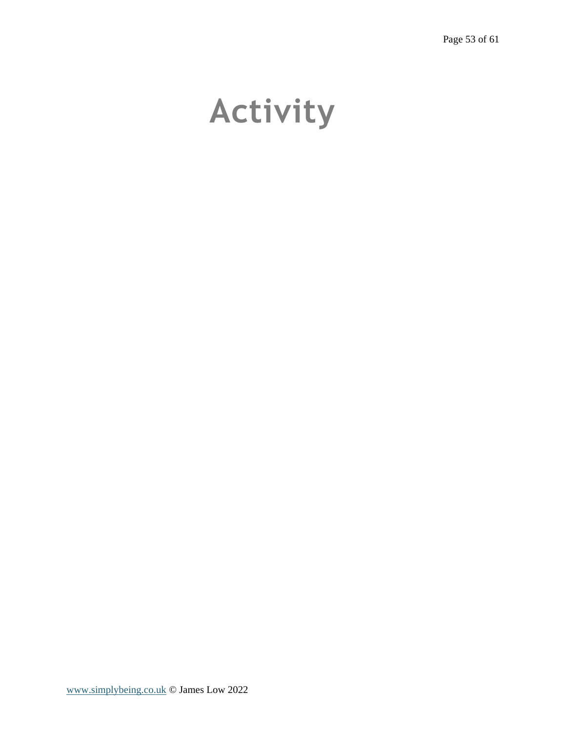# Activity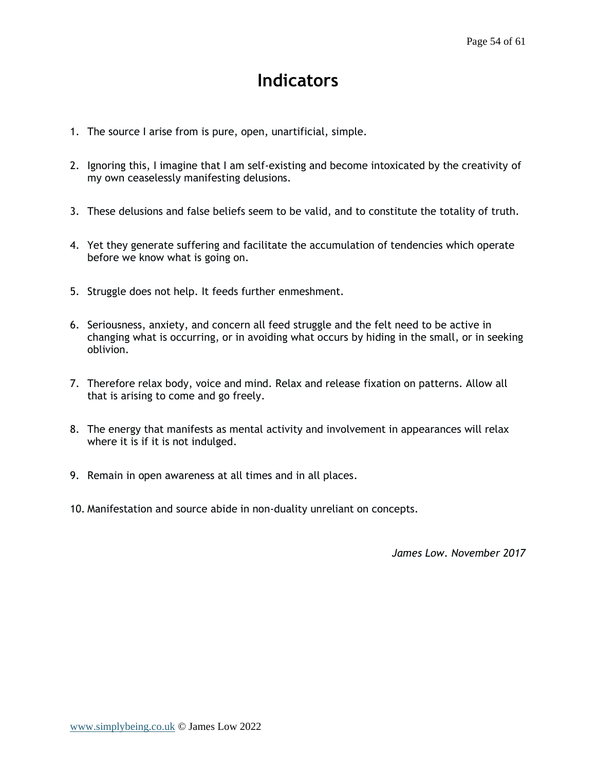# Indicators

1. The source I arise from is pure, open, unartificial, simple.

2. Ignoring this, I imagine that I am self-existing and become intoxicated by the creativity of my own ceaselessly manifesting delusions.

3. These delusions and false beliefs seem to be valid, and to constitute the totality of truth.

4. Yet they generate suffering and facilitate the accumulation of tendencies which operate before we know what is going on.

5. Struggle does not help. It feeds further enmeshment.

6. Seriousness, anxiety, and concern all feed struggle and the felt need to be active in changing what is occurring, or in avoiding what occurs by hiding in the small, or in seeking oblivion.

7. Therefore relax body, voice and mind. Relax and release fixation on patterns. Allow all that is arising to come and go freely.

8. The energy that manifests as mental activity and involvement in appearances will relax where it is if it is not indulged.

9. Remain in open awareness at all times and in all places.

10. Manifestation and source abide in non-duality unreliant on concepts.

*James Low. November 2017*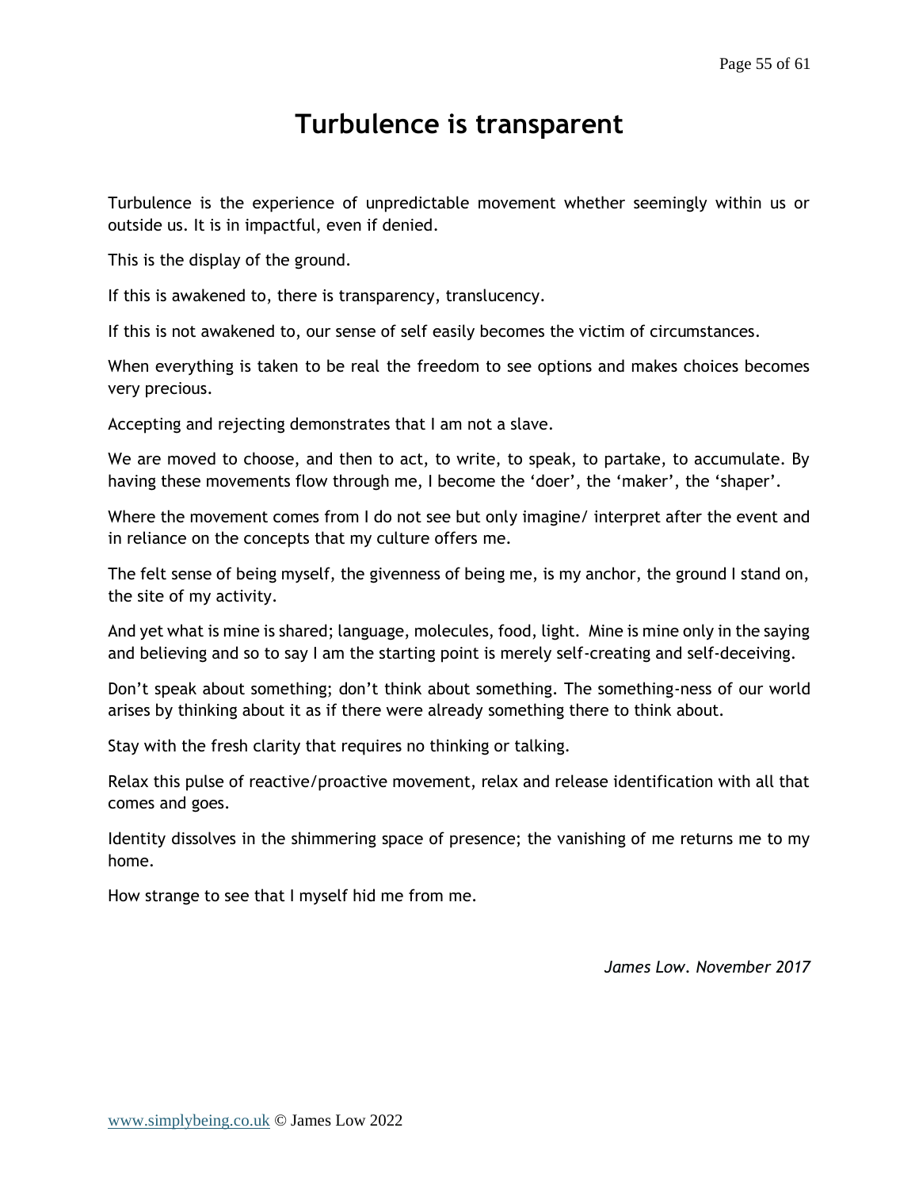# Turbulence is transparent

Turbulence is the experience of unpredictable movement whether seemingly within us or outside us. It is in impactful, even if denied.

This is the display of the ground.

If this is awakened to, there is transparency, translucency.

If this is not awakened to, our sense of self easily becomes the victim of circumstances.

When everything is taken to be real the freedom to see options and makes choices becomes very precious.

Accepting and rejecting demonstrates that I am not a slave.

We are moved to choose, and then to act, to write, to speak, to partake, to accumulate. By having these movements flow through me, I become the 'doer', the 'maker', the 'shaper'.

Where the movement comes from I do not see but only imagine/ interpret after the event and in reliance on the concepts that my culture offers me.

The felt sense of being myself, the givenness of being me, is my anchor, the ground I stand on, the site of my activity.

And yet what is mine is shared; language, molecules, food, light. Mine is mine only in the saying and believing and so to say I am the starting point is merely self-creating and self-deceiving.

Don't speak about something; don't think about something. The something-ness of our world arises by thinking about it as if there were already something there to think about.

Stay with the fresh clarity that requires no thinking or talking.

Relax this pulse of reactive/proactive movement, relax and release identification with all that comes and goes.

Identity dissolves in the shimmering space of presence; the vanishing of me returns me to my home.

How strange to see that I myself hid me from me.

*James Low. November 2017*

[www.simplybeing.co.uk](http://www.simplybeing.co.uk) © James Low 2022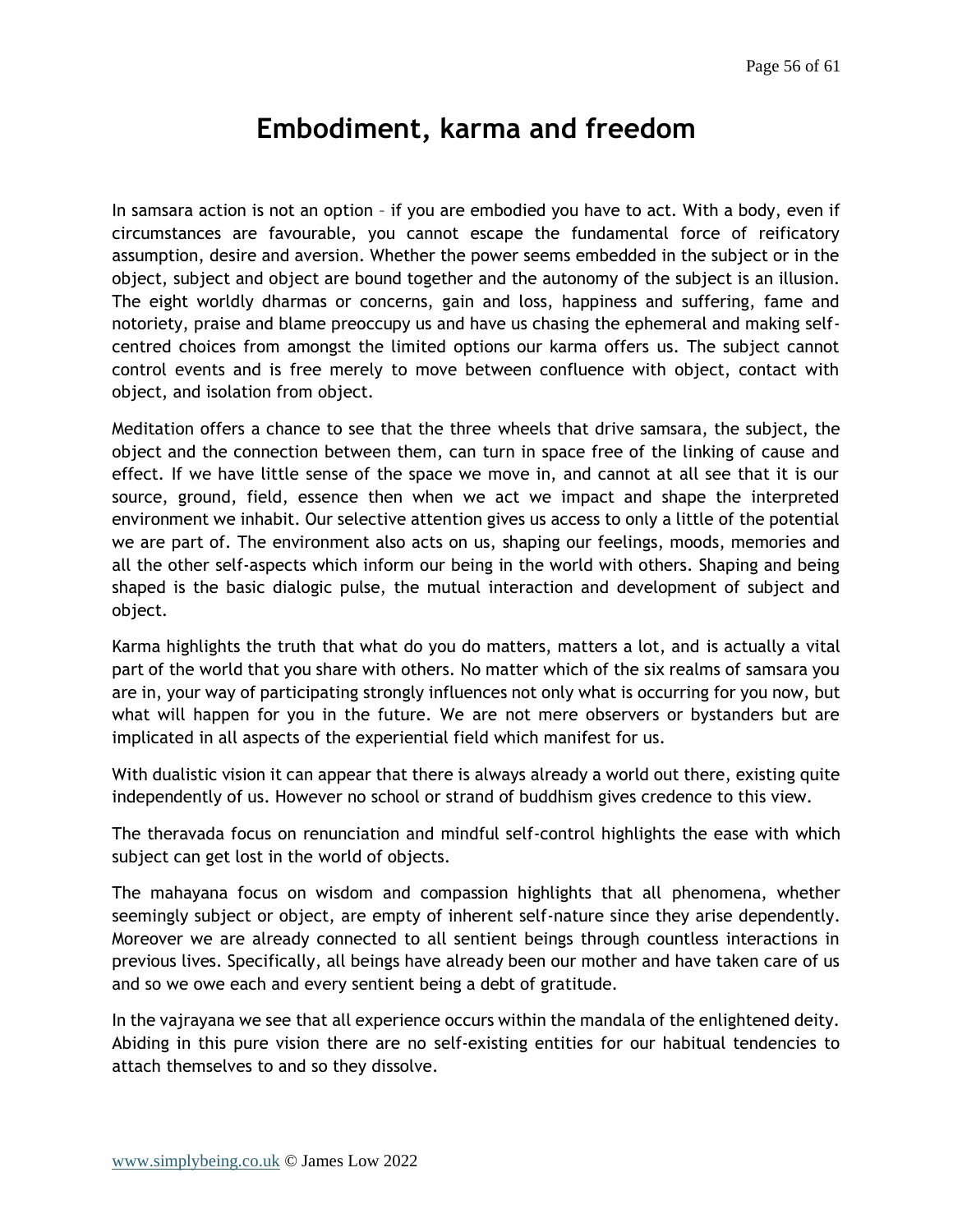# Embodiment, karma and freedom

In samsara action is not an option – if you are embodied you have to act. With a body, even if circumstances are favourable, you cannot escape the fundamental force of reificatory assumption, desire and aversion. Whether the power seems embedded in the subject or in the object, subject and object are bound together and the autonomy of the subject is an illusion. The eight worldly dharmas or concerns, gain and loss, happiness and suffering, fame and notoriety, praise and blame preoccupy us and have us chasing the ephemeral and making self-centred choices from amongst the limited options our karma offers us. The subject cannot control events and is free merely to move between confluence with object, contact with object, and isolation from object.

Meditation offers a chance to see that the three wheels that drive samsara, the subject, the object and the connection between them, can turn in space free of the linking of cause and effect. If we have little sense of the space we move in, and cannot at all see that it is our source, ground, field, essence then when we act we impact and shape the interpreted environment we inhabit. Our selective attention gives us access to only a little of the potential we are part of. The environment also acts on us, shaping our feelings, moods, memories and all the other self-aspects which inform our being in the world with others. Shaping and being shaped is the basic dialogic pulse, the mutual interaction and development of subject and object.

Karma highlights the truth that what do you do matters, matters a lot, and is actually a vital part of the world that you share with others. No matter which of the six realms of samsara you are in, your way of participating strongly influences not only what is occurring for you now, but what will happen for you in the future. We are not mere observers or bystanders but are implicated in all aspects of the experiential field which manifest for us.

With dualistic vision it can appear that there is always already a world out there, existing quite independently of us. However no school or strand of buddhism gives credence to this view.

The theravada focus on renunciation and mindful self-control highlights the ease with which subject can get lost in the world of objects.

The mahayana focus on wisdom and compassion highlights that all phenomena, whether seemingly subject or object, are empty of inherent self-nature since they arise dependently. Moreover we are already connected to all sentient beings through countless interactions in previous lives. Specifically, all beings have already been our mother and have taken care of us and so we owe each and every sentient being a debt of gratitude.

In the vajrayana we see that all experience occurs within the mandala of the enlightened deity. Abiding in this pure vision there are no self-existing entities for our habitual tendencies to attach themselves to and so they dissolve.

www.simplybeing.co.uk © James Low 2022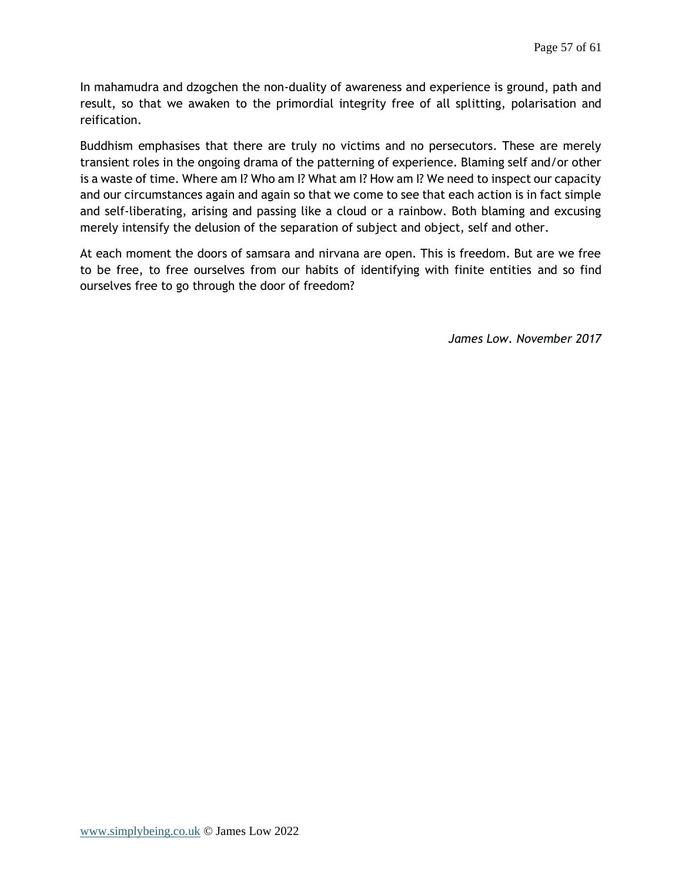In mahamudra and dzogchen the non-duality of awareness and experience is ground, path and result, so that we awaken to the primordial integrity free of all splitting, polarisation and reification.

Buddhism emphasises that there are truly no victims and no persecutors. These are merely transient roles in the ongoing drama of the patterning of experience. Blaming self and/or other is a waste of time. Where am I? Who am I? What am I? How am I? We need to inspect our capacity and our circumstances again and again so that we come to see that each action is in fact simple and self-liberating, arising and passing like a cloud or a rainbow. Both blaming and excusing merely intensify the delusion of the separation of subject and object, self and other.

At each moment the doors of samsara and nirvana are open. This is freedom. But are we free to be free, to free ourselves from our habits of identifying with finite entities and so find ourselves free to go through the door of freedom?

*James Low. November 2017*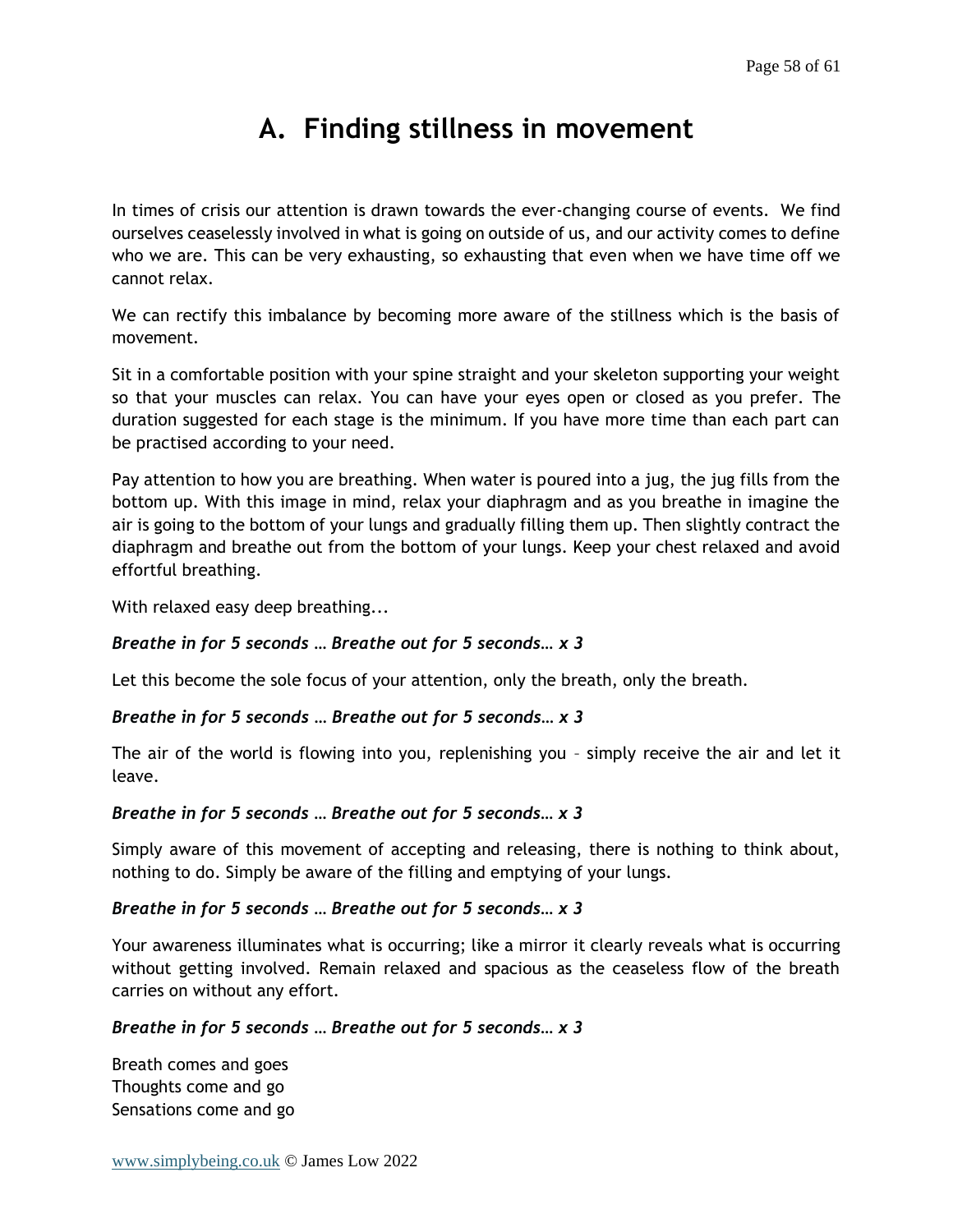# A. Finding stillness in movement

In times of crisis our attention is drawn towards the ever-changing course of events. We find ourselves ceaselessly involved in what is going on outside of us, and our activity comes to define who we are. This can be very exhausting, so exhausting that even when we have time off we cannot relax.

We can rectify this imbalance by becoming more aware of the stillness which is the basis of movement.

Sit in a comfortable position with your spine straight and your skeleton supporting your weight so that your muscles can relax. You can have your eyes open or closed as you prefer. The duration suggested for each stage is the minimum. If you have more time than each part can be practised according to your need.

Pay attention to how you are breathing. When water is poured into a jug, the jug fills from the bottom up. With this image in mind, relax your diaphragm and as you breathe in imagine the air is going to the bottom of your lungs and gradually filling them up. Then slightly contract the diaphragm and breathe out from the bottom of your lungs. Keep your chest relaxed and avoid effortful breathing.

With relaxed easy deep breathing...

***Breathe in for 5 seconds … Breathe out for 5 seconds… x 3***

Let this become the sole focus of your attention, only the breath, only the breath.

***Breathe in for 5 seconds … Breathe out for 5 seconds… x 3***

The air of the world is flowing into you, replenishing you – simply receive the air and let it leave.

***Breathe in for 5 seconds … Breathe out for 5 seconds… x 3***

Simply aware of this movement of accepting and releasing, there is nothing to think about, nothing to do. Simply be aware of the filling and emptying of your lungs.

***Breathe in for 5 seconds … Breathe out for 5 seconds… x 3***

Your awareness illuminates what is occurring; like a mirror it clearly reveals what is occurring without getting involved. Remain relaxed and spacious as the ceaseless flow of the breath carries on without any effort.

***Breathe in for 5 seconds … Breathe out for 5 seconds… x 3***

Breath comes and goes
Thoughts come and go
Sensations come and go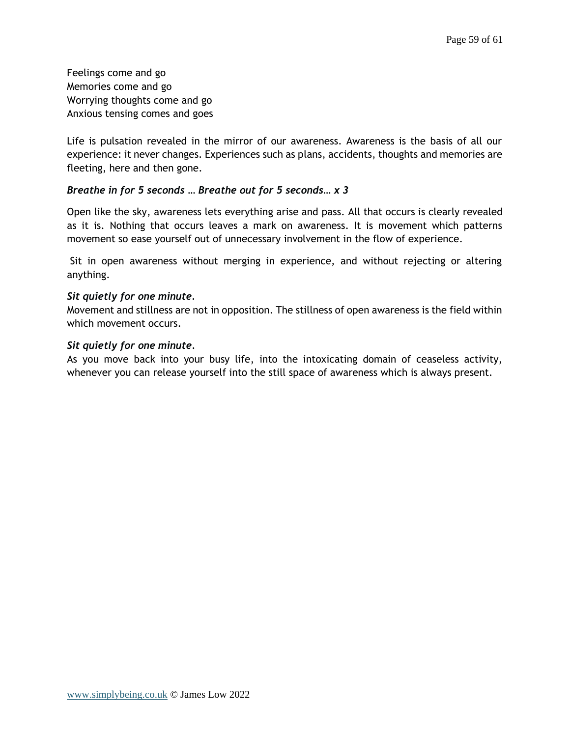Feelings come and go
Memories come and go
Worrying thoughts come and go
Anxious tensing comes and goes

Life is pulsation revealed in the mirror of our awareness. Awareness is the basis of all our experience: it never changes. Experiences such as plans, accidents, thoughts and memories are fleeting, here and then gone.

***Breathe in for 5 seconds … Breathe out for 5 seconds… x 3***

Open like the sky, awareness lets everything arise and pass. All that occurs is clearly revealed as it is. Nothing that occurs leaves a mark on awareness. It is movement which patterns movement so ease yourself out of unnecessary involvement in the flow of experience.

Sit in open awareness without merging in experience, and without rejecting or altering anything.

***Sit quietly for one minute*.**
Movement and stillness are not in opposition. The stillness of open awareness is the field within which movement occurs.

***Sit quietly for one minute*.**
As you move back into your busy life, into the intoxicating domain of ceaseless activity, whenever you can release yourself into the still space of awareness which is always present.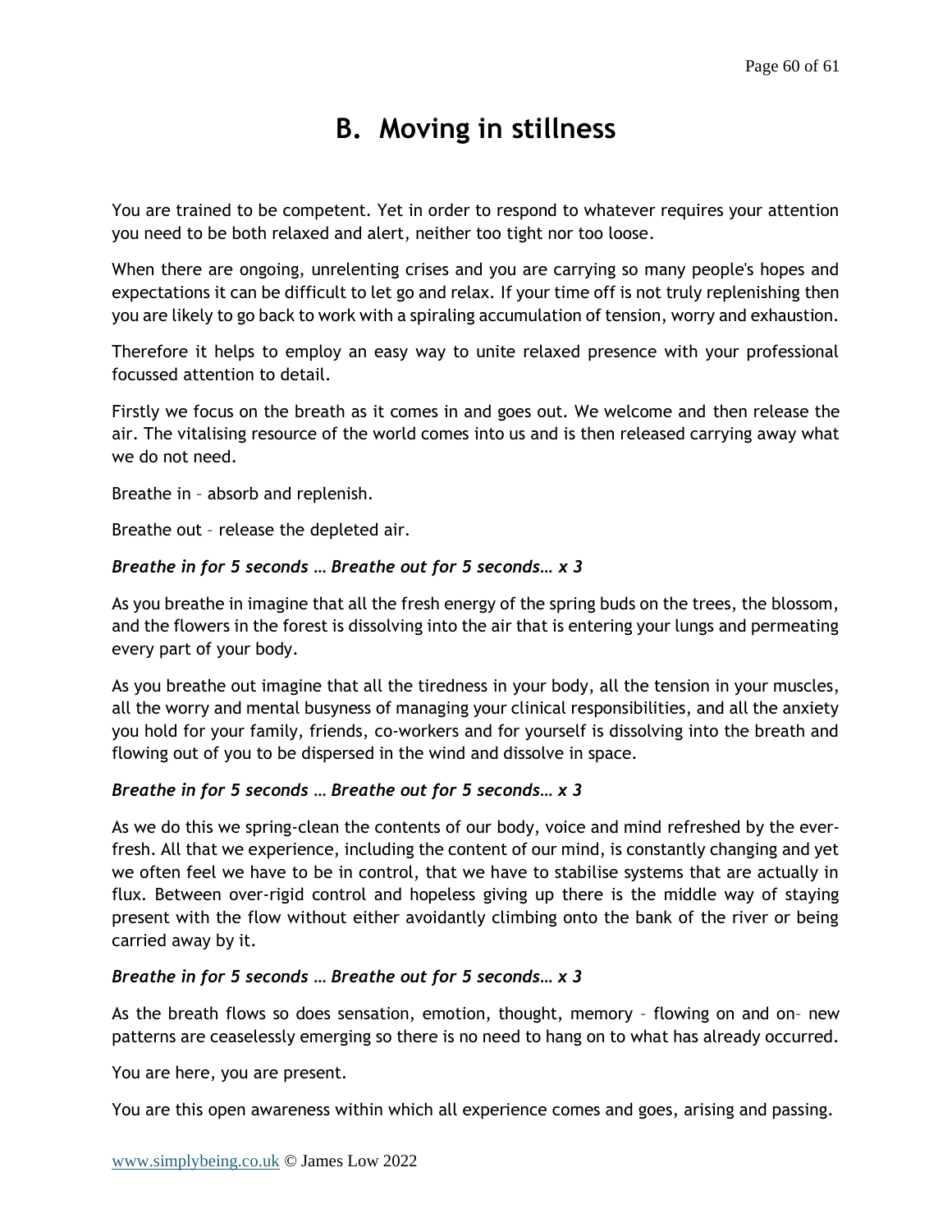# B. Moving in stillness

You are trained to be competent. Yet in order to respond to whatever requires your attention you need to be both relaxed and alert, neither too tight nor too loose.

When there are ongoing, unrelenting crises and you are carrying so many people's hopes and expectations it can be difficult to let go and relax. If your time off is not truly replenishing then you are likely to go back to work with a spiraling accumulation of tension, worry and exhaustion.

Therefore it helps to employ an easy way to unite relaxed presence with your professional focussed attention to detail.

Firstly we focus on the breath as it comes in and goes out. We welcome and then release the air. The vitalising resource of the world comes into us and is then released carrying away what we do not need.

Breathe in – absorb and replenish.

Breathe out – release the depleted air.

***Breathe in for 5 seconds … Breathe out for 5 seconds… x 3***

As you breathe in imagine that all the fresh energy of the spring buds on the trees, the blossom, and the flowers in the forest is dissolving into the air that is entering your lungs and permeating every part of your body.

As you breathe out imagine that all the tiredness in your body, all the tension in your muscles, all the worry and mental busyness of managing your clinical responsibilities, and all the anxiety you hold for your family, friends, co-workers and for yourself is dissolving into the breath and flowing out of you to be dispersed in the wind and dissolve in space.

***Breathe in for 5 seconds … Breathe out for 5 seconds… x 3***

As we do this we spring-clean the contents of our body, voice and mind refreshed by the ever-fresh. All that we experience, including the content of our mind, is constantly changing and yet we often feel we have to be in control, that we have to stabilise systems that are actually in flux. Between over-rigid control and hopeless giving up there is the middle way of staying present with the flow without either avoidantly climbing onto the bank of the river or being carried away by it.

***Breathe in for 5 seconds … Breathe out for 5 seconds… x 3***

As the breath flows so does sensation, emotion, thought, memory – flowing on and on– new patterns are ceaselessly emerging so there is no need to hang on to what has already occurred.

You are here, you are present.

You are this open awareness within which all experience comes and goes, arising and passing.

www.simplybeing.co.uk © James Low 2022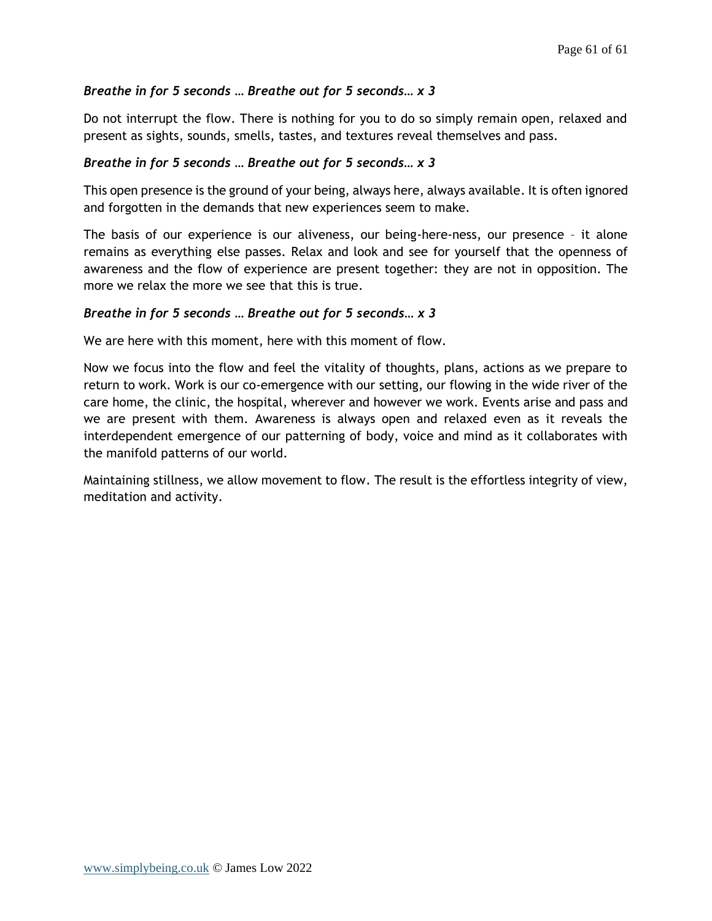***Breathe in for 5 seconds … Breathe out for 5 seconds… x 3***

Do not interrupt the flow. There is nothing for you to do so simply remain open, relaxed and present as sights, sounds, smells, tastes, and textures reveal themselves and pass.

***Breathe in for 5 seconds … Breathe out for 5 seconds… x 3***

This open presence is the ground of your being, always here, always available. It is often ignored and forgotten in the demands that new experiences seem to make.

The basis of our experience is our aliveness, our being-here-ness, our presence – it alone remains as everything else passes. Relax and look and see for yourself that the openness of awareness and the flow of experience are present together: they are not in opposition. The more we relax the more we see that this is true.

***Breathe in for 5 seconds … Breathe out for 5 seconds… x 3***

We are here with this moment, here with this moment of flow.

Now we focus into the flow and feel the vitality of thoughts, plans, actions as we prepare to return to work. Work is our co-emergence with our setting, our flowing in the wide river of the care home, the clinic, the hospital, wherever and however we work. Events arise and pass and we are present with them. Awareness is always open and relaxed even as it reveals the interdependent emergence of our patterning of body, voice and mind as it collaborates with the manifold patterns of our world.

Maintaining stillness, we allow movement to flow. The result is the effortless integrity of view, meditation and activity.

www.simplybeing.co.uk © James Low 2022